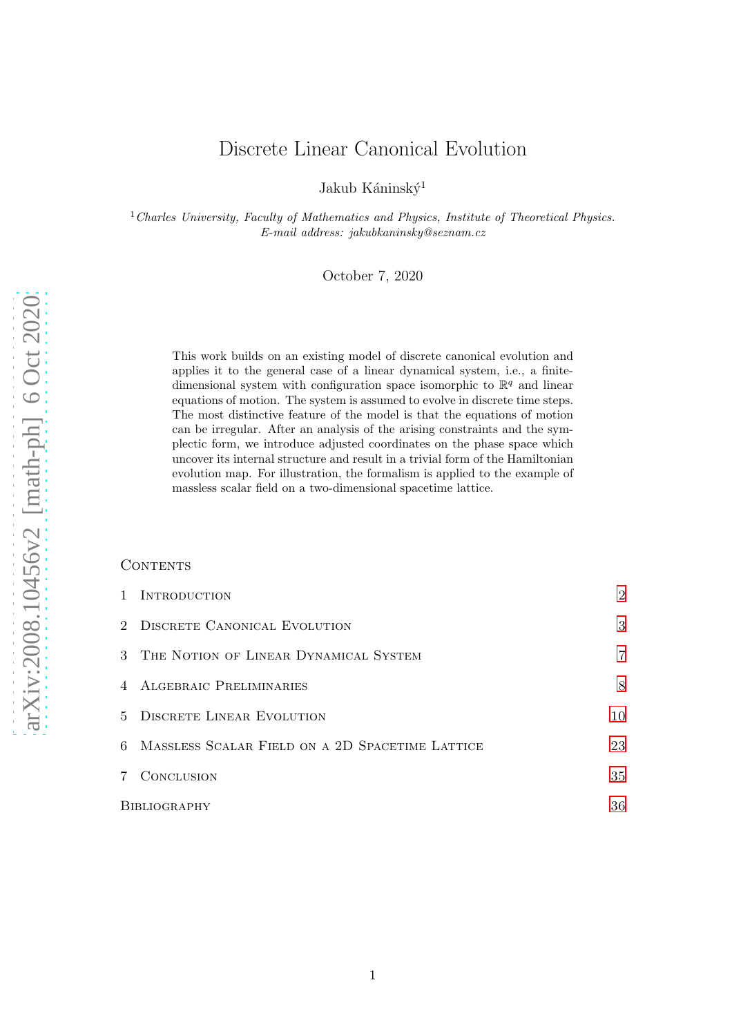# Discrete Linear Canonical Evolution

Jakub Káninský[1]

[1] *Charles University, Faculty of Mathematics and Physics, Institute of Theoretical Physics.*
*E-mail address: jakubkaninsky@seznam.cz*

October 7, 2020

This work builds on an existing model of discrete canonical evolution and applies it to the general case of a linear dynamical system, i.e., a finite-dimensional system with configuration space isomorphic to $\mathbb{R}^q$ and linear equations of motion. The system is assumed to evolve in discrete time steps. The most distinctive feature of the model is that the equations of motion can be irregular. After an analysis of the arising constraints and the symplectic form, we introduce adjusted coordinates on the phase space which uncover its internal structure and result in a trivial form of the Hamiltonian evolution map. For illustration, the formalism is applied to the example of massless scalar field on a two-dimensional spacetime lattice.

## Contents

| | | |
|---|---|---|
| 1 | Introduction | 2 |
| 2 | Discrete Canonical Evolution | 3 |
| 3 | The Notion of Linear Dynamical System | 7 |
| 4 | Algebraic Preliminaries | 8 |
| 5 | Discrete Linear Evolution | 10 |
| 6 | Massless Scalar Field on a 2D Spacetime Lattice | 23 |
| 7 | Conclusion | 35 |
| | Bibliography | 36 |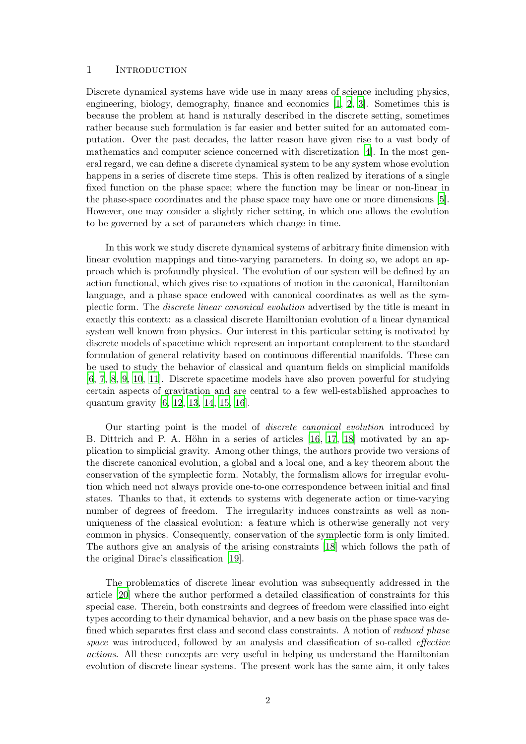# 1 Introduction

Discrete dynamical systems have wide use in many areas of science including physics, engineering, biology, demography, finance and economics [1, 2, 3]. Sometimes this is because the problem at hand is naturally described in the discrete setting, sometimes rather because such formulation is far easier and better suited for an automated computation. Over the past decades, the latter reason have given rise to a vast body of mathematics and computer science concerned with discretization [4]. In the most general regard, we can define a discrete dynamical system to be any system whose evolution happens in a series of discrete time steps. This is often realized by iterations of a single fixed function on the phase space; where the function may be linear or non-linear in the phase-space coordinates and the phase space may have one or more dimensions [5]. However, one may consider a slightly richer setting, in which one allows the evolution to be governed by a set of parameters which change in time.

In this work we study discrete dynamical systems of arbitrary finite dimension with linear evolution mappings and time-varying parameters. In doing so, we adopt an approach which is profoundly physical. The evolution of our system will be defined by an action functional, which gives rise to equations of motion in the canonical, Hamiltonian language, and a phase space endowed with canonical coordinates as well as the symplectic form. The *discrete linear canonical evolution* advertised by the title is meant in exactly this context: as a classical discrete Hamiltonian evolution of a linear dynamical system well known from physics. Our interest in this particular setting is motivated by discrete models of spacetime which represent an important complement to the standard formulation of general relativity based on continuous differential manifolds. These can be used to study the behavior of classical and quantum fields on simplicial manifolds [6, 7, 8, 9, 10, 11]. Discrete spacetime models have also proven powerful for studying certain aspects of gravitation and are central to a few well-established approaches to quantum gravity [6, 12, 13, 14, 15, 16].

Our starting point is the model of *discrete canonical evolution* introduced by B. Dittrich and P. A. Höhn in a series of articles [16, 17, 18] motivated by an application to simplicial gravity. Among other things, the authors provide two versions of the discrete canonical evolution, a global and a local one, and a key theorem about the conservation of the symplectic form. Notably, the formalism allows for irregular evolution which need not always provide one-to-one correspondence between initial and final states. Thanks to that, it extends to systems with degenerate action or time-varying number of degrees of freedom. The irregularity induces constraints as well as non-uniqueness of the classical evolution: a feature which is otherwise generally not very common in physics. Consequently, conservation of the symplectic form is only limited. The authors give an analysis of the arising constraints [18] which follows the path of the original Dirac's classification [19].

The problematics of discrete linear evolution was subsequently addressed in the article [20] where the author performed a detailed classification of constraints for this special case. Therein, both constraints and degrees of freedom were classified into eight types according to their dynamical behavior, and a new basis on the phase space was defined which separates first class and second class constraints. A notion of *reduced phase space* was introduced, followed by an analysis and classification of so-called *effective actions*. All these concepts are very useful in helping us understand the Hamiltonian evolution of discrete linear systems. The present work has the same aim, it only takes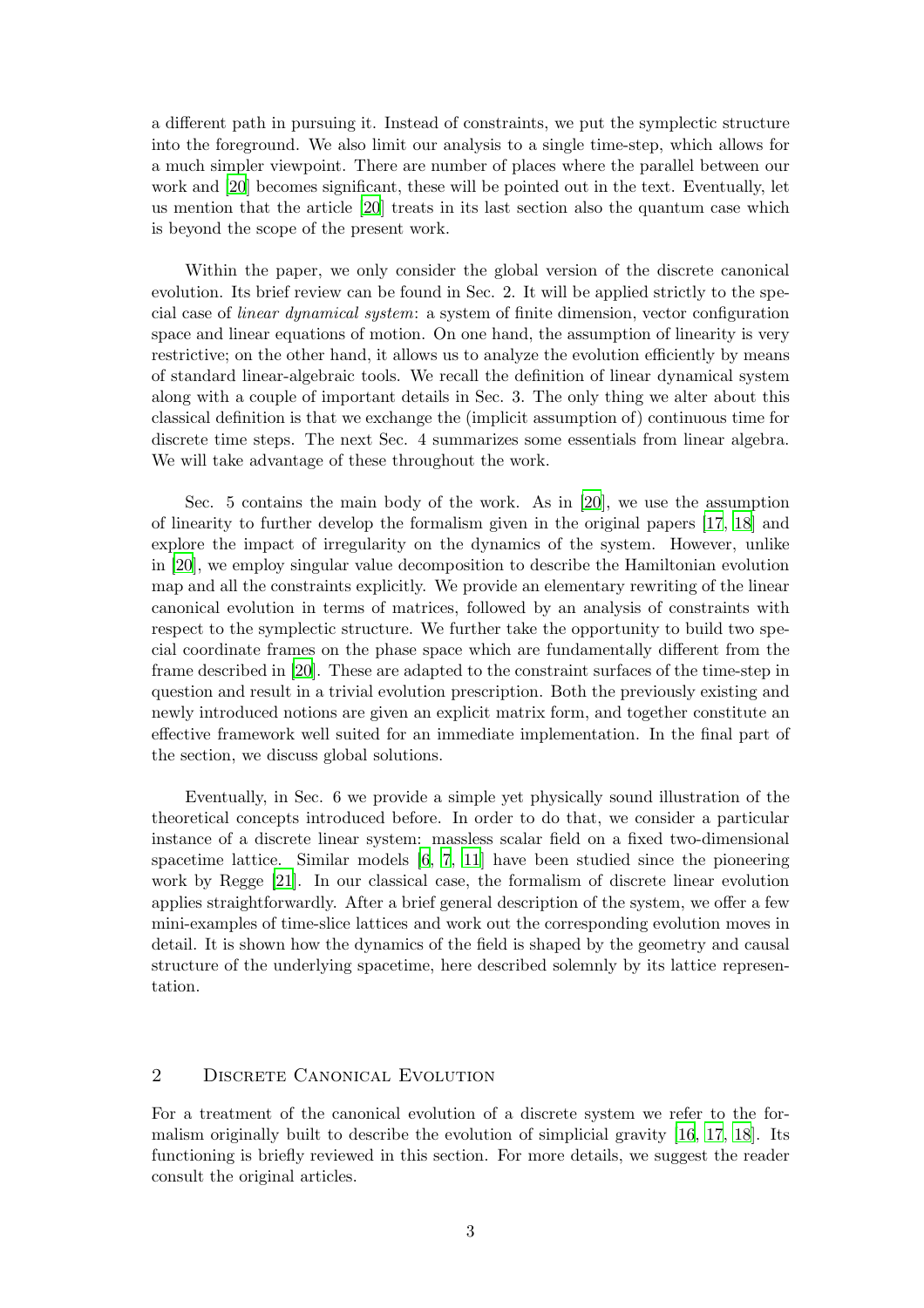a different path in pursuing it. Instead of constraints, we put the symplectic structure into the foreground. We also limit our analysis to a single time-step, which allows for a much simpler viewpoint. There are number of places where the parallel between our work and [20] becomes significant, these will be pointed out in the text. Eventually, let us mention that the article [20] treats in its last section also the quantum case which is beyond the scope of the present work.

Within the paper, we only consider the global version of the discrete canonical evolution. Its brief review can be found in Sec. 2. It will be applied strictly to the special case of *linear dynamical system*: a system of finite dimension, vector configuration space and linear equations of motion. On one hand, the assumption of linearity is very restrictive; on the other hand, it allows us to analyze the evolution efficiently by means of standard linear-algebraic tools. We recall the definition of linear dynamical system along with a couple of important details in Sec. 3. The only thing we alter about this classical definition is that we exchange the (implicit assumption of) continuous time for discrete time steps. The next Sec. 4 summarizes some essentials from linear algebra. We will take advantage of these throughout the work.

Sec. 5 contains the main body of the work. As in [20], we use the assumption of linearity to further develop the formalism given in the original papers [17, 18] and explore the impact of irregularity on the dynamics of the system. However, unlike in [20], we employ singular value decomposition to describe the Hamiltonian evolution map and all the constraints explicitly. We provide an elementary rewriting of the linear canonical evolution in terms of matrices, followed by an analysis of constraints with respect to the symplectic structure. We further take the opportunity to build two special coordinate frames on the phase space which are fundamentally different from the frame described in [20]. These are adapted to the constraint surfaces of the time-step in question and result in a trivial evolution prescription. Both the previously existing and newly introduced notions are given an explicit matrix form, and together constitute an effective framework well suited for an immediate implementation. In the final part of the section, we discuss global solutions.

Eventually, in Sec. 6 we provide a simple yet physically sound illustration of the theoretical concepts introduced before. In order to do that, we consider a particular instance of a discrete linear system: massless scalar field on a fixed two-dimensional spacetime lattice. Similar models [6, 7, 11] have been studied since the pioneering work by Regge [21]. In our classical case, the formalism of discrete linear evolution applies straightforwardly. After a brief general description of the system, we offer a few mini-examples of time-slice lattices and work out the corresponding evolution moves in detail. It is shown how the dynamics of the field is shaped by the geometry and causal structure of the underlying spacetime, here described solemnly by its lattice representation.

## 2 Discrete Canonical Evolution

For a treatment of the canonical evolution of a discrete system we refer to the formalism originally built to describe the evolution of simplicial gravity [16, 17, 18]. Its functioning is briefly reviewed in this section. For more details, we suggest the reader consult the original articles.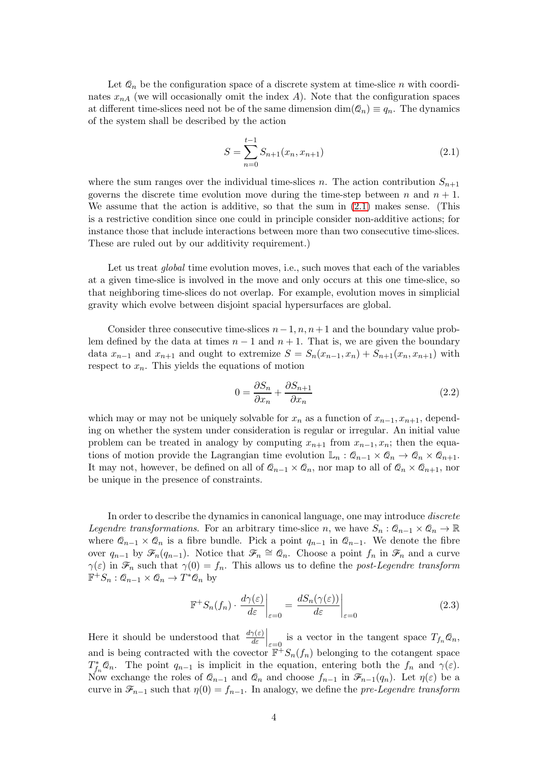Let $\mathcal{Q}_n$ be the configuration space of a discrete system at time-slice $n$ with coordinates $x_{nA}$ (we will occasionally omit the index $A$). Note that the configuration spaces at different time-slices need not be of the same dimension $\dim(\mathcal{Q}_n) \equiv q_n$. The dynamics of the system shall be described by the action

$$S = \sum_{n=0}^{t-1} S_{n+1}(x_n, x_{n+1}) \tag{2.1}$$

where the sum ranges over the individual time-slices $n$. The action contribution $S_{n+1}$ governs the discrete time evolution move during the time-step between $n$ and $n+1$. We assume that the action is additive, so that the sum in (2.1) makes sense. (This is a restrictive condition since one could in principle consider non-additive actions; for instance those that include interactions between more than two consecutive time-slices. These are ruled out by our additivity requirement.)

Let us treat *global* time evolution moves, i.e., such moves that each of the variables at a given time-slice is involved in the move and only occurs at this one time-slice, so that neighboring time-slices do not overlap. For example, evolution moves in simplicial gravity which evolve between disjoint spacial hypersurfaces are global.

Consider three consecutive time-slices $n-1, n, n+1$ and the boundary value problem defined by the data at times $n-1$ and $n+1$. That is, we are given the boundary data $x_{n-1}$ and $x_{n+1}$ and ought to extremize $S = S_n(x_{n-1}, x_n) + S_{n+1}(x_n, x_{n+1})$ with respect to $x_n$. This yields the equations of motion

$$0 = \frac{\partial S_n}{\partial x_n} + \frac{\partial S_{n+1}}{\partial x_n} \tag{2.2}$$

which may or may not be uniquely solvable for $x_n$ as a function of $x_{n-1}, x_{n+1}$, depending on whether the system under consideration is regular or irregular. An initial value problem can be treated in analogy by computing $x_{n+1}$ from $x_{n-1}, x_n$; then the equations of motion provide the Lagrangian time evolution $\mathbb{L}_n : \mathcal{Q}_{n-1} \times \mathcal{Q}_n \to \mathcal{Q}_n \times \mathcal{Q}_{n+1}$. It may not, however, be defined on all of $\mathcal{Q}_{n-1} \times \mathcal{Q}_n$, nor map to all of $\mathcal{Q}_n \times \mathcal{Q}_{n+1}$, nor be unique in the presence of constraints.

In order to describe the dynamics in canonical language, one may introduce *discrete Legendre transformations*. For an arbitrary time-slice $n$, we have $S_n : \mathcal{Q}_{n-1} \times \mathcal{Q}_n \to \mathbb{R}$ where $\mathcal{Q}_{n-1} \times \mathcal{Q}_n$ is a fibre bundle. Pick a point $q_{n-1}$ in $\mathcal{Q}_{n-1}$. We denote the fibre over $q_{n-1}$ by $\mathscr{F}_n(q_{n-1})$. Notice that $\mathscr{F}_n \cong \mathcal{Q}_n$. Choose a point $f_n$ in $\mathscr{F}_n$ and a curve $\gamma(\varepsilon)$ in $\mathscr{F}_n$ such that $\gamma(0) = f_n$. This allows us to define the *post-Legendre transform* $\mathbb{F}^+ S_n : \mathcal{Q}_{n-1} \times \mathcal{Q}_n \to T^*\mathcal{Q}_n$ by

$$\mathbb{F}^+ S_n(f_n) \cdot \left.\frac{d\gamma(\varepsilon)}{d\varepsilon}\right|_{\varepsilon=0} = \left.\frac{dS_n(\gamma(\varepsilon))}{d\varepsilon}\right|_{\varepsilon=0} \tag{2.3}$$

Here it should be understood that $\left.\frac{d\gamma(\varepsilon)}{d\varepsilon}\right|_{\varepsilon=0}$ is a vector in the tangent space $T_{f_n}\mathcal{Q}_n$, and is being contracted with the covector $\mathbb{F}^+ S_n(f_n)$ belonging to the cotangent space $T^*_{f_n}\mathcal{Q}_n$. The point $q_{n-1}$ is implicit in the equation, entering both the $f_n$ and $\gamma(\varepsilon)$. Now exchange the roles of $\mathcal{Q}_{n-1}$ and $\mathcal{Q}_n$ and choose $f_{n-1}$ in $\mathscr{F}_{n-1}(q_n)$. Let $\eta(\varepsilon)$ be a curve in $\mathscr{F}_{n-1}$ such that $\eta(0) = f_{n-1}$. In analogy, we define the *pre-Legendre transform*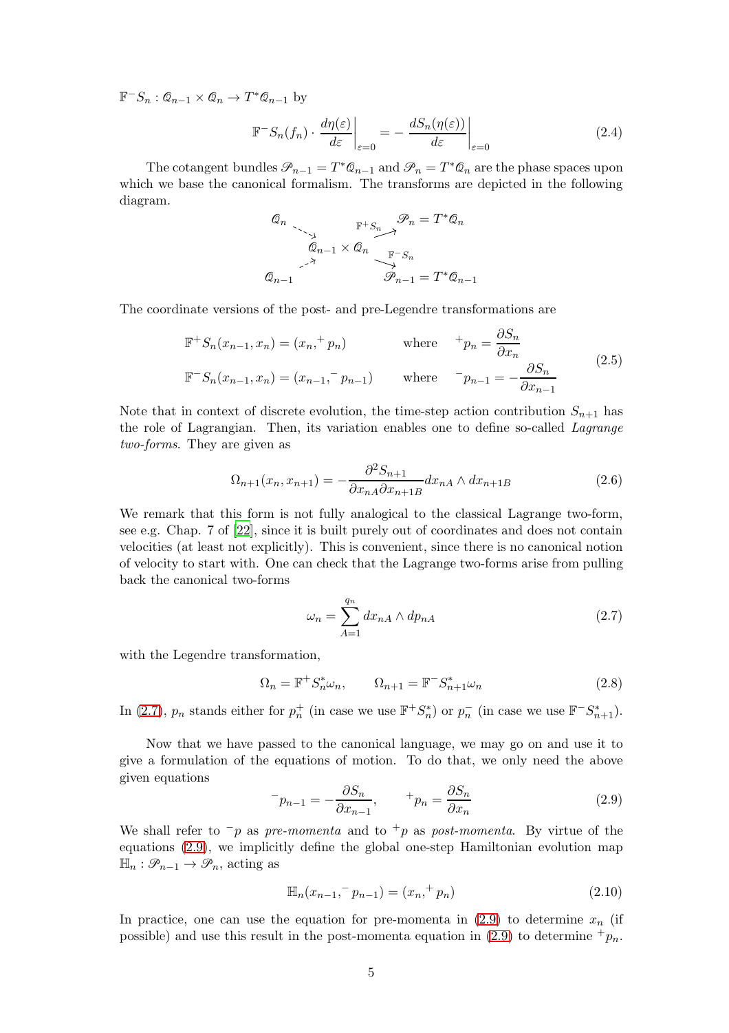$\mathbb{F}^- S_n : \mathcal{Q}_{n-1} \times \mathcal{Q}_n \to T^*\mathcal{Q}_{n-1}$ by

$$\mathbb{F}^- S_n(f_n) \cdot \left.\frac{d\eta(\varepsilon)}{d\varepsilon}\right|_{\varepsilon=0} = -\left.\frac{dS_n(\eta(\varepsilon))}{d\varepsilon}\right|_{\varepsilon=0} \tag{2.4}$$

The cotangent bundles $\mathscr{P}_{n-1} = T^*\mathcal{Q}_{n-1}$ and $\mathscr{P}_n = T^*\mathcal{Q}_n$ are the phase spaces upon which we base the canonical formalism. The transforms are depicted in the following diagram.

$$\begin{array}{ccccc}
\mathcal{Q}_n & & & & \mathscr{P}_n = T^*\mathcal{Q}_n \\
& \searrow & & \nearrow^{\mathbb{F}^+ S_n} & \\
& & \mathcal{Q}_{n-1} \times \mathcal{Q}_n & & \\
& \nearrow & & \searrow_{\mathbb{F}^- S_n} & \\
\mathcal{Q}_{n-1} & & & & \mathscr{P}_{n-1} = T^*\mathcal{Q}_{n-1}
\end{array}$$

The coordinate versions of the post- and pre-Legendre transformations are

$$\begin{aligned}
\mathbb{F}^+ S_n(x_{n-1}, x_n) &= (x_n, {}^+p_n) \qquad \text{where} \quad {}^+p_n = \frac{\partial S_n}{\partial x_n} \\
\mathbb{F}^- S_n(x_{n-1}, x_n) &= (x_{n-1}, {}^-p_{n-1}) \qquad \text{where} \quad {}^-p_{n-1} = -\frac{\partial S_n}{\partial x_{n-1}}
\end{aligned} \tag{2.5}$$

Note that in context of discrete evolution, the time-step action contribution $S_{n+1}$ has the role of Lagrangian. Then, its variation enables one to define so-called *Lagrange two-forms*. They are given as

$$\Omega_{n+1}(x_n, x_{n+1}) = -\frac{\partial^2 S_{n+1}}{\partial x_{nA} \partial x_{n+1B}} dx_{nA} \wedge dx_{n+1B} \tag{2.6}$$

We remark that this form is not fully analogical to the classical Lagrange two-form, see e.g. Chap. 7 of [22], since it is built purely out of coordinates and does not contain velocities (at least not explicitly). This is convenient, since there is no canonical notion of velocity to start with. One can check that the Lagrange two-forms arise from pulling back the canonical two-forms

$$\omega_n = \sum_{A=1}^{q_n} dx_{nA} \wedge dp_{nA} \tag{2.7}$$

with the Legendre transformation,

$$\Omega_n = \mathbb{F}^+ S_n^* \omega_n, \qquad \Omega_{n+1} = \mathbb{F}^- S_{n+1}^* \omega_n \tag{2.8}$$

In (2.7), $p_n$ stands either for $p_n^+$ (in case we use $\mathbb{F}^+ S_n^*$) or $p_n^-$ (in case we use $\mathbb{F}^- S_{n+1}^*$).

Now that we have passed to the canonical language, we may go on and use it to give a formulation of the equations of motion. To do that, we only need the above given equations

$${}^-p_{n-1} = -\frac{\partial S_n}{\partial x_{n-1}}, \qquad {}^+p_n = \frac{\partial S_n}{\partial x_n} \tag{2.9}$$

We shall refer to ${}^-p$ as *pre-momenta* and to ${}^+p$ as *post-momenta*. By virtue of the equations (2.9), we implicitly define the global one-step Hamiltonian evolution map $\mathbb{H}_n : \mathscr{P}_{n-1} \to \mathscr{P}_n$, acting as

$$\mathbb{H}_n(x_{n-1}, {}^-p_{n-1}) = (x_n, {}^+p_n) \tag{2.10}$$

In practice, one can use the equation for pre-momenta in (2.9) to determine $x_n$ (if possible) and use this result in the post-momenta equation in (2.9) to determine ${}^+p_n$.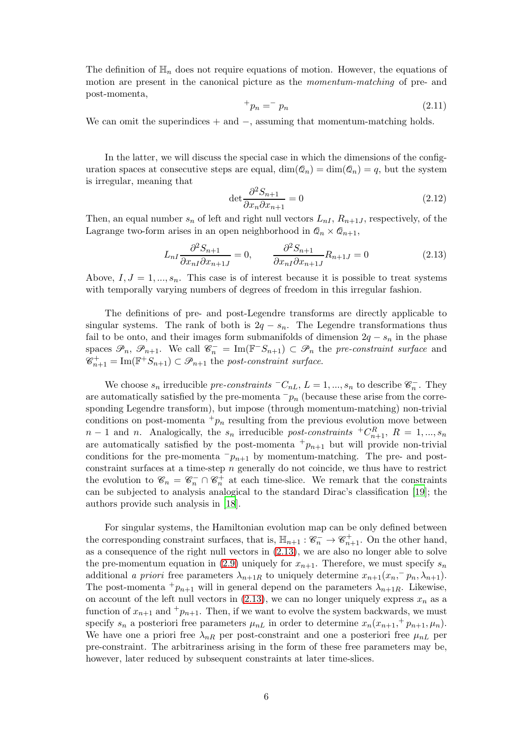The definition of $\mathbb{H}_n$ does not require equations of motion. However, the equations of motion are present in the canonical picture as the *momentum-matching* of pre- and post-momenta,

$$
{}^{+}p_n = {}^{-}p_n \tag{2.11}
$$

We can omit the superindices $+$ and $-$, assuming that momentum-matching holds.

In the latter, we will discuss the special case in which the dimensions of the configuration spaces at consecutive steps are equal, $\dim(\mathcal{Q}_n) = \dim(\mathcal{Q}_n) = q$, but the system is irregular, meaning that

$$
\det \frac{\partial^2 S_{n+1}}{\partial x_n \partial x_{n+1}} = 0 \tag{2.12}
$$

Then, an equal number $s_n$ of left and right null vectors $L_{nI}$, $R_{n+1J}$, respectively, of the Lagrange two-form arises in an open neighborhood in $\mathcal{Q}_n \times \mathcal{Q}_{n+1}$,

$$
L_{nI} \frac{\partial^2 S_{n+1}}{\partial x_{nI} \partial x_{n+1J}} = 0, \qquad \frac{\partial^2 S_{n+1}}{\partial x_{nI} \partial x_{n+1J}} R_{n+1J} = 0 \tag{2.13}
$$

Above, $I, J = 1, ..., s_n$. This case is of interest because it is possible to treat systems with temporally varying numbers of degrees of freedom in this irregular fashion.

The definitions of pre- and post-Legendre transforms are directly applicable to singular systems. The rank of both is $2q - s_n$. The Legendre transformations thus fail to be onto, and their images form submanifolds of dimension $2q - s_n$ in the phase spaces $\mathcal{P}_n$, $\mathcal{P}_{n+1}$. We call $\mathcal{C}_n^- = \mathrm{Im}(\mathbb{F}^- S_{n+1}) \subset \mathcal{P}_n$ the *pre-constraint surface* and $\mathcal{C}_{n+1}^+ = \mathrm{Im}(\mathbb{F}^+ S_{n+1}) \subset \mathcal{P}_{n+1}$ the *post-constraint surface*.

We choose $s_n$ irreducible *pre-constraints* ${}^{-}C_{nL}$, $L = 1, ..., s_n$ to describe $\mathcal{C}_n^-$. They are automatically satisfied by the pre-momenta ${}^{-}p_n$ (because these arise from the corresponding Legendre transform), but impose (through momentum-matching) non-trivial conditions on post-momenta ${}^{+}p_n$ resulting from the previous evolution move between $n-1$ and $n$. Analogically, the $s_n$ irreducible *post-constraints* ${}^{+}C^R_{n+1}$, $R = 1, ..., s_n$ are automatically satisfied by the post-momenta ${}^{+}p_{n+1}$ but will provide non-trivial conditions for the pre-momenta ${}^{-}p_{n+1}$ by momentum-matching. The pre- and post-constraint surfaces at a time-step $n$ generally do not coincide, we thus have to restrict the evolution to $\mathcal{C}_n = \mathcal{C}_n^- \cap \mathcal{C}_n^+$ at each time-slice. We remark that the constraints can be subjected to analysis analogical to the standard Dirac's classification [19]; the authors provide such analysis in [18].

For singular systems, the Hamiltonian evolution map can be only defined between the corresponding constraint surfaces, that is, $\mathbb{H}_{n+1} : \mathcal{C}_n^- \to \mathcal{C}_{n+1}^+$. On the other hand, as a consequence of the right null vectors in (2.13), we are also no longer able to solve the pre-momentum equation in (2.9) uniquely for $x_{n+1}$. Therefore, we must specify $s_n$ additional *a priori* free parameters $\lambda_{n+1R}$ to uniquely determine $x_{n+1}(x_n, {}^{-}p_n, \lambda_{n+1})$. The post-momenta ${}^{+}p_{n+1}$ will in general depend on the parameters $\lambda_{n+1R}$. Likewise, on account of the left null vectors in (2.13), we can no longer uniquely express $x_n$ as a function of $x_{n+1}$ and ${}^{+}p_{n+1}$. Then, if we want to evolve the system backwards, we must specify $s_n$ a posteriori free parameters $\mu_{nL}$ in order to determine $x_n(x_{n+1}, {}^{+}p_{n+1}, \mu_n)$. We have one a priori free $\lambda_{nR}$ per post-constraint and one a posteriori free $\mu_{nL}$ per pre-constraint. The arbitrariness arising in the form of these free parameters may be, however, later reduced by subsequent constraints at later time-slices.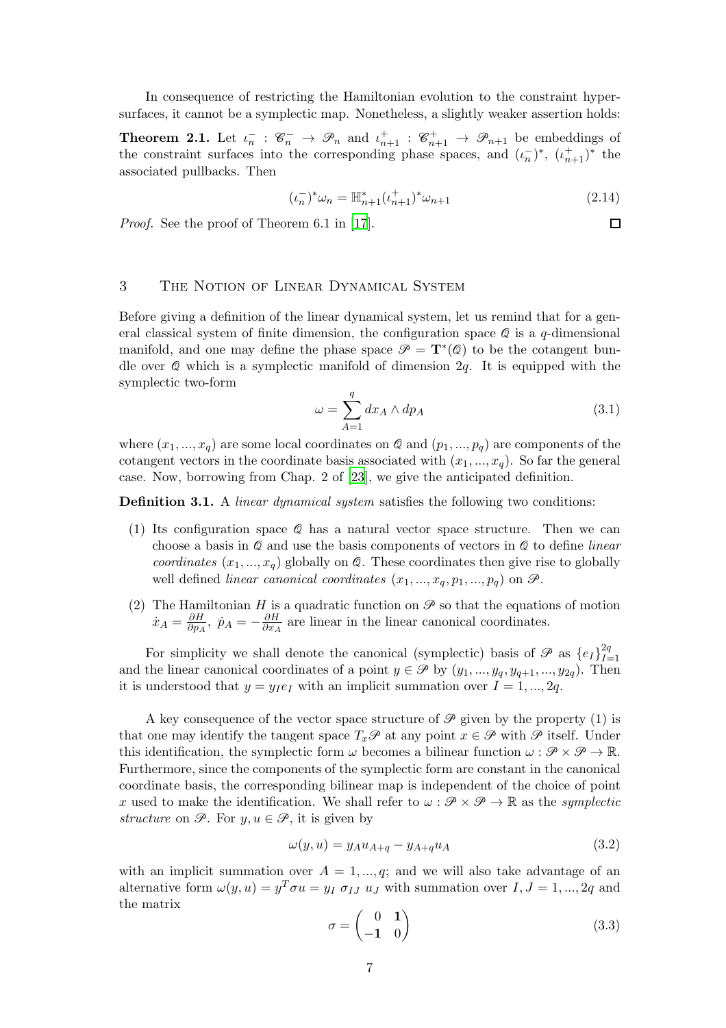In consequence of restricting the Hamiltonian evolution to the constraint hypersurfaces, it cannot be a symplectic map. Nonetheless, a slightly weaker assertion holds:

**Theorem 2.1.** Let $\iota_n^- : \mathscr{C}_n^- \to \mathscr{P}_n$ and $\iota_{n+1}^+ : \mathscr{C}_{n+1}^+ \to \mathscr{P}_{n+1}$ be embeddings of the constraint surfaces into the corresponding phase spaces, and $(\iota_n^-)^*$, $(\iota_{n+1}^+)^*$ the associated pullbacks. Then

$$(\iota_n^-)^*\omega_n = \mathbb{H}_{n+1}^*(\iota_{n+1}^+)^*\omega_{n+1} \tag{2.14}$$

*Proof.* See the proof of Theorem 6.1 in [17]. □

## 3 The Notion of Linear Dynamical System

Before giving a definition of the linear dynamical system, let us remind that for a general classical system of finite dimension, the configuration space $\mathscr{Q}$ is a $q$-dimensional manifold, and one may define the phase space $\mathscr{P} = \mathbf{T}^*(\mathscr{Q})$ to be the cotangent bundle over $\mathscr{Q}$ which is a symplectic manifold of dimension $2q$. It is equipped with the symplectic two-form

$$\omega = \sum_{A=1}^{q} dx_A \wedge dp_A \tag{3.1}$$

where $(x_1, ..., x_q)$ are some local coordinates on $\mathscr{Q}$ and $(p_1, ..., p_q)$ are components of the cotangent vectors in the coordinate basis associated with $(x_1, ..., x_q)$. So far the general case. Now, borrowing from Chap. 2 of [23], we give the anticipated definition.

**Definition 3.1.** A *linear dynamical system* satisfies the following two conditions:

(1) Its configuration space $\mathscr{Q}$ has a natural vector space structure. Then we can choose a basis in $\mathscr{Q}$ and use the basis components of vectors in $\mathscr{Q}$ to define *linear coordinates* $(x_1, ..., x_q)$ globally on $\mathscr{Q}$. These coordinates then give rise to globally well defined *linear canonical coordinates* $(x_1, ..., x_q, p_1, ..., p_q)$ on $\mathscr{P}$.

(2) The Hamiltonian $H$ is a quadratic function on $\mathscr{P}$ so that the equations of motion $\dot{x}_A = \frac{\partial H}{\partial p_A}$, $\dot{p}_A = -\frac{\partial H}{\partial x_A}$ are linear in the linear canonical coordinates.

For simplicity we shall denote the canonical (symplectic) basis of $\mathscr{P}$ as $\{e_I\}_{I=1}^{2q}$ and the linear canonical coordinates of a point $y \in \mathscr{P}$ by $(y_1, ..., y_q, y_{q+1}, ..., y_{2q})$. Then it is understood that $y = y_I e_I$ with an implicit summation over $I = 1, ..., 2q$.

A key consequence of the vector space structure of $\mathscr{P}$ given by the property (1) is that one may identify the tangent space $T_x\mathscr{P}$ at any point $x \in \mathscr{P}$ with $\mathscr{P}$ itself. Under this identification, the symplectic form $\omega$ becomes a bilinear function $\omega : \mathscr{P} \times \mathscr{P} \to \mathbb{R}$. Furthermore, since the components of the symplectic form are constant in the canonical coordinate basis, the corresponding bilinear map is independent of the choice of point $x$ used to make the identification. We shall refer to $\omega : \mathscr{P} \times \mathscr{P} \to \mathbb{R}$ as the *symplectic structure* on $\mathscr{P}$. For $y, u \in \mathscr{P}$, it is given by

$$\omega(y, u) = y_A u_{A+q} - y_{A+q} u_A \tag{3.2}$$

with an implicit summation over $A = 1, ..., q$; and we will also take advantage of an alternative form $\omega(y, u) = y^T \sigma u = y_I \; \sigma_{IJ} \; u_J$ with summation over $I, J = 1, ..., 2q$ and the matrix

$$\sigma = \begin{pmatrix} 0 & \mathbf{1} \\ -\mathbf{1} & 0 \end{pmatrix} \tag{3.3}$$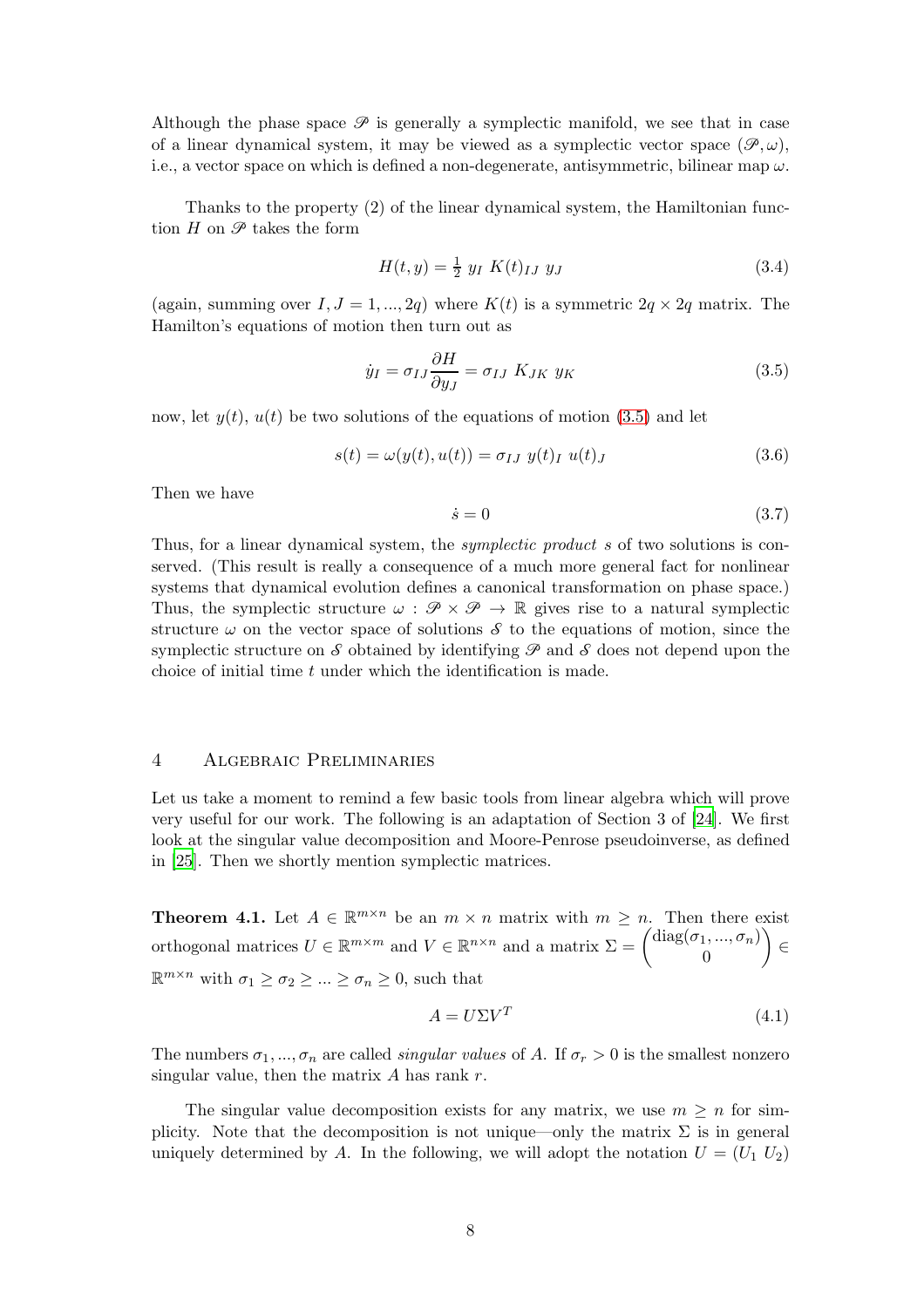Although the phase space $\mathscr{P}$ is generally a symplectic manifold, we see that in case of a linear dynamical system, it may be viewed as a symplectic vector space $(\mathscr{P}, \omega)$, i.e., a vector space on which is defined a non-degenerate, antisymmetric, bilinear map $\omega$.

Thanks to the property (2) of the linear dynamical system, the Hamiltonian function $H$ on $\mathscr{P}$ takes the form

$$H(t, y) = \tfrac{1}{2}\; y_I \; K(t)_{IJ} \; y_J \tag{3.4}$$

(again, summing over $I, J = 1, ..., 2q$) where $K(t)$ is a symmetric $2q \times 2q$ matrix. The Hamilton's equations of motion then turn out as

$$\dot{y}_I = \sigma_{IJ} \frac{\partial H}{\partial y_J} = \sigma_{IJ} \; K_{JK} \; y_K \tag{3.5}$$

now, let $y(t)$, $u(t)$ be two solutions of the equations of motion (3.5) and let

$$s(t) = \omega(y(t), u(t)) = \sigma_{IJ} \; y(t)_I \; u(t)_J \tag{3.6}$$

Then we have

$$\dot{s} = 0 \tag{3.7}$$

Thus, for a linear dynamical system, the *symplectic product* $s$ of two solutions is conserved. (This result is really a consequence of a much more general fact for nonlinear systems that dynamical evolution defines a canonical transformation on phase space.) Thus, the symplectic structure $\omega : \mathscr{P} \times \mathscr{P} \to \mathbb{R}$ gives rise to a natural symplectic structure $\omega$ on the vector space of solutions $\mathscr{S}$ to the equations of motion, since the symplectic structure on $\mathscr{S}$ obtained by identifying $\mathscr{P}$ and $\mathscr{S}$ does not depend upon the choice of initial time $t$ under which the identification is made.

## 4 Algebraic Preliminaries

Let us take a moment to remind a few basic tools from linear algebra which will prove very useful for our work. The following is an adaptation of Section 3 of [24]. We first look at the singular value decomposition and Moore-Penrose pseudoinverse, as defined in [25]. Then we shortly mention symplectic matrices.

**Theorem 4.1.** Let $A \in \mathbb{R}^{m \times n}$ be an $m \times n$ matrix with $m \geq n$. Then there exist orthogonal matrices $U \in \mathbb{R}^{m \times m}$ and $V \in \mathbb{R}^{n \times n}$ and a matrix $\Sigma = \begin{pmatrix} \mathrm{diag}(\sigma_1, ..., \sigma_n) \\ 0 \end{pmatrix} \in \mathbb{R}^{m \times n}$ with $\sigma_1 \geq \sigma_2 \geq ... \geq \sigma_n \geq 0$, such that

$$A = U \Sigma V^T \tag{4.1}$$

The numbers $\sigma_1, ..., \sigma_n$ are called *singular values* of $A$. If $\sigma_r > 0$ is the smallest nonzero singular value, then the matrix $A$ has rank $r$.

The singular value decomposition exists for any matrix, we use $m \geq n$ for simplicity. Note that the decomposition is not unique—only the matrix $\Sigma$ is in general uniquely determined by $A$. In the following, we will adopt the notation $U = (U_1 \; U_2)$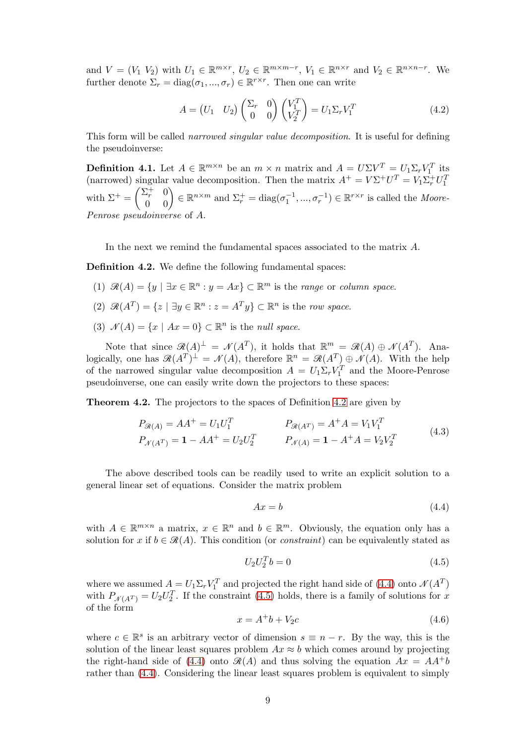and $V = (V_1 \ V_2)$ with $U_1 \in \mathbb{R}^{m\times r}$, $U_2 \in \mathbb{R}^{m\times m-r}$, $V_1 \in \mathbb{R}^{n\times r}$ and $V_2 \in \mathbb{R}^{n\times n-r}$. We further denote $\Sigma_r = \mathrm{diag}(\sigma_1, ..., \sigma_r) \in \mathbb{R}^{r\times r}$. Then one can write

$$A = \begin{pmatrix} U_1 & U_2 \end{pmatrix} \begin{pmatrix} \Sigma_r & 0 \\ 0 & 0 \end{pmatrix} \begin{pmatrix} V_1^T \\ V_2^T \end{pmatrix} = U_1 \Sigma_r V_1^T \tag{4.2}$$

This form will be called *narrowed singular value decomposition*. It is useful for defining the pseudoinverse:

**Definition 4.1.** Let $A \in \mathbb{R}^{m\times n}$ be an $m \times n$ matrix and $A = U\Sigma V^T = U_1\Sigma_r V_1^T$ its (narrowed) singular value decomposition. Then the matrix $A^+ = V\Sigma^+U^T = V_1\Sigma_r^+U_1^T$ with $\Sigma^+ = \begin{pmatrix} \Sigma_r^+ & 0 \\ 0 & 0 \end{pmatrix} \in \mathbb{R}^{n\times m}$ and $\Sigma_r^+ = \mathrm{diag}(\sigma_1^{-1}, ..., \sigma_r^{-1}) \in \mathbb{R}^{r\times r}$ is called the *Moore-Penrose pseudoinverse* of $A$.

In the next we remind the fundamental spaces associated to the matrix $A$.

**Definition 4.2.** We define the following fundamental spaces:

1. $\mathscr{R}(A) = \{y \mid \exists x \in \mathbb{R}^n : y = Ax\} \subset \mathbb{R}^m$ is the *range* or *column space*.
2. $\mathscr{R}(A^T) = \{z \mid \exists y \in \mathbb{R}^n : z = A^T y\} \subset \mathbb{R}^n$ is the *row space*.
3. $\mathscr{N}(A) = \{x \mid Ax = 0\} \subset \mathbb{R}^n$ is the *null space*.

Note that since $\mathscr{R}(A)^\perp = \mathscr{N}(A^T)$, it holds that $\mathbb{R}^m = \mathscr{R}(A) \oplus \mathscr{N}(A^T)$. Analogically, one has $\mathscr{R}(A^T)^\perp = \mathscr{N}(A)$, therefore $\mathbb{R}^n = \mathscr{R}(A^T) \oplus \mathscr{N}(A)$. With the help of the narrowed singular value decomposition $A = U_1\Sigma_r V_1^T$ and the Moore-Penrose pseudoinverse, one can easily write down the projectors to these spaces:

**Theorem 4.2.** The projectors to the spaces of Definition 4.2 are given by

$$\begin{aligned} P_{\mathscr{R}(A)} &= AA^+ = U_1U_1^T & \qquad P_{\mathscr{R}(A^T)} &= A^+A = V_1V_1^T \\ P_{\mathscr{N}(A^T)} &= \mathbf{1} - AA^+ = U_2U_2^T & \qquad P_{\mathscr{N}(A)} &= \mathbf{1} - A^+A = V_2V_2^T \end{aligned} \tag{4.3}$$

The above described tools can be readily used to write an explicit solution to a general linear set of equations. Consider the matrix problem

$$Ax = b \tag{4.4}$$

with $A \in \mathbb{R}^{m\times n}$ a matrix, $x \in \mathbb{R}^n$ and $b \in \mathbb{R}^m$. Obviously, the equation only has a solution for $x$ if $b \in \mathscr{R}(A)$. This condition (or *constraint*) can be equivalently stated as

$$U_2U_2^Tb = 0 \tag{4.5}$$

where we assumed $A = U_1\Sigma_r V_1^T$ and projected the right hand side of (4.4) onto $\mathscr{N}(A^T)$ with $P_{\mathscr{N}(A^T)} = U_2U_2^T$. If the constraint (4.5) holds, there is a family of solutions for $x$ of the form

$$x = A^+b + V_2c \tag{4.6}$$

where $c \in \mathbb{R}^s$ is an arbitrary vector of dimension $s \equiv n - r$. By the way, this is the solution of the linear least squares problem $Ax \approx b$ which comes around by projecting the right-hand side of (4.4) onto $\mathscr{R}(A)$ and thus solving the equation $Ax = AA^+b$ rather than (4.4). Considering the linear least squares problem is equivalent to simply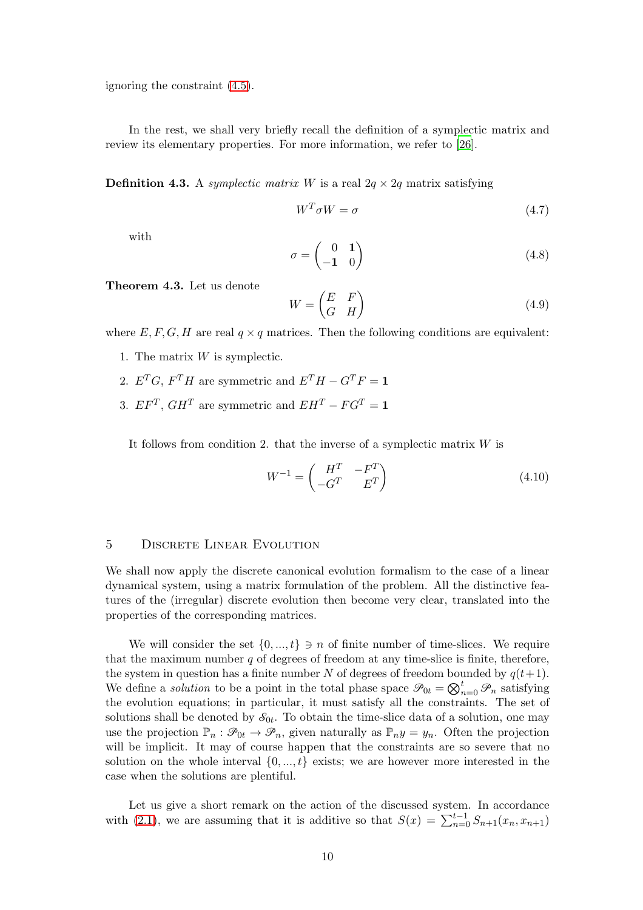ignoring the constraint (4.5).

In the rest, we shall very briefly recall the definition of a symplectic matrix and review its elementary properties. For more information, we refer to [26].

**Definition 4.3.** A *symplectic matrix* $W$ is a real $2q \times 2q$ matrix satisfying

$$W^T \sigma W = \sigma \tag{4.7}$$

with

$$\sigma = \begin{pmatrix} 0 & \mathbf{1} \\ -\mathbf{1} & 0 \end{pmatrix} \tag{4.8}$$

**Theorem 4.3.** Let us denote

$$W = \begin{pmatrix} E & F \\ G & H \end{pmatrix} \tag{4.9}$$

where $E, F, G, H$ are real $q \times q$ matrices. Then the following conditions are equivalent:

1. The matrix $W$ is symplectic.
2. $E^T G$, $F^T H$ are symmetric and $E^T H - G^T F = \mathbf{1}$
3. $EF^T$, $GH^T$ are symmetric and $EH^T - FG^T = \mathbf{1}$

It follows from condition 2. that the inverse of a symplectic matrix $W$ is

$$W^{-1} = \begin{pmatrix} H^T & -F^T \\ -G^T & E^T \end{pmatrix} \tag{4.10}$$

## 5 Discrete Linear Evolution

We shall now apply the discrete canonical evolution formalism to the case of a linear dynamical system, using a matrix formulation of the problem. All the distinctive features of the (irregular) discrete evolution then become very clear, translated into the properties of the corresponding matrices.

We will consider the set $\{0, ..., t\} \ni n$ of finite number of time-slices. We require that the maximum number $q$ of degrees of freedom at any time-slice is finite, therefore, the system in question has a finite number $N$ of degrees of freedom bounded by $q(t+1)$. We define a *solution* to be a point in the total phase space $\mathscr{P}_{0t} = \bigotimes_{n=0}^{t} \mathscr{P}_n$ satisfying the evolution equations; in particular, it must satisfy all the constraints. The set of solutions shall be denoted by $\mathscr{S}_{0t}$. To obtain the time-slice data of a solution, one may use the projection $\mathbb{P}_n : \mathscr{P}_{0t} \to \mathscr{P}_n$, given naturally as $\mathbb{P}_n y = y_n$. Often the projection will be implicit. It may of course happen that the constraints are so severe that no solution on the whole interval $\{0, ..., t\}$ exists; we are however more interested in the case when the solutions are plentiful.

Let us give a short remark on the action of the discussed system. In accordance with (2.1), we are assuming that it is additive so that $S(x) = \sum_{n=0}^{t-1} S_{n+1}(x_n, x_{n+1})$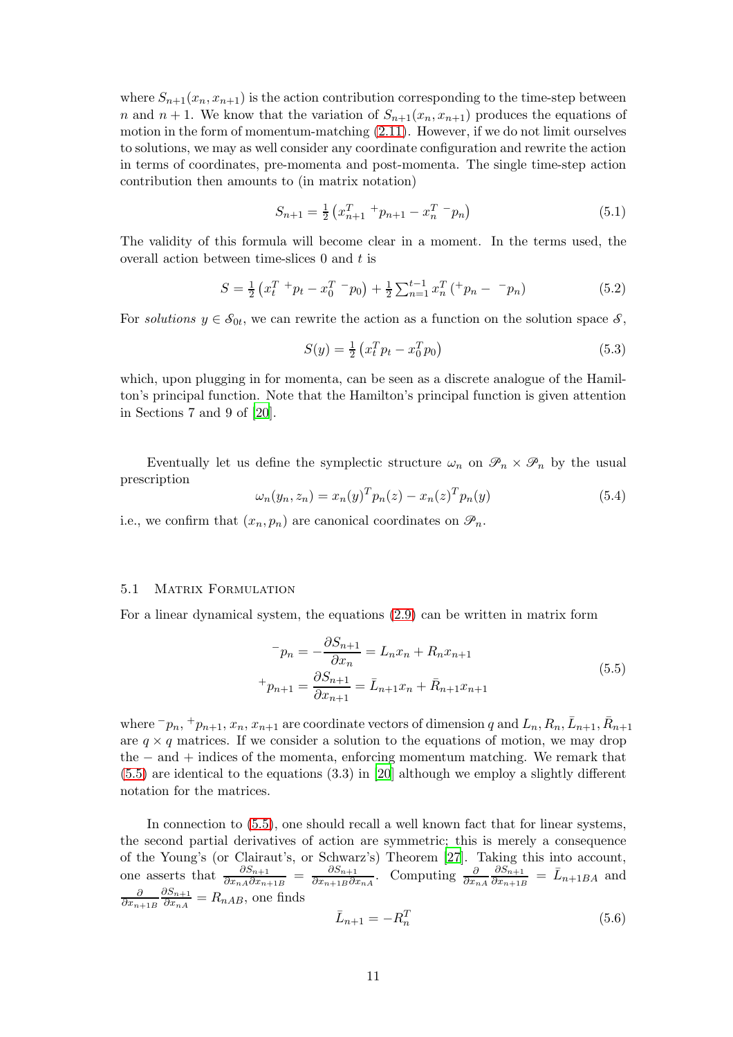where $S_{n+1}(x_n, x_{n+1})$ is the action contribution corresponding to the time-step between $n$ and $n+1$. We know that the variation of $S_{n+1}(x_n, x_{n+1})$ produces the equations of motion in the form of momentum-matching (2.11). However, if we do not limit ourselves to solutions, we may as well consider any coordinate configuration and rewrite the action in terms of coordinates, pre-momenta and post-momenta. The single time-step action contribution then amounts to (in matrix notation)

$$S_{n+1} = \tfrac{1}{2}\left(x_{n+1}^T \; {}^{+}p_{n+1} - x_n^T \; {}^{-}p_n\right) \tag{5.1}$$

The validity of this formula will become clear in a moment. In the terms used, the overall action between time-slices 0 and $t$ is

$$S = \tfrac{1}{2}\left(x_t^T \; {}^{+}p_t - x_0^T \; {}^{-}p_0\right) + \tfrac{1}{2}\sum_{n=1}^{t-1} x_n^T \left({}^{+}p_n - \; {}^{-}p_n\right) \tag{5.2}$$

For *solutions* $y \in \mathscr{S}_{0t}$, we can rewrite the action as a function on the solution space $\mathscr{S}$,

$$S(y) = \tfrac{1}{2}\left(x_t^T p_t - x_0^T p_0\right) \tag{5.3}$$

which, upon plugging in for momenta, can be seen as a discrete analogue of the Hamilton's principal function. Note that the Hamilton's principal function is given attention in Sections 7 and 9 of [20].

Eventually let us define the symplectic structure $\omega_n$ on $\mathscr{P}_n \times \mathscr{P}_n$ by the usual prescription

$$\omega_n(y_n, z_n) = x_n(y)^T p_n(z) - x_n(z)^T p_n(y) \tag{5.4}$$

i.e., we confirm that $(x_n, p_n)$ are canonical coordinates on $\mathscr{P}_n$.

## 5.1 Matrix Formulation

For a linear dynamical system, the equations (2.9) can be written in matrix form

$$\begin{aligned} {}^{-}p_n &= -\frac{\partial S_{n+1}}{\partial x_n} = L_n x_n + R_n x_{n+1} \\ {}^{+}p_{n+1} &= \frac{\partial S_{n+1}}{\partial x_{n+1}} = \bar{L}_{n+1} x_n + \bar{R}_{n+1} x_{n+1} \end{aligned} \tag{5.5}$$

where ${}^{-}p_n, {}^{+}p_{n+1}, x_n, x_{n+1}$ are coordinate vectors of dimension $q$ and $L_n, R_n, \bar{L}_{n+1}, \bar{R}_{n+1}$ are $q \times q$ matrices. If we consider a solution to the equations of motion, we may drop the $-$ and $+$ indices of the momenta, enforcing momentum matching. We remark that (5.5) are identical to the equations (3.3) in [20] although we employ a slightly different notation for the matrices.

In connection to (5.5), one should recall a well known fact that for linear systems, the second partial derivatives of action are symmetric; this is merely a consequence of the Young's (or Clairaut's, or Schwarz's) Theorem [27]. Taking this into account, one asserts that $\frac{\partial S_{n+1}}{\partial x_{nA} \partial x_{n+1B}} = \frac{\partial S_{n+1}}{\partial x_{n+1B} \partial x_{nA}}$. Computing $\frac{\partial}{\partial x_{nA}} \frac{\partial S_{n+1}}{\partial x_{n+1B}} = \bar{L}_{n+1BA}$ and $\frac{\partial}{\partial x_{n+1B}} \frac{\partial S_{n+1}}{\partial x_{nA}} = R_{nAB}$, one finds

$$\bar{L}_{n+1} = -R_n^T \tag{5.6}$$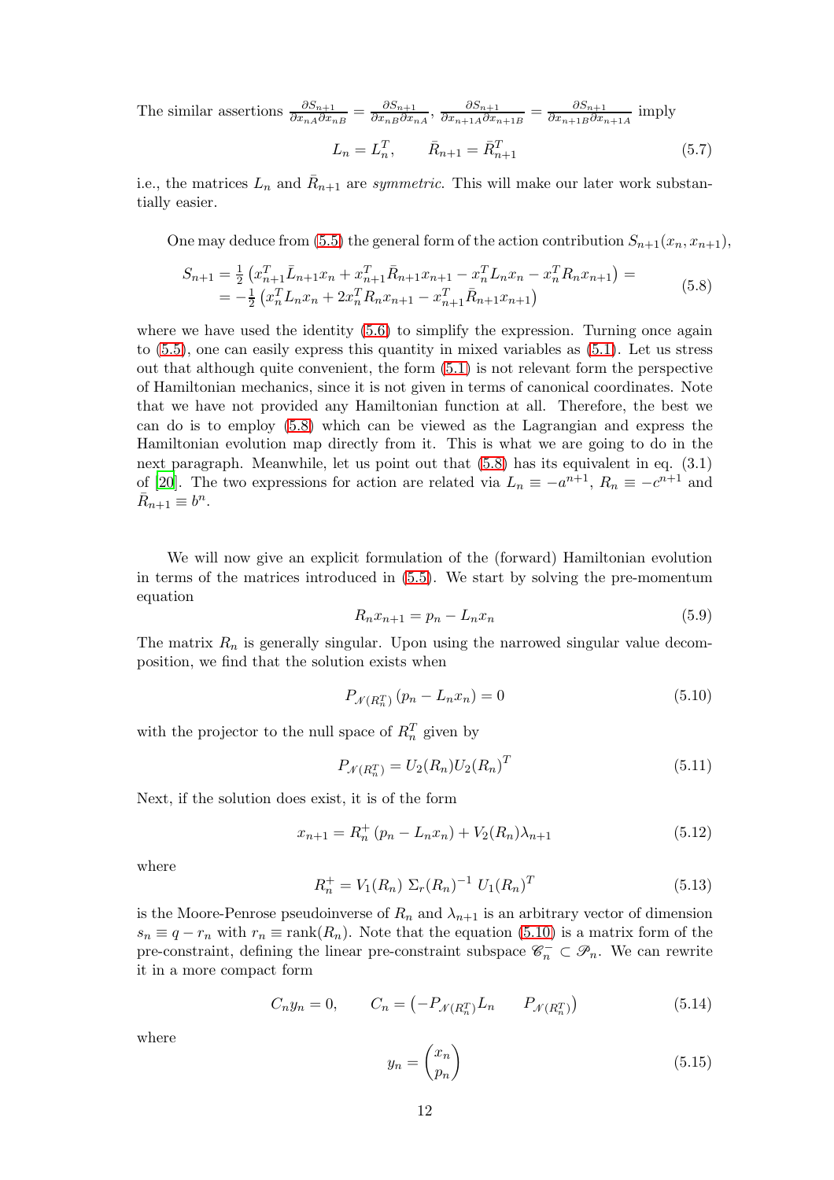The similar assertions $\frac{\partial S_{n+1}}{\partial x_{nA}\partial x_{nB}} = \frac{\partial S_{n+1}}{\partial x_{nB}\partial x_{nA}}$, $\frac{\partial S_{n+1}}{\partial x_{n+1A}\partial x_{n+1B}} = \frac{\partial S_{n+1}}{\partial x_{n+1B}\partial x_{n+1A}}$ imply

$$L_n = L_n^T, \qquad \bar{R}_{n+1} = \bar{R}_{n+1}^T \tag{5.7}$$

i.e., the matrices $L_n$ and $\bar{R}_{n+1}$ are *symmetric*. This will make our later work substantially easier.

One may deduce from (5.5) the general form of the action contribution $S_{n+1}(x_n, x_{n+1})$,

$$\begin{aligned} S_{n+1} &= \tfrac{1}{2}\left(x_{n+1}^T \bar{L}_{n+1} x_n + x_{n+1}^T \bar{R}_{n+1} x_{n+1} - x_n^T L_n x_n - x_n^T R_n x_{n+1}\right) = \\ &= -\tfrac{1}{2}\left(x_n^T L_n x_n + 2 x_n^T R_n x_{n+1} - x_{n+1}^T \bar{R}_{n+1} x_{n+1}\right) \end{aligned} \tag{5.8}$$

where we have used the identity (5.6) to simplify the expression. Turning once again to (5.5), one can easily express this quantity in mixed variables as (5.1). Let us stress out that although quite convenient, the form (5.1) is not relevant form the perspective of Hamiltonian mechanics, since it is not given in terms of canonical coordinates. Note that we have not provided any Hamiltonian function at all. Therefore, the best we can do is to employ (5.8) which can be viewed as the Lagrangian and express the Hamiltonian evolution map directly from it. This is what we are going to do in the next paragraph. Meanwhile, let us point out that (5.8) has its equivalent in eq. (3.1) of [20]. The two expressions for action are related via $L_n \equiv -a^{n+1}$, $R_n \equiv -c^{n+1}$ and $\bar{R}_{n+1} \equiv b^n$.

We will now give an explicit formulation of the (forward) Hamiltonian evolution in terms of the matrices introduced in (5.5). We start by solving the pre-momentum equation

$$R_n x_{n+1} = p_n - L_n x_n \tag{5.9}$$

The matrix $R_n$ is generally singular. Upon using the narrowed singular value decomposition, we find that the solution exists when

$$P_{\mathscr{N}(R_n^T)}\left(p_n - L_n x_n\right) = 0 \tag{5.10}$$

with the projector to the null space of $R_n^T$ given by

$$P_{\mathscr{N}(R_n^T)} = U_2(R_n) U_2(R_n)^T \tag{5.11}$$

Next, if the solution does exist, it is of the form

$$x_{n+1} = R_n^+\left(p_n - L_n x_n\right) + V_2(R_n)\lambda_{n+1} \tag{5.12}$$

where

$$R_n^+ = V_1(R_n)\ \Sigma_r(R_n)^{-1}\ U_1(R_n)^T \tag{5.13}$$

is the Moore-Penrose pseudoinverse of $R_n$ and $\lambda_{n+1}$ is an arbitrary vector of dimension $s_n \equiv q - r_n$ with $r_n \equiv \operatorname{rank}(R_n)$. Note that the equation (5.10) is a matrix form of the pre-constraint, defining the linear pre-constraint subspace $\mathscr{C}_n^- \subset \mathscr{P}_n$. We can rewrite it in a more compact form

$$C_n y_n = 0, \qquad C_n = \begin{pmatrix} -P_{\mathscr{N}(R_n^T)} L_n & P_{\mathscr{N}(R_n^T)} \end{pmatrix} \tag{5.14}$$

where

$$y_n = \begin{pmatrix} x_n \\ p_n \end{pmatrix} \tag{5.15}$$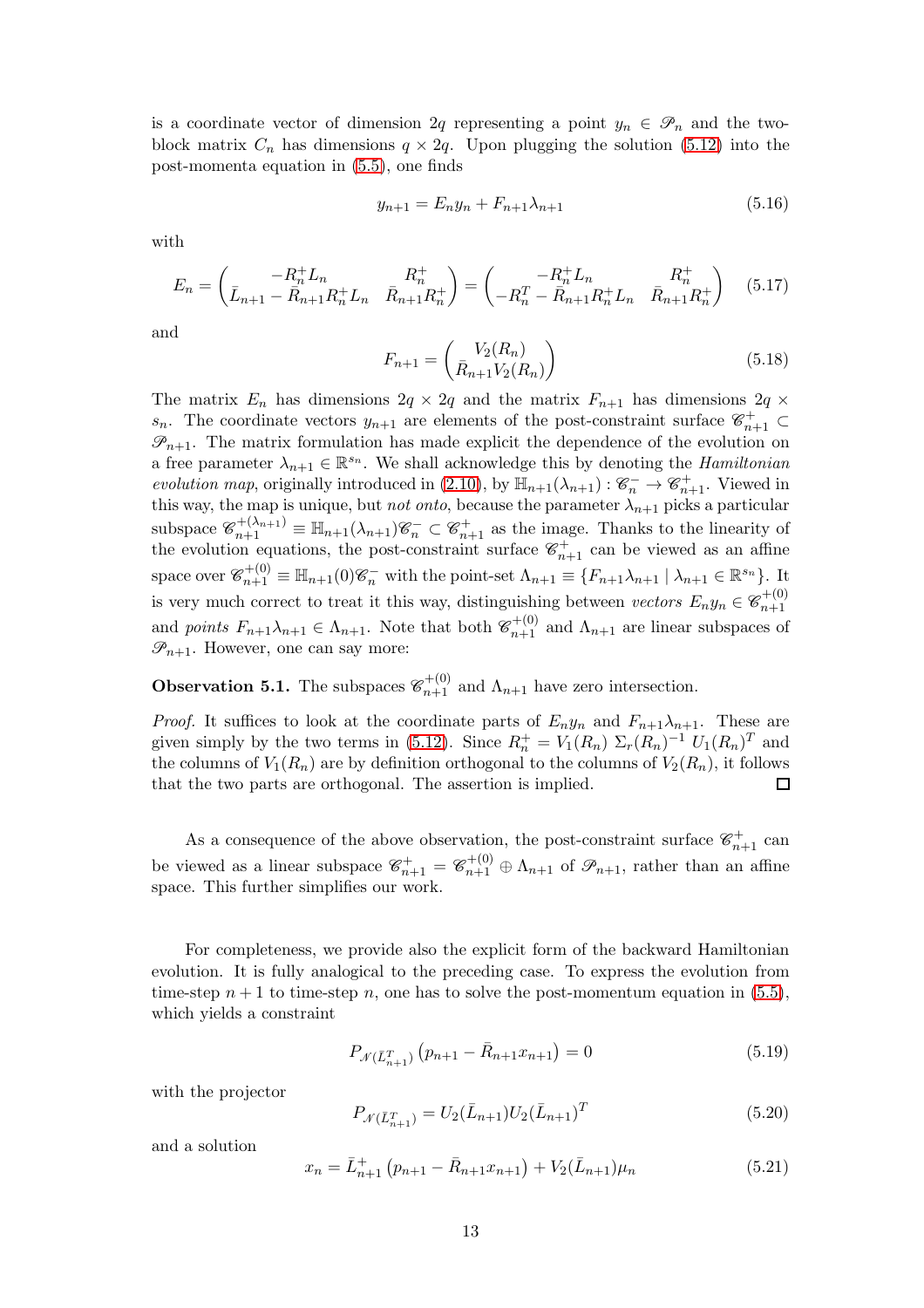is a coordinate vector of dimension $2q$ representing a point $y_n \in \mathscr{P}_n$ and the two-block matrix $C_n$ has dimensions $q \times 2q$. Upon plugging the solution (5.12) into the post-momenta equation in (5.5), one finds

$$y_{n+1} = E_n y_n + F_{n+1}\lambda_{n+1} \tag{5.16}$$

with

$$E_n = \begin{pmatrix} -R_n^+ L_n & R_n^+ \\ \bar{L}_{n+1} - \bar{R}_{n+1}R_n^+ L_n & \bar{R}_{n+1}R_n^+ \end{pmatrix} = \begin{pmatrix} -R_n^+ L_n & R_n^+ \\ -R_n^T - \bar{R}_{n+1}R_n^+ L_n & \bar{R}_{n+1}R_n^+ \end{pmatrix} \tag{5.17}$$

and

$$F_{n+1} = \begin{pmatrix} V_2(R_n) \\ \bar{R}_{n+1}V_2(R_n) \end{pmatrix} \tag{5.18}$$

The matrix $E_n$ has dimensions $2q \times 2q$ and the matrix $F_{n+1}$ has dimensions $2q \times s_n$. The coordinate vectors $y_{n+1}$ are elements of the post-constraint surface $\mathscr{C}^+_{n+1} \subset \mathscr{P}_{n+1}$. The matrix formulation has made explicit the dependence of the evolution on a free parameter $\lambda_{n+1} \in \mathbb{R}^{s_n}$. We shall acknowledge this by denoting the *Hamiltonian evolution map*, originally introduced in (2.10), by $\mathbb{H}_{n+1}(\lambda_{n+1}) : \mathscr{C}^-_n \to \mathscr{C}^+_{n+1}$. Viewed in this way, the map is unique, but *not onto*, because the parameter $\lambda_{n+1}$ picks a particular subspace $\mathscr{C}^{+(\lambda_{n+1})}_{n+1} \equiv \mathbb{H}_{n+1}(\lambda_{n+1})\mathscr{C}^-_n \subset \mathscr{C}^+_{n+1}$ as the image. Thanks to the linearity of the evolution equations, the post-constraint surface $\mathscr{C}^+_{n+1}$ can be viewed as an affine space over $\mathscr{C}^{+(0)}_{n+1} \equiv \mathbb{H}_{n+1}(0)\mathscr{C}^-_n$ with the point-set $\Lambda_{n+1} \equiv \{F_{n+1}\lambda_{n+1} \mid \lambda_{n+1} \in \mathbb{R}^{s_n}\}$. It is very much correct to treat it this way, distinguishing between *vectors* $E_n y_n \in \mathscr{C}^{+(0)}_{n+1}$ and *points* $F_{n+1}\lambda_{n+1} \in \Lambda_{n+1}$. Note that both $\mathscr{C}^{+(0)}_{n+1}$ and $\Lambda_{n+1}$ are linear subspaces of $\mathscr{P}_{n+1}$. However, one can say more:

**Observation 5.1.** The subspaces $\mathscr{C}^{+(0)}_{n+1}$ and $\Lambda_{n+1}$ have zero intersection.

*Proof.* It suffices to look at the coordinate parts of $E_n y_n$ and $F_{n+1}\lambda_{n+1}$. These are given simply by the two terms in (5.12). Since $R_n^+ = V_1(R_n)\ \Sigma_r(R_n)^{-1}\ U_1(R_n)^T$ and the columns of $V_1(R_n)$ are by definition orthogonal to the columns of $V_2(R_n)$, it follows that the two parts are orthogonal. The assertion is implied. $\square$

As a consequence of the above observation, the post-constraint surface $\mathscr{C}^+_{n+1}$ can be viewed as a linear subspace $\mathscr{C}^+_{n+1} = \mathscr{C}^{+(0)}_{n+1} \oplus \Lambda_{n+1}$ of $\mathscr{P}_{n+1}$, rather than an affine space. This further simplifies our work.

For completeness, we provide also the explicit form of the backward Hamiltonian evolution. It is fully analogical to the preceding case. To express the evolution from time-step $n+1$ to time-step $n$, one has to solve the post-momentum equation in (5.5), which yields a constraint

$$P_{\mathscr{N}(\bar{L}^T_{n+1})}\left(p_{n+1} - \bar{R}_{n+1}x_{n+1}\right) = 0 \tag{5.19}$$

with the projector

$$P_{\mathscr{N}(\bar{L}^T_{n+1})} = U_2(\bar{L}_{n+1})U_2(\bar{L}_{n+1})^T \tag{5.20}$$

and a solution

$$x_n = \bar{L}^+_{n+1}\left(p_{n+1} - \bar{R}_{n+1}x_{n+1}\right) + V_2(\bar{L}_{n+1})\mu_n \tag{5.21}$$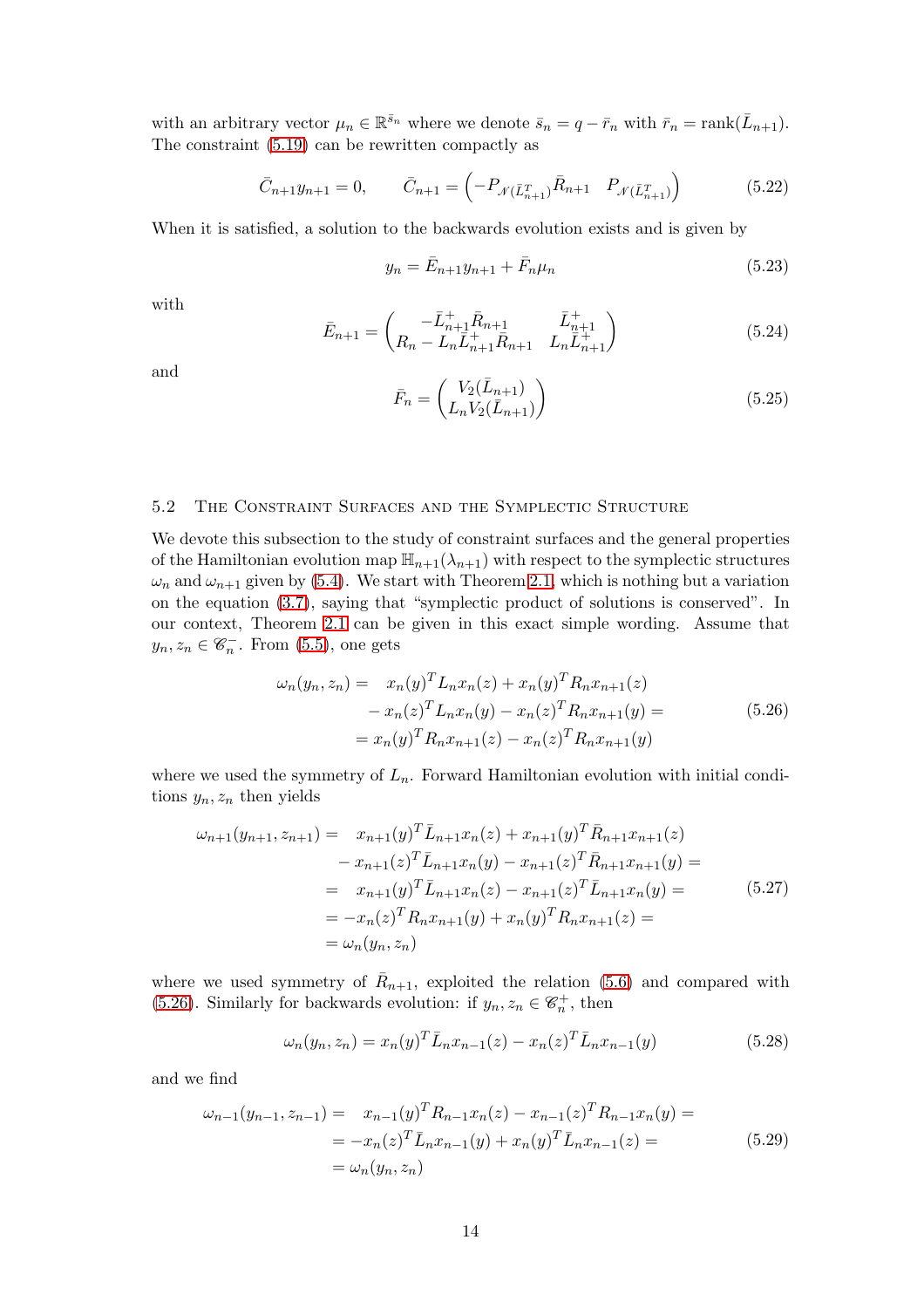with an arbitrary vector $\mu_n \in \mathbb{R}^{\bar{s}_n}$ where we denote $\bar{s}_n = q - \bar{r}_n$ with $\bar{r}_n = \operatorname{rank}(\bar{L}_{n+1})$. The constraint (5.19) can be rewritten compactly as

$$\bar{C}_{n+1} y_{n+1} = 0, \qquad \bar{C}_{n+1} = \begin{pmatrix} -P_{\mathscr{N}(\bar{L}_{n+1}^T)} \bar{R}_{n+1} & P_{\mathscr{N}(\bar{L}_{n+1}^T)} \end{pmatrix} \tag{5.22}$$

When it is satisfied, a solution to the backwards evolution exists and is given by

$$y_n = \bar{E}_{n+1} y_{n+1} + \bar{F}_n \mu_n \tag{5.23}$$

with

$$\bar{E}_{n+1} = \begin{pmatrix} -\bar{L}_{n+1}^+ \bar{R}_{n+1} & \bar{L}_{n+1}^+ \\ R_n - L_n \bar{L}_{n+1}^+ \bar{R}_{n+1} & L_n \bar{L}_{n+1}^+ \end{pmatrix} \tag{5.24}$$

and

$$\bar{F}_n = \begin{pmatrix} V_2(\bar{L}_{n+1}) \\ L_n V_2(\bar{L}_{n+1}) \end{pmatrix} \tag{5.25}$$

## 5.2 The Constraint Surfaces and the Symplectic Structure

We devote this subsection to the study of constraint surfaces and the general properties of the Hamiltonian evolution map $\mathbb{H}_{n+1}(\lambda_{n+1})$ with respect to the symplectic structures $\omega_n$ and $\omega_{n+1}$ given by (5.4). We start with Theorem 2.1, which is nothing but a variation on the equation (3.7), saying that "symplectic product of solutions is conserved". In our context, Theorem 2.1 can be given in this exact simple wording. Assume that $y_n, z_n \in \mathscr{C}_n^-$. From (5.5), one gets

$$\begin{aligned} \omega_n(y_n, z_n) = \quad & x_n(y)^T L_n x_n(z) + x_n(y)^T R_n x_{n+1}(z) \\ & - x_n(z)^T L_n x_n(y) - x_n(z)^T R_n x_{n+1}(y) = \\ = \; & x_n(y)^T R_n x_{n+1}(z) - x_n(z)^T R_n x_{n+1}(y) \end{aligned} \tag{5.26}$$

where we used the symmetry of $L_n$. Forward Hamiltonian evolution with initial conditions $y_n, z_n$ then yields

$$\begin{aligned} \omega_{n+1}(y_{n+1}, z_{n+1}) = \quad & x_{n+1}(y)^T \bar{L}_{n+1} x_n(z) + x_{n+1}(y)^T \bar{R}_{n+1} x_{n+1}(z) \\ & - x_{n+1}(z)^T \bar{L}_{n+1} x_n(y) - x_{n+1}(z)^T \bar{R}_{n+1} x_{n+1}(y) = \\ = \quad & x_{n+1}(y)^T \bar{L}_{n+1} x_n(z) - x_{n+1}(z)^T \bar{L}_{n+1} x_n(y) = \\ = & -x_n(z)^T R_n x_{n+1}(y) + x_n(y)^T R_n x_{n+1}(z) = \\ = \; & \omega_n(y_n, z_n) \end{aligned} \tag{5.27}$$

where we used symmetry of $\bar{R}_{n+1}$, exploited the relation (5.6) and compared with (5.26). Similarly for backwards evolution: if $y_n, z_n \in \mathscr{C}_n^+$, then

$$\omega_n(y_n, z_n) = x_n(y)^T \bar{L}_n x_{n-1}(z) - x_n(z)^T \bar{L}_n x_{n-1}(y) \tag{5.28}$$

and we find

$$\begin{aligned} \omega_{n-1}(y_{n-1}, z_{n-1}) = \quad & x_{n-1}(y)^T R_{n-1} x_n(z) - x_{n-1}(z)^T R_{n-1} x_n(y) = \\ = & -x_n(z)^T \bar{L}_n x_{n-1}(y) + x_n(y)^T \bar{L}_n x_{n-1}(z) = \\ = \; & \omega_n(y_n, z_n) \end{aligned} \tag{5.29}$$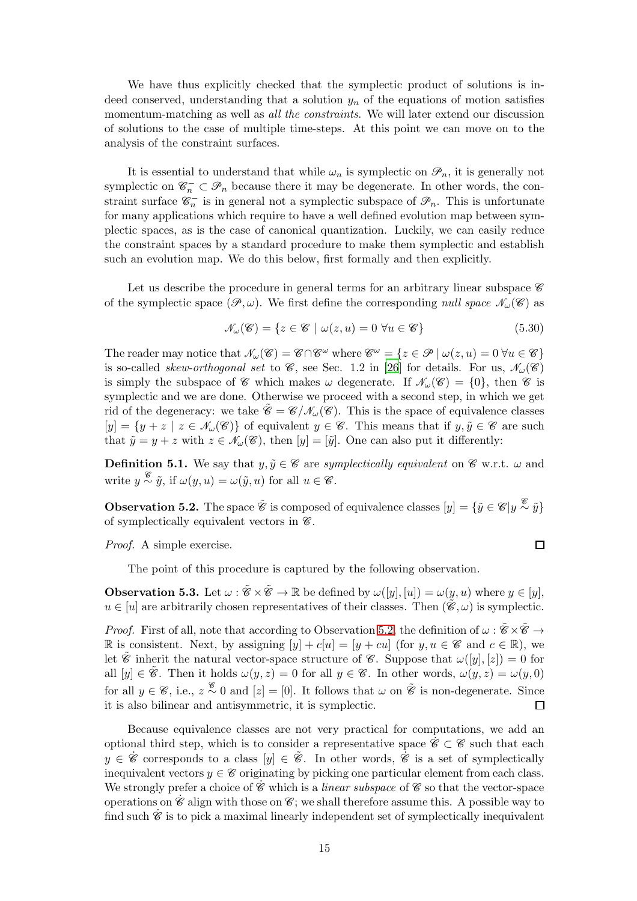We have thus explicitly checked that the symplectic product of solutions is indeed conserved, understanding that a solution $y_n$ of the equations of motion satisfies momentum-matching as well as *all the constraints*. We will later extend our discussion of solutions to the case of multiple time-steps. At this point we can move on to the analysis of the constraint surfaces.

It is essential to understand that while $\omega_n$ is symplectic on $\mathscr{P}_n$, it is generally not symplectic on $\mathscr{C}_n^- \subset \mathscr{P}_n$ because there it may be degenerate. In other words, the constraint surface $\mathscr{C}_n^-$ is in general not a symplectic subspace of $\mathscr{P}_n$. This is unfortunate for many applications which require to have a well defined evolution map between symplectic spaces, as is the case of canonical quantization. Luckily, we can easily reduce the constraint spaces by a standard procedure to make them symplectic and establish such an evolution map. We do this below, first formally and then explicitly.

Let us describe the procedure in general terms for an arbitrary linear subspace $\mathscr{C}$ of the symplectic space $(\mathscr{P}, \omega)$. We first define the corresponding *null space* $\mathscr{N}_\omega(\mathscr{C})$ as

$$\mathscr{N}_\omega(\mathscr{C}) = \{z \in \mathscr{C} \mid \omega(z, u) = 0 \ \forall u \in \mathscr{C}\} \tag{5.30}$$

The reader may notice that $\mathscr{N}_\omega(\mathscr{C}) = \mathscr{C} \cap \mathscr{C}^\omega$ where $\mathscr{C}^\omega = \{z \in \mathscr{P} \mid \omega(z, u) = 0 \ \forall u \in \mathscr{C}\}$ is so-called *skew-orthogonal set* to $\mathscr{C}$, see Sec. 1.2 in [26] for details. For us, $\mathscr{N}_\omega(\mathscr{C})$ is simply the subspace of $\mathscr{C}$ which makes $\omega$ degenerate. If $\mathscr{N}_\omega(\mathscr{C}) = \{0\}$, then $\mathscr{C}$ is symplectic and we are done. Otherwise we proceed with a second step, in which we get rid of the degeneracy: we take $\tilde{\mathscr{C}} = \mathscr{C}/\mathscr{N}_\omega(\mathscr{C})$. This is the space of equivalence classes $[y] = \{y + z \mid z \in \mathscr{N}_\omega(\mathscr{C})\}$ of equivalent $y \in \mathscr{C}$. This means that if $y, \tilde{y} \in \mathscr{C}$ are such that $\tilde{y} = y + z$ with $z \in \mathscr{N}_\omega(\mathscr{C})$, then $[y] = [\tilde{y}]$. One can also put it differently:

**Definition 5.1.** We say that $y, \tilde{y} \in \mathscr{C}$ are *symplectically equivalent* on $\mathscr{C}$ w.r.t. $\omega$ and write $y \overset{\mathscr{C}}{\sim} \tilde{y}$, if $\omega(y, u) = \omega(\tilde{y}, u)$ for all $u \in \mathscr{C}$.

**Observation 5.2.** The space $\tilde{\mathscr{C}}$ is composed of equivalence classes $[y] = \{\tilde{y} \in \mathscr{C} | y \overset{\mathscr{C}}{\sim} \tilde{y}\}$ of symplectically equivalent vectors in $\mathscr{C}$.

*Proof.* A simple exercise. ∎

The point of this procedure is captured by the following observation.

**Observation 5.3.** Let $\omega : \tilde{\mathscr{C}} \times \tilde{\mathscr{C}} \to \mathbb{R}$ be defined by $\omega([y], [u]) = \omega(y, u)$ where $y \in [y]$, $u \in [u]$ are arbitrarily chosen representatives of their classes. Then $(\tilde{\mathscr{C}}, \omega)$ is symplectic.

*Proof.* First of all, note that according to Observation 5.2, the definition of $\omega : \tilde{\mathscr{C}} \times \tilde{\mathscr{C}} \to \mathbb{R}$ is consistent. Next, by assigning $[y] + c[u] = [y + cu]$ (for $y, u \in \mathscr{C}$ and $c \in \mathbb{R}$), we let $\tilde{\mathscr{C}}$ inherit the natural vector-space structure of $\mathscr{C}$. Suppose that $\omega([y], [z]) = 0$ for all $[y] \in \tilde{\mathscr{C}}$. Then it holds $\omega(y, z) = 0$ for all $y \in \mathscr{C}$. In other words, $\omega(y, z) = \omega(y, 0)$ for all $y \in \mathscr{C}$, i.e., $z \overset{\mathscr{C}}{\sim} 0$ and $[z] = [0]$. It follows that $\omega$ on $\tilde{\mathscr{C}}$ is non-degenerate. Since it is also bilinear and antisymmetric, it is symplectic. ∎

Because equivalence classes are not very practical for computations, we add an optional third step, which is to consider a representative space $\dot{\mathscr{C}} \subset \mathscr{C}$ such that each $y \in \dot{\mathscr{C}}$ corresponds to a class $[y] \in \tilde{\mathscr{C}}$. In other words, $\dot{\mathscr{C}}$ is a set of symplectically inequivalent vectors $y \in \mathscr{C}$ originating by picking one particular element from each class. We strongly prefer a choice of $\dot{\mathscr{C}}$ which is a *linear subspace* of $\mathscr{C}$ so that the vector-space operations on $\dot{\mathscr{C}}$ align with those on $\mathscr{C}$; we shall therefore assume this. A possible way to find such $\dot{\mathscr{C}}$ is to pick a maximal linearly independent set of symplectically inequivalent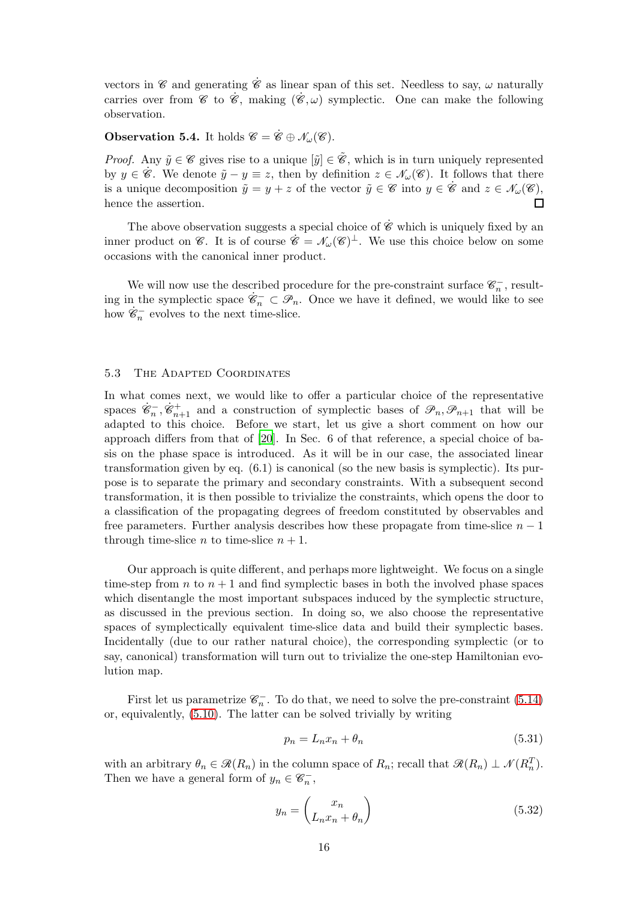vectors in $\mathscr{C}$ and generating $\dot{\mathscr{C}}$ as linear span of this set. Needless to say, $\omega$ naturally carries over from $\mathscr{C}$ to $\dot{\mathscr{C}}$, making $(\dot{\mathscr{C}}, \omega)$ symplectic. One can make the following observation.

**Observation 5.4.** It holds $\mathscr{C} = \dot{\mathscr{C}} \oplus \mathscr{N}_\omega(\mathscr{C})$.

*Proof.* Any $\tilde{y} \in \mathscr{C}$ gives rise to a unique $[\tilde{y}] \in \tilde{\mathscr{C}}$, which is in turn uniquely represented by $y \in \dot{\mathscr{C}}$. We denote $\tilde{y} - y \equiv z$, then by definition $z \in \mathscr{N}_\omega(\mathscr{C})$. It follows that there is a unique decomposition $\tilde{y} = y + z$ of the vector $\tilde{y} \in \mathscr{C}$ into $y \in \dot{\mathscr{C}}$ and $z \in \mathscr{N}_\omega(\mathscr{C})$, hence the assertion. $\square$

The above observation suggests a special choice of $\dot{\mathscr{C}}$ which is uniquely fixed by an inner product on $\mathscr{C}$. It is of course $\dot{\mathscr{C}} = \mathscr{N}_\omega(\mathscr{C})^\perp$. We use this choice below on some occasions with the canonical inner product.

We will now use the described procedure for the pre-constraint surface $\mathscr{C}_n^-$, resulting in the symplectic space $\dot{\mathscr{C}}_n^- \subset \mathscr{P}_n$. Once we have it defined, we would like to see how $\dot{\mathscr{C}}_n^-$ evolves to the next time-slice.

## 5.3 The Adapted Coordinates

In what comes next, we would like to offer a particular choice of the representative spaces $\dot{\mathscr{C}}_n^-, \dot{\mathscr{C}}_{n+1}^+$ and a construction of symplectic bases of $\mathscr{P}_n, \mathscr{P}_{n+1}$ that will be adapted to this choice. Before we start, let us give a short comment on how our approach differs from that of [20]. In Sec. 6 of that reference, a special choice of basis on the phase space is introduced. As it will be in our case, the associated linear transformation given by eq. (6.1) is canonical (so the new basis is symplectic). Its purpose is to separate the primary and secondary constraints. With a subsequent second transformation, it is then possible to trivialize the constraints, which opens the door to a classification of the propagating degrees of freedom constituted by observables and free parameters. Further analysis describes how these propagate from time-slice $n-1$ through time-slice $n$ to time-slice $n+1$.

Our approach is quite different, and perhaps more lightweight. We focus on a single time-step from $n$ to $n+1$ and find symplectic bases in both the involved phase spaces which disentangle the most important subspaces induced by the symplectic structure, as discussed in the previous section. In doing so, we also choose the representative spaces of symplectically equivalent time-slice data and build their symplectic bases. Incidentally (due to our rather natural choice), the corresponding symplectic (or to say, canonical) transformation will turn out to trivialize the one-step Hamiltonian evolution map.

First let us parametrize $\mathscr{C}_n^-$. To do that, we need to solve the pre-constraint (5.14) or, equivalently, (5.10). The latter can be solved trivially by writing

$$p_n = L_n x_n + \theta_n \tag{5.31}$$

with an arbitrary $\theta_n \in \mathscr{R}(R_n)$ in the column space of $R_n$; recall that $\mathscr{R}(R_n) \perp \mathscr{N}(R_n^T)$. Then we have a general form of $y_n \in \mathscr{C}_n^-$,

$$y_n = \begin{pmatrix} x_n \\ L_n x_n + \theta_n \end{pmatrix} \tag{5.32}$$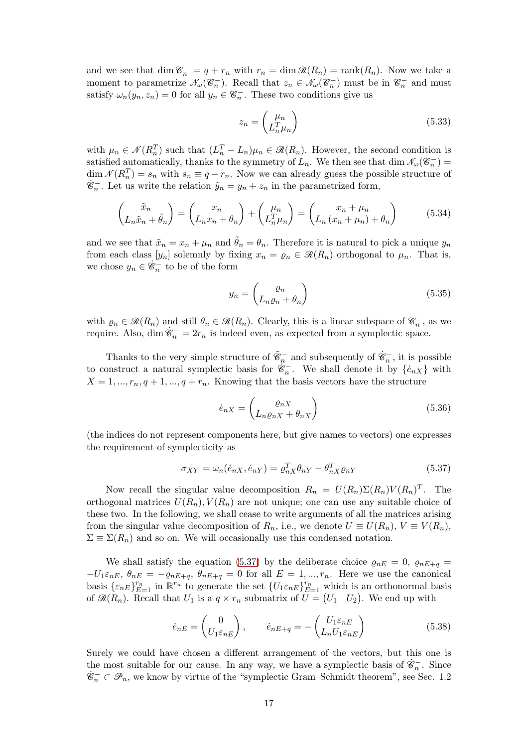and we see that $\dim \mathscr{C}_n^- = q + r_n$ with $r_n = \dim \mathscr{R}(R_n) = \mathrm{rank}(R_n)$. Now we take a moment to parametrize $\mathscr{N}_\omega(\mathscr{C}_n^-)$. Recall that $z_n \in \mathscr{N}_\omega(\mathscr{C}_n^-)$ must be in $\mathscr{C}_n^-$ and must satisfy $\omega_n(y_n, z_n) = 0$ for all $y_n \in \mathscr{C}_n^-$. These two conditions give us

$$z_n = \begin{pmatrix} \mu_n \\ L_n^T \mu_n \end{pmatrix} \tag{5.33}$$

with $\mu_n \in \mathscr{N}(R_n^T)$ such that $(L_n^T - L_n)\mu_n \in \mathscr{R}(R_n)$. However, the second condition is satisfied automatically, thanks to the symmetry of $L_n$. We then see that $\dim \mathscr{N}_\omega(\mathscr{C}_n^-) = \dim \mathscr{N}(R_n^T) = s_n$ with $s_n \equiv q - r_n$. Now we can already guess the possible structure of $\dot{\mathscr{C}}_n^-$. Let us write the relation $\tilde{y}_n = y_n + z_n$ in the parametrized form,

$$\begin{pmatrix} \tilde{x}_n \\ L_n \tilde{x}_n + \tilde{\theta}_n \end{pmatrix} = \begin{pmatrix} x_n \\ L_n x_n + \theta_n \end{pmatrix} + \begin{pmatrix} \mu_n \\ L_n^T \mu_n \end{pmatrix} = \begin{pmatrix} x_n + \mu_n \\ L_n (x_n + \mu_n) + \theta_n \end{pmatrix} \tag{5.34}$$

and we see that $\tilde{x}_n = x_n + \mu_n$ and $\tilde{\theta}_n = \theta_n$. Therefore it is natural to pick a unique $y_n$ from each class $[y_n]$ solemnly by fixing $x_n = \varrho_n \in \mathscr{R}(R_n)$ orthogonal to $\mu_n$. That is, we chose $y_n \in \dot{\mathscr{C}}_n^-$ to be of the form

$$y_n = \begin{pmatrix} \varrho_n \\ L_n \varrho_n + \theta_n \end{pmatrix} \tag{5.35}$$

with $\varrho_n \in \mathscr{R}(R_n)$ and still $\theta_n \in \mathscr{R}(R_n)$. Clearly, this is a linear subspace of $\mathscr{C}_n^-$, as we require. Also, $\dim \dot{\mathscr{C}}_n^- = 2r_n$ is indeed even, as expected from a symplectic space.

Thanks to the very simple structure of $\tilde{\mathscr{C}}_n^-$ and subsequently of $\dot{\mathscr{C}}_n^-$, it is possible to construct a natural symplectic basis for $\dot{\mathscr{C}}_n^-$. We shall denote it by $\{\dot{e}_{nX}\}$ with $X = 1, ..., r_n, q+1, ..., q+r_n$. Knowing that the basis vectors have the structure

$$\dot{e}_{nX} = \begin{pmatrix} \varrho_{nX} \\ L_n \varrho_{nX} + \theta_{nX} \end{pmatrix} \tag{5.36}$$

(the indices do not represent components here, but give names to vectors) one expresses the requirement of symplecticity as

$$\sigma_{XY} = \omega_n(\dot{e}_{nX}, \dot{e}_{nY}) = \varrho_{nX}^T \theta_{nY} - \theta_{nX}^T \varrho_{nY} \tag{5.37}$$

Now recall the singular value decomposition $R_n = U(R_n)\Sigma(R_n)V(R_n)^T$. The orthogonal matrices $U(R_n), V(R_n)$ are not unique; one can use any suitable choice of these two. In the following, we shall cease to write arguments of all the matrices arising from the singular value decomposition of $R_n$, i.e., we denote $U \equiv U(R_n)$, $V \equiv V(R_n)$, $\Sigma \equiv \Sigma(R_n)$ and so on. We will occasionally use this condensed notation.

We shall satisfy the equation (5.37) by the deliberate choice $\varrho_{nE} = 0$, $\varrho_{nE+q} = -U_1 \varepsilon_{nE}$, $\theta_{nE} = -\varrho_{nE+q}$, $\theta_{nE+q} = 0$ for all $E = 1, ..., r_n$. Here we use the canonical basis $\{\varepsilon_{nE}\}_{E=1}^{r_n}$ in $\mathbb{R}^{r_n}$ to generate the set $\{U_1 \varepsilon_{nE}\}_{E=1}^{r_n}$ which is an orthonormal basis of $\mathscr{R}(R_n)$. Recall that $U_1$ is a $q \times r_n$ submatrix of $U = \begin{pmatrix} U_1 & U_2 \end{pmatrix}$. We end up with

$$\dot{e}_{nE} = \begin{pmatrix} 0 \\ U_1 \varepsilon_{nE} \end{pmatrix}, \qquad \dot{e}_{nE+q} = -\begin{pmatrix} U_1 \varepsilon_{nE} \\ L_n U_1 \varepsilon_{nE} \end{pmatrix} \tag{5.38}$$

Surely we could have chosen a different arrangement of the vectors, but this one is the most suitable for our cause. In any way, we have a symplectic basis of $\dot{\mathscr{C}}_n^-$. Since $\dot{\mathscr{C}}_n^- \subset \mathscr{P}_n$, we know by virtue of the "symplectic Gram–Schmidt theorem", see Sec. 1.2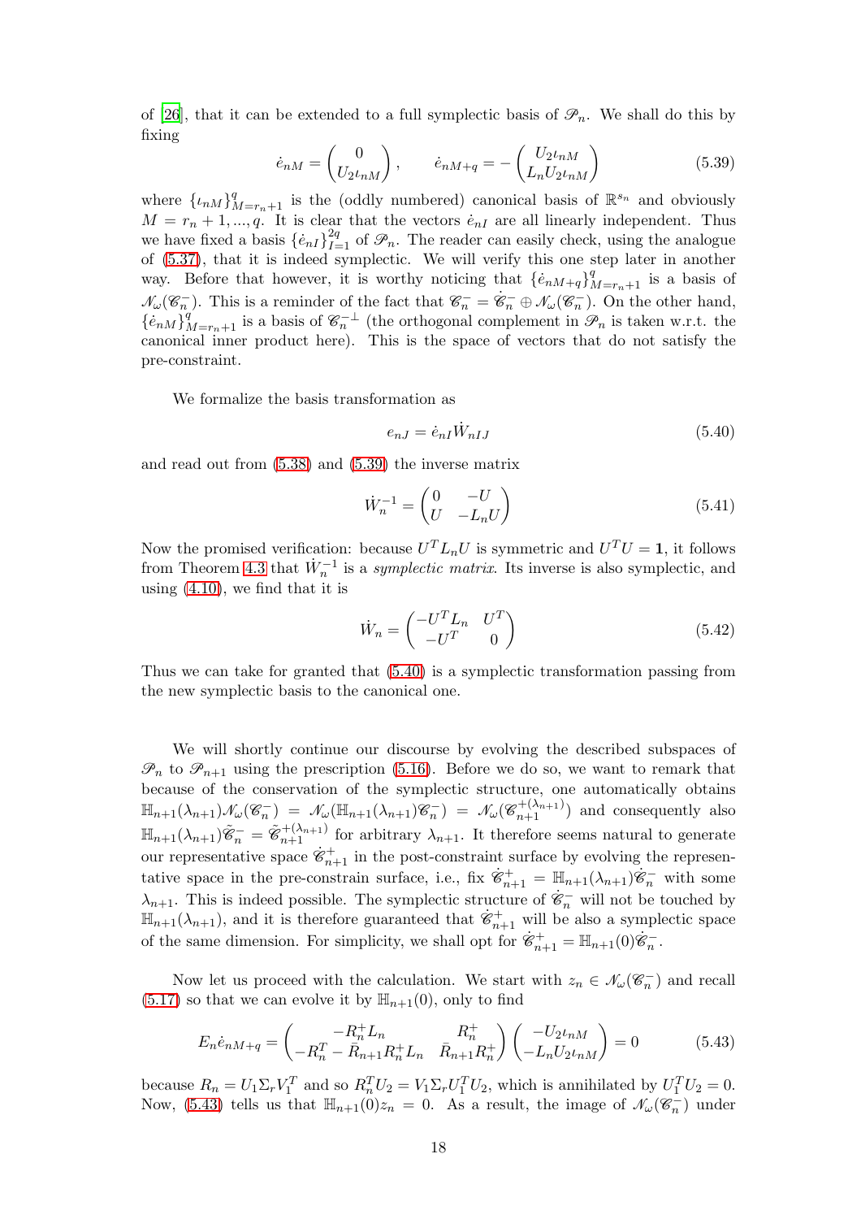of [26], that it can be extended to a full symplectic basis of $\mathscr{P}_n$. We shall do this by fixing

$$\dot{e}_{nM} = \begin{pmatrix} 0 \\ U_2 \iota_{nM} \end{pmatrix}, \qquad \dot{e}_{nM+q} = -\begin{pmatrix} U_2 \iota_{nM} \\ L_n U_2 \iota_{nM} \end{pmatrix} \tag{5.39}$$

where $\{\iota_{nM}\}_{M=r_n+1}^{q}$ is the (oddly numbered) canonical basis of $\mathbb{R}^{s_n}$ and obviously $M = r_n+1, ..., q$. It is clear that the vectors $\dot{e}_{nI}$ are all linearly independent. Thus we have fixed a basis $\{\dot{e}_{nI}\}_{I=1}^{2q}$ of $\mathscr{P}_n$. The reader can easily check, using the analogue of (5.37), that it is indeed symplectic. We will verify this one step later in another way. Before that however, it is worthy noticing that $\{\dot{e}_{nM+q}\}_{M=r_n+1}^{q}$ is a basis of $\mathscr{N}_\omega(\mathscr{C}_n^-)$. This is a reminder of the fact that $\mathscr{C}_n^- = \dot{\mathscr{C}}_n^- \oplus \mathscr{N}_\omega(\mathscr{C}_n^-)$. On the other hand, $\{\dot{e}_{nM}\}_{M=r_n+1}^{q}$ is a basis of $\mathscr{C}_n^{-\perp}$ (the orthogonal complement in $\mathscr{P}_n$ is taken w.r.t. the canonical inner product here). This is the space of vectors that do not satisfy the pre-constraint.

We formalize the basis transformation as

$$e_{nJ} = \dot{e}_{nI} \dot{W}_{nIJ} \tag{5.40}$$

and read out from (5.38) and (5.39) the inverse matrix

$$\dot{W}_n^{-1} = \begin{pmatrix} 0 & -U \\ U & -L_n U \end{pmatrix} \tag{5.41}$$

Now the promised verification: because $U^T L_n U$ is symmetric and $U^T U = \mathbf{1}$, it follows from Theorem 4.3 that $\dot{W}_n^{-1}$ is a *symplectic matrix*. Its inverse is also symplectic, and using (4.10), we find that it is

$$\dot{W}_n = \begin{pmatrix} -U^T L_n & U^T \\ -U^T & 0 \end{pmatrix} \tag{5.42}$$

Thus we can take for granted that (5.40) is a symplectic transformation passing from the new symplectic basis to the canonical one.

We will shortly continue our discourse by evolving the described subspaces of $\mathscr{P}_n$ to $\mathscr{P}_{n+1}$ using the prescription (5.16). Before we do so, we want to remark that because of the conservation of the symplectic structure, one automatically obtains $\mathbb{H}_{n+1}(\lambda_{n+1})\mathscr{N}_\omega(\mathscr{C}_n^-) = \mathscr{N}_\omega(\mathbb{H}_{n+1}(\lambda_{n+1})\mathscr{C}_n^-) = \mathscr{N}_\omega(\mathscr{C}_{n+1}^{+(\lambda_{n+1})})$ and consequently also $\mathbb{H}_{n+1}(\lambda_{n+1})\tilde{\mathscr{C}}_n^- = \tilde{\mathscr{C}}_{n+1}^{+(\lambda_{n+1})}$ for arbitrary $\lambda_{n+1}$. It therefore seems natural to generate our representative space $\dot{\mathscr{C}}_{n+1}^+$ in the post-constraint surface by evolving the representative space in the pre-constrain surface, i.e., fix $\dot{\mathscr{C}}_{n+1}^+ = \mathbb{H}_{n+1}(\lambda_{n+1})\dot{\mathscr{C}}_n^-$ with some $\lambda_{n+1}$. This is indeed possible. The symplectic structure of $\dot{\mathscr{C}}_n^-$ will not be touched by $\mathbb{H}_{n+1}(\lambda_{n+1})$, and it is therefore guaranteed that $\dot{\mathscr{C}}_{n+1}^+$ will be also a symplectic space of the same dimension. For simplicity, we shall opt for $\dot{\mathscr{C}}_{n+1}^+ = \mathbb{H}_{n+1}(0)\dot{\mathscr{C}}_n^-$.

Now let us proceed with the calculation. We start with $z_n \in \mathscr{N}_\omega(\mathscr{C}_n^-)$ and recall (5.17) so that we can evolve it by $\mathbb{H}_{n+1}(0)$, only to find

$$E_n \dot{e}_{nM+q} = \begin{pmatrix} -R_n^+ L_n & R_n^+ \\ -R_n^T - \bar{R}_{n+1} R_n^+ L_n & \bar{R}_{n+1} R_n^+ \end{pmatrix} \begin{pmatrix} -U_2 \iota_{nM} \\ -L_n U_2 \iota_{nM} \end{pmatrix} = 0 \tag{5.43}$$

because $R_n = U_1 \Sigma_r V_1^T$ and so $R_n^T U_2 = V_1 \Sigma_r U_1^T U_2$, which is annihilated by $U_1^T U_2 = 0$. Now, (5.43) tells us that $\mathbb{H}_{n+1}(0) z_n = 0$. As a result, the image of $\mathscr{N}_\omega(\mathscr{C}_n^-)$ under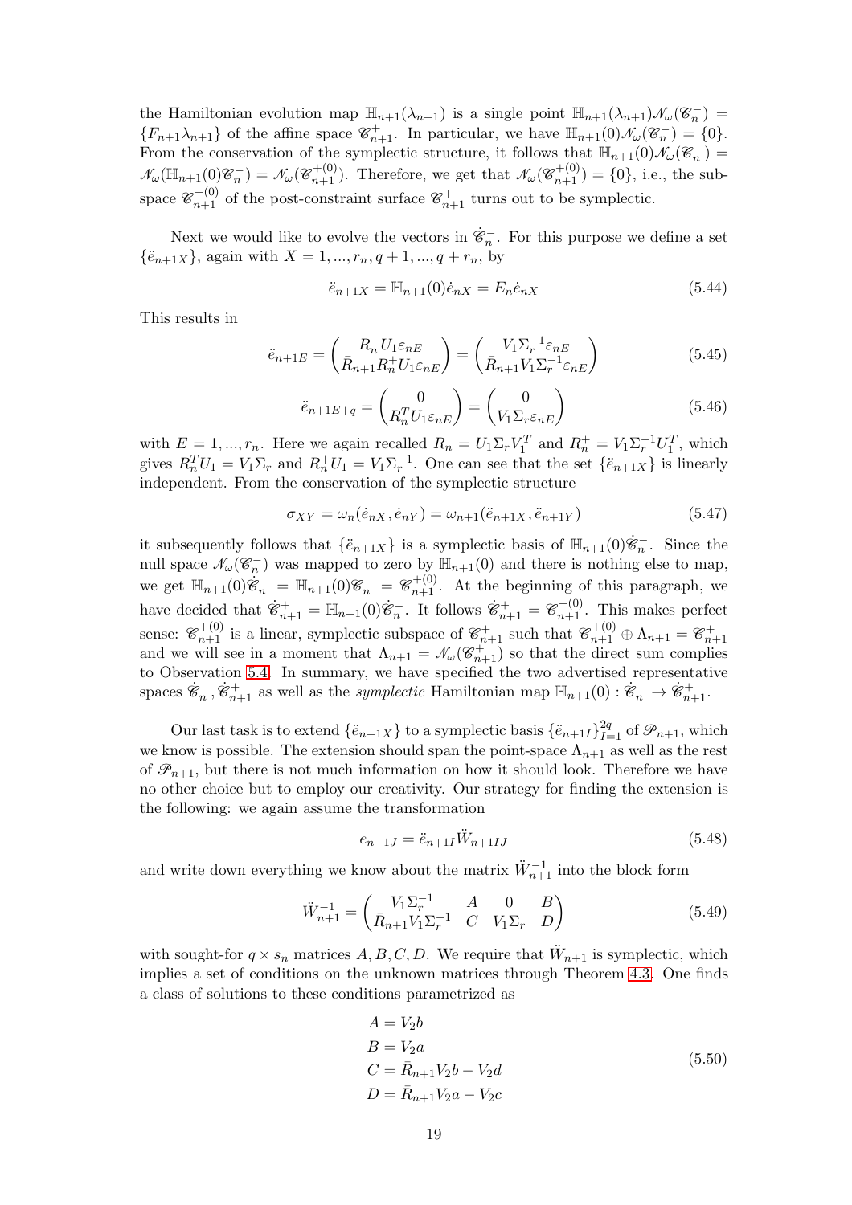the Hamiltonian evolution map $\mathbb{H}_{n+1}(\lambda_{n+1})$ is a single point $\mathbb{H}_{n+1}(\lambda_{n+1})\mathscr{N}_\omega(\mathscr{C}_n^-) = \{F_{n+1}\lambda_{n+1}\}$ of the affine space $\mathscr{C}_{n+1}^+$. In particular, we have $\mathbb{H}_{n+1}(0)\mathscr{N}_\omega(\mathscr{C}_n^-) = \{0\}$. From the conservation of the symplectic structure, it follows that $\mathbb{H}_{n+1}(0)\mathscr{N}_\omega(\mathscr{C}_n^-) = \mathscr{N}_\omega(\mathbb{H}_{n+1}(0)\mathscr{C}_n^-) = \mathscr{N}_\omega(\mathscr{C}_{n+1}^{+(0)})$. Therefore, we get that $\mathscr{N}_\omega(\mathscr{C}_{n+1}^{+(0)}) = \{0\}$, i.e., the subspace $\mathscr{C}_{n+1}^{+(0)}$ of the post-constraint surface $\mathscr{C}_{n+1}^+$ turns out to be symplectic.

Next we would like to evolve the vectors in $\dot{\mathscr{C}}_n^-$. For this purpose we define a set $\{\ddot{e}_{n+1X}\}$, again with $X = 1, ..., r_n, q+1, ..., q+r_n$, by

$$\ddot{e}_{n+1X} = \mathbb{H}_{n+1}(0)\dot{e}_{nX} = E_n\dot{e}_{nX} \tag{5.44}$$

This results in

$$\ddot{e}_{n+1E} = \begin{pmatrix} R_n^+ U_1 \varepsilon_{nE} \\ \bar{R}_{n+1} R_n^+ U_1 \varepsilon_{nE} \end{pmatrix} = \begin{pmatrix} V_1 \Sigma_r^{-1} \varepsilon_{nE} \\ \bar{R}_{n+1} V_1 \Sigma_r^{-1} \varepsilon_{nE} \end{pmatrix} \tag{5.45}$$

$$\ddot{e}_{n+1E+q} = \begin{pmatrix} 0 \\ R_n^T U_1 \varepsilon_{nE} \end{pmatrix} = \begin{pmatrix} 0 \\ V_1 \Sigma_r \varepsilon_{nE} \end{pmatrix} \tag{5.46}$$

with $E = 1, ..., r_n$. Here we again recalled $R_n = U_1 \Sigma_r V_1^T$ and $R_n^+ = V_1 \Sigma_r^{-1} U_1^T$, which gives $R_n^T U_1 = V_1 \Sigma_r$ and $R_n^+ U_1 = V_1 \Sigma_r^{-1}$. One can see that the set $\{\ddot{e}_{n+1X}\}$ is linearly independent. From the conservation of the symplectic structure

$$\sigma_{XY} = \omega_n(\dot{e}_{nX}, \dot{e}_{nY}) = \omega_{n+1}(\ddot{e}_{n+1X}, \ddot{e}_{n+1Y}) \tag{5.47}$$

it subsequently follows that $\{\ddot{e}_{n+1X}\}$ is a symplectic basis of $\mathbb{H}_{n+1}(0)\dot{\mathscr{C}}_n^-$. Since the null space $\mathscr{N}_\omega(\mathscr{C}_n^-)$ was mapped to zero by $\mathbb{H}_{n+1}(0)$ and there is nothing else to map, we get $\mathbb{H}_{n+1}(0)\dot{\mathscr{C}}_n^- = \mathbb{H}_{n+1}(0)\mathscr{C}_n^- = \mathscr{C}_{n+1}^{+(0)}$. At the beginning of this paragraph, we have decided that $\dot{\mathscr{C}}_{n+1}^+ = \mathbb{H}_{n+1}(0)\dot{\mathscr{C}}_n^-$. It follows $\dot{\mathscr{C}}_{n+1}^+ = \mathscr{C}_{n+1}^{+(0)}$. This makes perfect sense: $\mathscr{C}_{n+1}^{+(0)}$ is a linear, symplectic subspace of $\mathscr{C}_{n+1}^+$ such that $\mathscr{C}_{n+1}^{+(0)} \oplus \Lambda_{n+1} = \mathscr{C}_{n+1}^+$ and we will see in a moment that $\Lambda_{n+1} = \mathscr{N}_\omega(\mathscr{C}_{n+1}^+)$ so that the direct sum complies to Observation 5.4. In summary, we have specified the two advertised representative spaces $\dot{\mathscr{C}}_n^-, \dot{\mathscr{C}}_{n+1}^+$ as well as the *symplectic* Hamiltonian map $\mathbb{H}_{n+1}(0) : \dot{\mathscr{C}}_n^- \to \dot{\mathscr{C}}_{n+1}^+$.

Our last task is to extend $\{\ddot{e}_{n+1X}\}$ to a symplectic basis $\{\ddot{e}_{n+1I}\}_{I=1}^{2q}$ of $\mathscr{P}_{n+1}$, which we know is possible. The extension should span the point-space $\Lambda_{n+1}$ as well as the rest of $\mathscr{P}_{n+1}$, but there is not much information on how it should look. Therefore we have no other choice but to employ our creativity. Our strategy for finding the extension is the following: we again assume the transformation

$$e_{n+1J} = \ddot{e}_{n+1I}\ddot{W}_{n+1IJ} \tag{5.48}$$

and write down everything we know about the matrix $\ddot{W}_{n+1}^{-1}$ into the block form

$$\ddot{W}_{n+1}^{-1} = \begin{pmatrix} V_1\Sigma_r^{-1} & A & 0 & B \\ \bar{R}_{n+1}V_1\Sigma_r^{-1} & C & V_1\Sigma_r & D \end{pmatrix} \tag{5.49}$$

with sought-for $q \times s_n$ matrices $A, B, C, D$. We require that $\ddot{W}_{n+1}$ is symplectic, which implies a set of conditions on the unknown matrices through Theorem 4.3. One finds a class of solutions to these conditions parametrized as

$$\begin{aligned}
A &= V_2 b \\
B &= V_2 a \\
C &= \bar{R}_{n+1}V_2 b - V_2 d \\
D &= \bar{R}_{n+1}V_2 a - V_2 c
\end{aligned} \tag{5.50}$$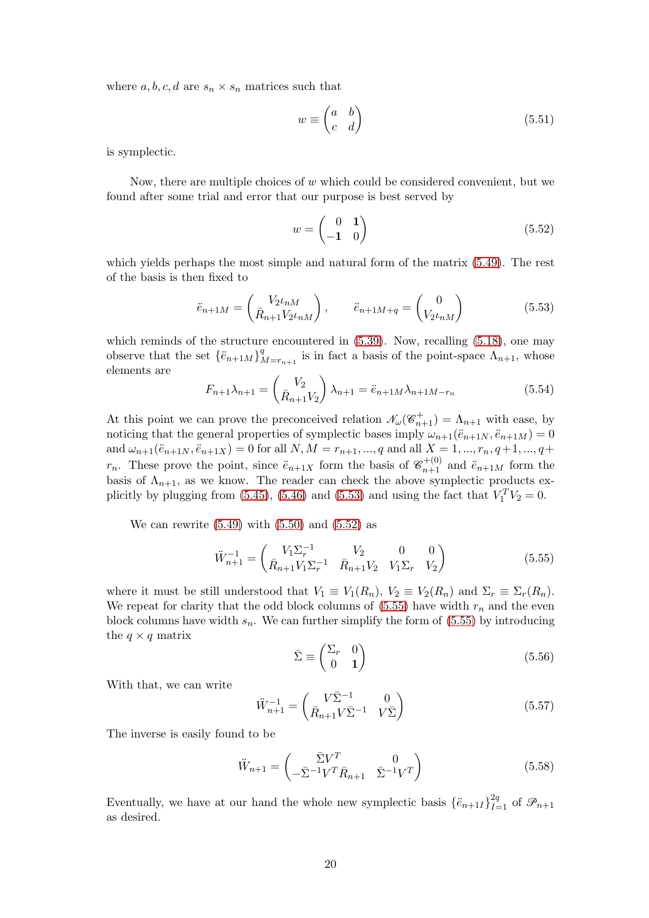where $a, b, c, d$ are $s_n \times s_n$ matrices such that

$$w \equiv \begin{pmatrix} a & b \\ c & d \end{pmatrix} \tag{5.51}$$

is symplectic.

Now, there are multiple choices of $w$ which could be considered convenient, but we found after some trial and error that our purpose is best served by

$$w = \begin{pmatrix} 0 & \mathbf{1} \\ -\mathbf{1} & 0 \end{pmatrix} \tag{5.52}$$

which yields perhaps the most simple and natural form of the matrix (5.49). The rest of the basis is then fixed to

$$\ddot{e}_{n+1M} = \begin{pmatrix} V_2 \iota_{nM} \\ \bar{R}_{n+1} V_2 \iota_{nM} \end{pmatrix}, \qquad \ddot{e}_{n+1M+q} = \begin{pmatrix} 0 \\ V_2 \iota_{nM} \end{pmatrix} \tag{5.53}$$

which reminds of the structure encountered in (5.39). Now, recalling (5.18), one may observe that the set $\{\ddot{e}_{n+1M}\}_{M=r_{n+1}}^{q}$ is in fact a basis of the point-space $\Lambda_{n+1}$, whose elements are

$$F_{n+1}\lambda_{n+1} = \begin{pmatrix} V_2 \\ \bar{R}_{n+1} V_2 \end{pmatrix} \lambda_{n+1} = \ddot{e}_{n+1M} \lambda_{n+1M-r_n} \tag{5.54}$$

At this point we can prove the preconceived relation $\mathscr{N}_\omega(\mathscr{C}^+_{n+1}) = \Lambda_{n+1}$ with ease, by noticing that the general properties of symplectic bases imply $\omega_{n+1}(\ddot{e}_{n+1N}, \ddot{e}_{n+1M}) = 0$ and $\omega_{n+1}(\ddot{e}_{n+1N}, \ddot{e}_{n+1X}) = 0$ for all $N, M = r_{n+1}, ..., q$ and all $X = 1, ..., r_n, q+1, ..., q+r_n$. These prove the point, since $\ddot{e}_{n+1X}$ form the basis of $\mathscr{C}^{+(0)}_{n+1}$ and $\ddot{e}_{n+1M}$ form the basis of $\Lambda_{n+1}$, as we know. The reader can check the above symplectic products explicitly by plugging from (5.45), (5.46) and (5.53) and using the fact that $V_1^T V_2 = 0$.

We can rewrite (5.49) with (5.50) and (5.52) as

$$\ddot{W}^{-1}_{n+1} = \begin{pmatrix} V_1 \Sigma_r^{-1} & V_2 & 0 & 0 \\ \bar{R}_{n+1} V_1 \Sigma_r^{-1} & \bar{R}_{n+1} V_2 & V_1 \Sigma_r & V_2 \end{pmatrix} \tag{5.55}$$

where it must be still understood that $V_1 \equiv V_1(R_n)$, $V_2 \equiv V_2(R_n)$ and $\Sigma_r \equiv \Sigma_r(R_n)$. We repeat for clarity that the odd block columns of (5.55) have width $r_n$ and the even block columns have width $s_n$. We can further simplify the form of (5.55) by introducing the $q \times q$ matrix

$$\bar{\Sigma} \equiv \begin{pmatrix} \Sigma_r & 0 \\ 0 & \mathbf{1} \end{pmatrix} \tag{5.56}$$

With that, we can write

$$\ddot{W}^{-1}_{n+1} = \begin{pmatrix} V \bar{\Sigma}^{-1} & 0 \\ \bar{R}_{n+1} V \bar{\Sigma}^{-1} & V \bar{\Sigma} \end{pmatrix} \tag{5.57}$$

The inverse is easily found to be

$$\ddot{W}_{n+1} = \begin{pmatrix} \bar{\Sigma} V^T & 0 \\ -\bar{\Sigma}^{-1} V^T \bar{R}_{n+1} & \bar{\Sigma}^{-1} V^T \end{pmatrix} \tag{5.58}$$

Eventually, we have at our hand the whole new symplectic basis $\{\ddot{e}_{n+1I}\}_{I=1}^{2q}$ of $\mathscr{P}_{n+1}$ as desired.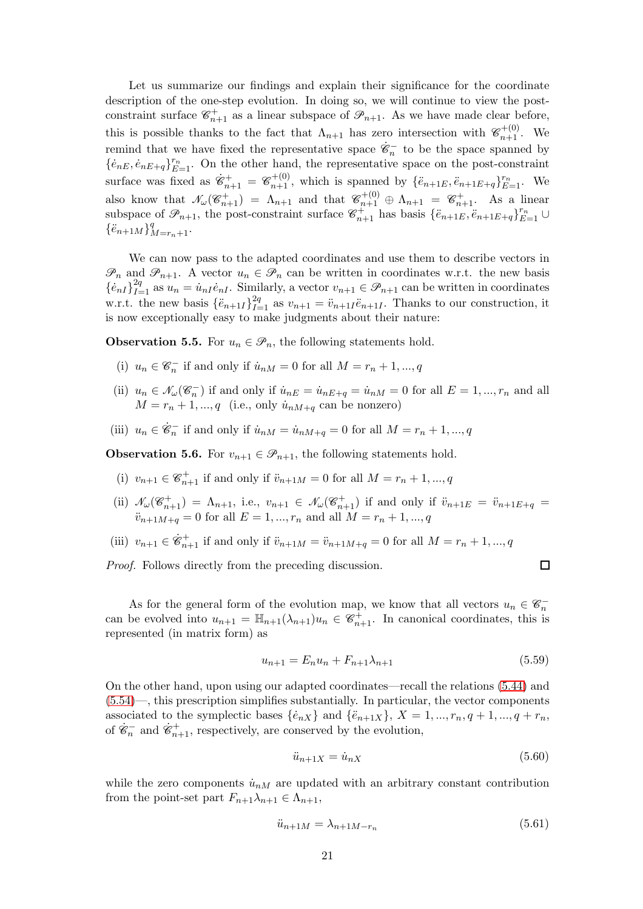Let us summarize our findings and explain their significance for the coordinate description of the one-step evolution. In doing so, we will continue to view the post-constraint surface $\mathscr{C}^+_{n+1}$ as a linear subspace of $\mathscr{P}_{n+1}$. As we have made clear before, this is possible thanks to the fact that $\Lambda_{n+1}$ has zero intersection with $\mathscr{C}^{+(0)}_{n+1}$. We remind that we have fixed the representative space $\dot{\mathscr{C}}^-_n$ to be the space spanned by $\{\dot{e}_{nE}, \dot{e}_{nE+q}\}_{E=1}^{r_n}$. On the other hand, the representative space on the post-constraint surface was fixed as $\dot{\mathscr{C}}^+_{n+1} = \mathscr{C}^{+(0)}_{n+1}$, which is spanned by $\{\ddot{e}_{n+1E}, \ddot{e}_{n+1E+q}\}_{E=1}^{r_n}$. We also know that $\mathscr{N}_\omega(\mathscr{C}^+_{n+1}) = \Lambda_{n+1}$ and that $\mathscr{C}^{+(0)}_{n+1} \oplus \Lambda_{n+1} = \mathscr{C}^+_{n+1}$. As a linear subspace of $\mathscr{P}_{n+1}$, the post-constraint surface $\mathscr{C}^+_{n+1}$ has basis $\{\ddot{e}_{n+1E}, \ddot{e}_{n+1E+q}\}_{E=1}^{r_n} \cup \{\ddot{e}_{n+1M}\}_{M=r_n+1}^{q}$.

We can now pass to the adapted coordinates and use them to describe vectors in $\mathscr{P}_n$ and $\mathscr{P}_{n+1}$. A vector $u_n \in \mathscr{P}_n$ can be written in coordinates w.r.t. the new basis $\{\dot{e}_{nI}\}_{I=1}^{2q}$ as $u_n = \dot{u}_{nI}\dot{e}_{nI}$. Similarly, a vector $v_{n+1} \in \mathscr{P}_{n+1}$ can be written in coordinates w.r.t. the new basis $\{\ddot{e}_{n+1I}\}_{I=1}^{2q}$ as $v_{n+1} = \ddot{v}_{n+1I}\ddot{e}_{n+1I}$. Thanks to our construction, it is now exceptionally easy to make judgments about their nature:

**Observation 5.5.** For $u_n \in \mathscr{P}_n$, the following statements hold.

- (i) $u_n \in \mathscr{C}^-_n$ if and only if $\dot{u}_{nM} = 0$ for all $M = r_n + 1, ..., q$
- (ii) $u_n \in \mathscr{N}_\omega(\mathscr{C}^-_n)$ if and only if $\dot{u}_{nE} = \dot{u}_{nE+q} = \dot{u}_{nM} = 0$ for all $E = 1, ..., r_n$ and all $M = r_n + 1, ..., q$ (i.e., only $\dot{u}_{nM+q}$ can be nonzero)
- (iii) $u_n \in \dot{\mathscr{C}}^-_n$ if and only if $\dot{u}_{nM} = \dot{u}_{nM+q} = 0$ for all $M = r_n + 1, ..., q$

**Observation 5.6.** For $v_{n+1} \in \mathscr{P}_{n+1}$, the following statements hold.

- (i) $v_{n+1} \in \mathscr{C}^+_{n+1}$ if and only if $\ddot{v}_{n+1M} = 0$ for all $M = r_n + 1, ..., q$
- (ii) $\mathscr{N}_\omega(\mathscr{C}^+_{n+1}) = \Lambda_{n+1}$, i.e., $v_{n+1} \in \mathscr{N}_\omega(\mathscr{C}^+_{n+1})$ if and only if $\ddot{v}_{n+1E} = \ddot{v}_{n+1E+q} = \ddot{v}_{n+1M+q} = 0$ for all $E = 1, ..., r_n$ and all $M = r_n + 1, ..., q$
- (iii) $v_{n+1} \in \dot{\mathscr{C}}^+_{n+1}$ if and only if $\ddot{v}_{n+1M} = \ddot{v}_{n+1M+q} = 0$ for all $M = r_n + 1, ..., q$

*Proof.* Follows directly from the preceding discussion. ◻

As for the general form of the evolution map, we know that all vectors $u_n \in \mathscr{C}^-_n$ can be evolved into $u_{n+1} = \mathbb{H}_{n+1}(\lambda_{n+1})u_n \in \mathscr{C}^+_{n+1}$. In canonical coordinates, this is represented (in matrix form) as

$$u_{n+1} = E_n u_n + F_{n+1}\lambda_{n+1} \tag{5.59}$$

On the other hand, upon using our adapted coordinates—recall the relations (5.44) and (5.54)—, this prescription simplifies substantially. In particular, the vector components associated to the symplectic bases $\{\dot{e}_{nX}\}$ and $\{\ddot{e}_{n+1X}\}$, $X = 1, ..., r_n, q + 1, ..., q + r_n$, of $\dot{\mathscr{C}}^-_n$ and $\dot{\mathscr{C}}^+_{n+1}$, respectively, are conserved by the evolution,

$$\ddot{u}_{n+1X} = \dot{u}_{nX} \tag{5.60}$$

while the zero components $\dot{u}_{nM}$ are updated with an arbitrary constant contribution from the point-set part $F_{n+1}\lambda_{n+1} \in \Lambda_{n+1}$,

$$\ddot{u}_{n+1M} = \lambda_{n+1M-r_n} \tag{5.61}$$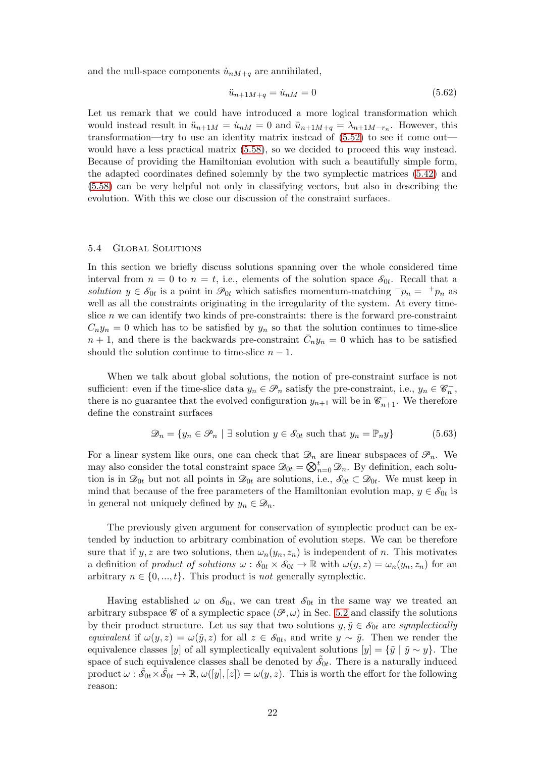and the null-space components $\dot{u}_{nM+q}$ are annihilated,

$$\ddot{u}_{n+1M+q} = \dot{u}_{nM} = 0 \tag{5.62}$$

Let us remark that we could have introduced a more logical transformation which would instead result in $\ddot{u}_{n+1M} = \dot{u}_{nM} = 0$ and $\ddot{u}_{n+1M+q} = \lambda_{n+1M-r_n}$. However, this transformation—try to use an identity matrix instead of (5.52) to see it come out—would have a less practical matrix (5.58), so we decided to proceed this way instead. Because of providing the Hamiltonian evolution with such a beautifully simple form, the adapted coordinates defined solemnly by the two symplectic matrices (5.42) and (5.58) can be very helpful not only in classifying vectors, but also in describing the evolution. With this we close our discussion of the constraint surfaces.

## 5.4 Global Solutions

In this section we briefly discuss solutions spanning over the whole considered time interval from $n = 0$ to $n = t$, i.e., elements of the solution space $\mathscr{S}_{0t}$. Recall that a *solution* $y \in \mathscr{S}_{0t}$ is a point in $\mathscr{P}_{0t}$ which satisfies momentum-matching ${}^{-}p_n = {}^{+}p_n$ as well as all the constraints originating in the irregularity of the system. At every time-slice $n$ we can identify two kinds of pre-constraints: there is the forward pre-constraint $C_n y_n = 0$ which has to be satisfied by $y_n$ so that the solution continues to time-slice $n+1$, and there is the backwards pre-constraint $\bar{C}_n y_n = 0$ which has to be satisfied should the solution continue to time-slice $n-1$.

When we talk about global solutions, the notion of pre-constraint surface is not sufficient: even if the time-slice data $y_n \in \mathscr{P}_n$ satisfy the pre-constraint, i.e., $y_n \in \mathscr{C}_n^-$, there is no guarantee that the evolved configuration $y_{n+1}$ will be in $\mathscr{C}_{n+1}^-$. We therefore define the constraint surfaces

$$\mathscr{D}_n = \{y_n \in \mathscr{P}_n \mid \exists \text{ solution } y \in \mathscr{S}_{0t} \text{ such that } y_n = \mathbb{P}_n y\} \tag{5.63}$$

For a linear system like ours, one can check that $\mathscr{D}_n$ are linear subspaces of $\mathscr{P}_n$. We may also consider the total constraint space $\mathscr{D}_{0t} = \bigotimes_{n=0}^{t} \mathscr{D}_n$. By definition, each solution is in $\mathscr{D}_{0t}$ but not all points in $\mathscr{D}_{0t}$ are solutions, i.e., $\mathscr{S}_{0t} \subset \mathscr{D}_{0t}$. We must keep in mind that because of the free parameters of the Hamiltonian evolution map, $y \in \mathscr{S}_{0t}$ is in general not uniquely defined by $y_n \in \mathscr{D}_n$.

The previously given argument for conservation of symplectic product can be extended by induction to arbitrary combination of evolution steps. We can be therefore sure that if $y, z$ are two solutions, then $\omega_n(y_n, z_n)$ is independent of $n$. This motivates a definition of *product of solutions* $\omega : \mathscr{S}_{0t} \times \mathscr{S}_{0t} \to \mathbb{R}$ with $\omega(y, z) = \omega_n(y_n, z_n)$ for an arbitrary $n \in \{0, ..., t\}$. This product is *not* generally symplectic.

Having established $\omega$ on $\mathscr{S}_{0t}$, we can treat $\mathscr{S}_{0t}$ in the same way we treated an arbitrary subspace $\mathscr{C}$ of a symplectic space $(\mathscr{P}, \omega)$ in Sec. 5.2 and classify the solutions by their product structure. Let us say that two solutions $y, \tilde{y} \in \mathscr{S}_{0t}$ are *symplectically equivalent* if $\omega(y, z) = \omega(\tilde{y}, z)$ for all $z \in \mathscr{S}_{0t}$, and write $y \sim \tilde{y}$. Then we render the equivalence classes $[y]$ of all symplectically equivalent solutions $[y] = \{\tilde{y} \mid \tilde{y} \sim y\}$. The space of such equivalence classes shall be denoted by $\tilde{\mathscr{S}}_{0t}$. There is a naturally induced product $\omega : \tilde{\mathscr{S}}_{0t} \times \tilde{\mathscr{S}}_{0t} \to \mathbb{R}$, $\omega([y], [z]) = \omega(y, z)$. This is worth the effort for the following reason: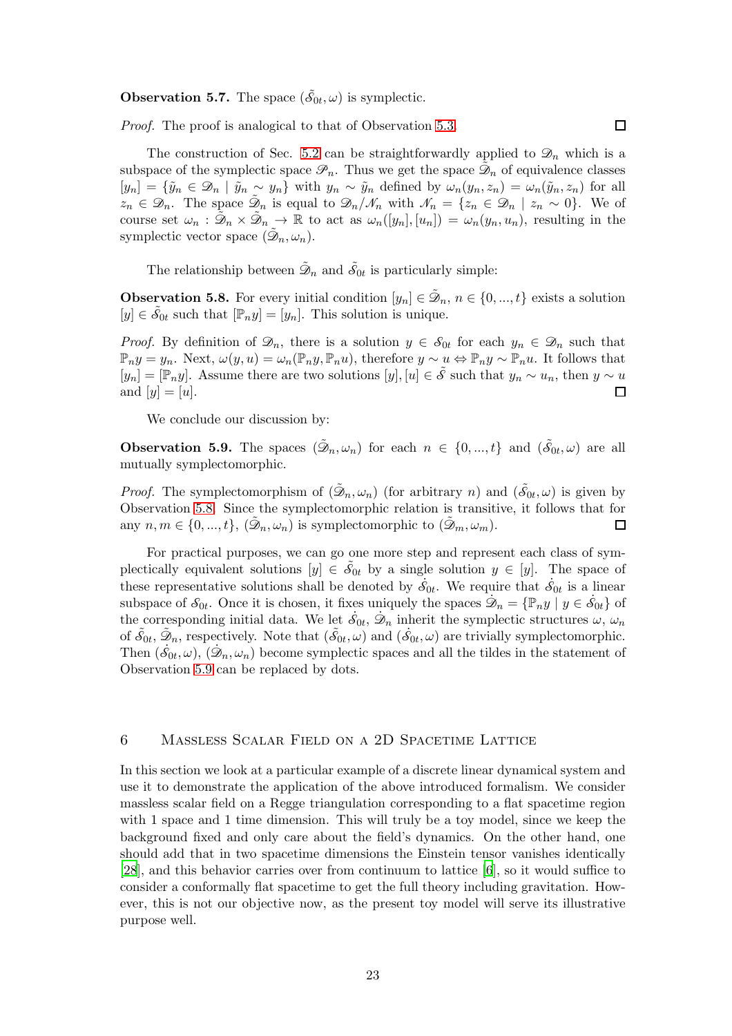**Observation 5.7.** The space $(\tilde{\mathscr{S}}_{0t}, \omega)$ is symplectic.

*Proof.* The proof is analogical to that of Observation 5.3. $\square$

The construction of Sec. 5.2 can be straightforwardly applied to $\mathscr{D}_n$ which is a subspace of the symplectic space $\mathscr{P}_n$. Thus we get the space $\tilde{\mathscr{D}}_n$ of equivalence classes $[y_n] = \{\tilde{y}_n \in \mathscr{D}_n \mid \tilde{y}_n \sim y_n\}$ with $y_n \sim \tilde{y}_n$ defined by $\omega_n(y_n, z_n) = \omega_n(\tilde{y}_n, z_n)$ for all $z_n \in \mathscr{D}_n$. The space $\tilde{\mathscr{D}}_n$ is equal to $\mathscr{D}_n/\mathscr{N}_n$ with $\mathscr{N}_n = \{z_n \in \mathscr{D}_n \mid z_n \sim 0\}$. We of course set $\omega_n : \tilde{\mathscr{D}}_n \times \tilde{\mathscr{D}}_n \to \mathbb{R}$ to act as $\omega_n([y_n], [u_n]) = \omega_n(y_n, u_n)$, resulting in the symplectic vector space $(\tilde{\mathscr{D}}_n, \omega_n)$.

The relationship between $\tilde{\mathscr{D}}_n$ and $\tilde{\mathscr{S}}_{0t}$ is particularly simple:

**Observation 5.8.** For every initial condition $[y_n] \in \tilde{\mathscr{D}}_n$, $n \in \{0, ..., t\}$ exists a solution $[y] \in \tilde{\mathscr{S}}_{0t}$ such that $[\mathbb{P}_n y] = [y_n]$. This solution is unique.

*Proof.* By definition of $\mathscr{D}_n$, there is a solution $y \in \mathscr{S}_{0t}$ for each $y_n \in \mathscr{D}_n$ such that $\mathbb{P}_n y = y_n$. Next, $\omega(y, u) = \omega_n(\mathbb{P}_n y, \mathbb{P}_n u)$, therefore $y \sim u \Leftrightarrow \mathbb{P}_n y \sim \mathbb{P}_n u$. It follows that $[y_n] = [\mathbb{P}_n y]$. Assume there are two solutions $[y], [u] \in \tilde{\mathscr{S}}$ such that $y_n \sim u_n$, then $y \sim u$ and $[y] = [u]$. $\square$

We conclude our discussion by:

**Observation 5.9.** The spaces $(\tilde{\mathscr{D}}_n, \omega_n)$ for each $n \in \{0, ..., t\}$ and $(\tilde{\mathscr{S}}_{0t}, \omega)$ are all mutually symplectomorphic.

*Proof.* The symplectomorphism of $(\tilde{\mathscr{D}}_n, \omega_n)$ (for arbitrary $n$) and $(\tilde{\mathscr{S}}_{0t}, \omega)$ is given by Observation 5.8. Since the symplectomorphic relation is transitive, it follows that for any $n, m \in \{0, ..., t\}$, $(\tilde{\mathscr{D}}_n, \omega_n)$ is symplectomorphic to $(\tilde{\mathscr{D}}_m, \omega_m)$. $\square$

For practical purposes, we can go one more step and represent each class of symplectically equivalent solutions $[y] \in \tilde{\mathscr{S}}_{0t}$ by a single solution $y \in [y]$. The space of these representative solutions shall be denoted by $\dot{\mathscr{S}}_{0t}$. We require that $\dot{\mathscr{S}}_{0t}$ is a linear subspace of $\mathscr{S}_{0t}$. Once it is chosen, it fixes uniquely the spaces $\dot{\mathscr{D}}_n = \{\mathbb{P}_n y \mid y \in \dot{\mathscr{S}}_{0t}\}$ of the corresponding initial data. We let $\dot{\mathscr{S}}_{0t}$, $\dot{\mathscr{D}}_n$ inherit the symplectic structures $\omega$, $\omega_n$ of $\tilde{\mathscr{S}}_{0t}$, $\tilde{\mathscr{D}}_n$, respectively. Note that $(\tilde{\mathscr{S}}_{0t}, \omega)$ and $(\dot{\mathscr{S}}_{0t}, \omega)$ are trivially symplectomorphic. Then $(\dot{\mathscr{S}}_{0t}, \omega)$, $(\dot{\mathscr{D}}_n, \omega_n)$ become symplectic spaces and all the tildes in the statement of Observation 5.9 can be replaced by dots.

# 6 Massless Scalar Field on a 2D Spacetime Lattice

In this section we look at a particular example of a discrete linear dynamical system and use it to demonstrate the application of the above introduced formalism. We consider massless scalar field on a Regge triangulation corresponding to a flat spacetime region with 1 space and 1 time dimension. This will truly be a toy model, since we keep the background fixed and only care about the field's dynamics. On the other hand, one should add that in two spacetime dimensions the Einstein tensor vanishes identically [28], and this behavior carries over from continuum to lattice [6], so it would suffice to consider a conformally flat spacetime to get the full theory including gravitation. However, this is not our objective now, as the present toy model will serve its illustrative purpose well.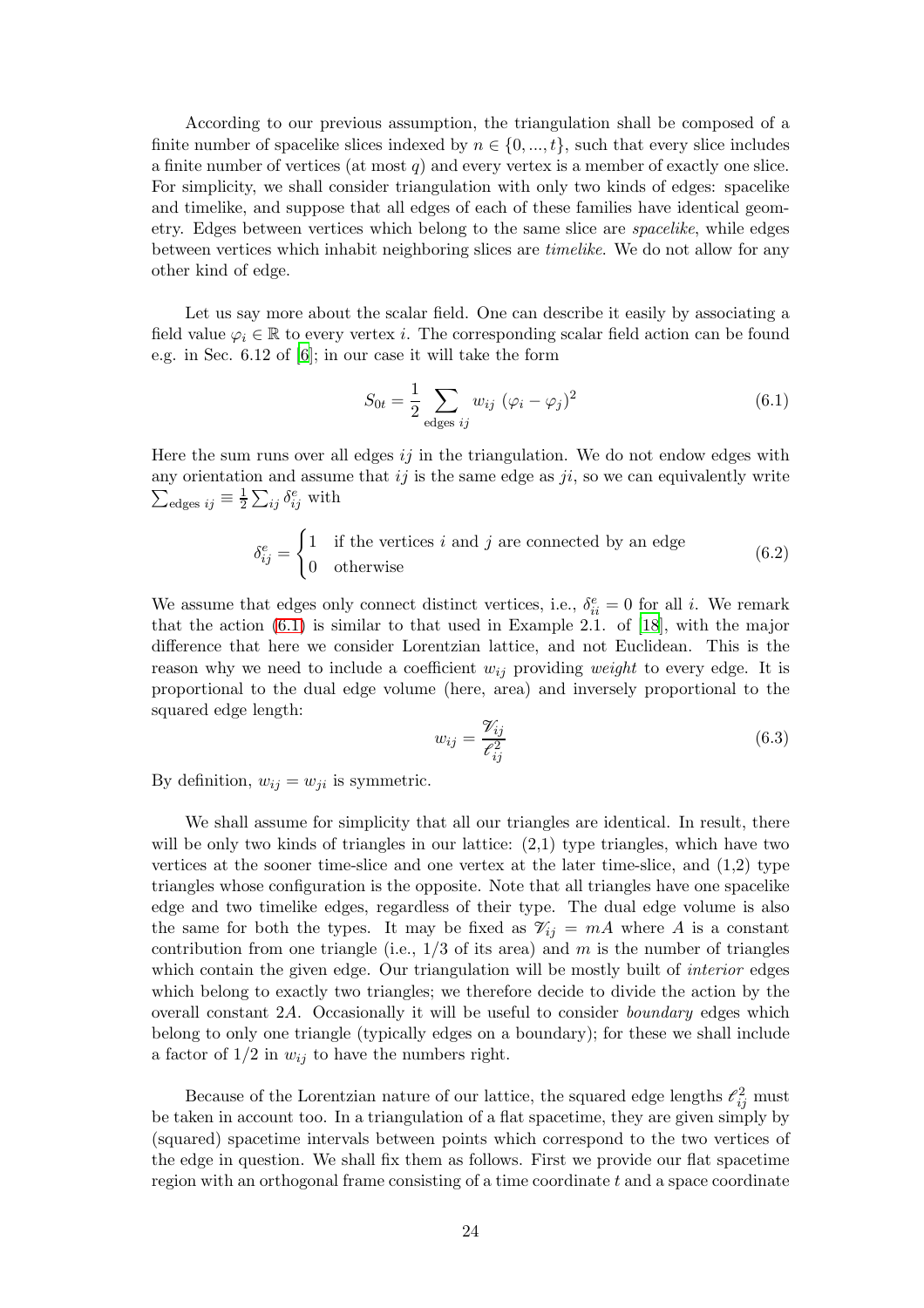According to our previous assumption, the triangulation shall be composed of a finite number of spacelike slices indexed by $n \in \{0, ..., t\}$, such that every slice includes a finite number of vertices (at most $q$) and every vertex is a member of exactly one slice. For simplicity, we shall consider triangulation with only two kinds of edges: spacelike and timelike, and suppose that all edges of each of these families have identical geometry. Edges between vertices which belong to the same slice are *spacelike*, while edges between vertices which inhabit neighboring slices are *timelike*. We do not allow for any other kind of edge.

Let us say more about the scalar field. One can describe it easily by associating a field value $\varphi_i \in \mathbb{R}$ to every vertex $i$. The corresponding scalar field action can be found e.g. in Sec. 6.12 of [6]; in our case it will take the form

$$S_{0t} = \frac{1}{2} \sum_{\text{edges } ij} w_{ij} \, (\varphi_i - \varphi_j)^2 \tag{6.1}$$

Here the sum runs over all edges $ij$ in the triangulation. We do not endow edges with any orientation and assume that $ij$ is the same edge as $ji$, so we can equivalently write $\sum_{\text{edges } ij} \equiv \frac{1}{2} \sum_{ij} \delta^e_{ij}$ with

$$\delta^e_{ij} = \begin{cases} 1 & \text{if the vertices } i \text{ and } j \text{ are connected by an edge} \\ 0 & \text{otherwise} \end{cases} \tag{6.2}$$

We assume that edges only connect distinct vertices, i.e., $\delta^e_{ii} = 0$ for all $i$. We remark that the action (6.1) is similar to that used in Example 2.1. of [18], with the major difference that here we consider Lorentzian lattice, and not Euclidean. This is the reason why we need to include a coefficient $w_{ij}$ providing *weight* to every edge. It is proportional to the dual edge volume (here, area) and inversely proportional to the squared edge length:

$$w_{ij} = \frac{\mathscr{V}_{ij}}{\ell^2_{ij}} \tag{6.3}$$

By definition, $w_{ij} = w_{ji}$ is symmetric.

We shall assume for simplicity that all our triangles are identical. In result, there will be only two kinds of triangles in our lattice: (2,1) type triangles, which have two vertices at the sooner time-slice and one vertex at the later time-slice, and (1,2) type triangles whose configuration is the opposite. Note that all triangles have one spacelike edge and two timelike edges, regardless of their type. The dual edge volume is also the same for both the types. It may be fixed as $\mathscr{V}_{ij} = mA$ where $A$ is a constant contribution from one triangle (i.e., 1/3 of its area) and $m$ is the number of triangles which contain the given edge. Our triangulation will be mostly built of *interior* edges which belong to exactly two triangles; we therefore decide to divide the action by the overall constant $2A$. Occasionally it will be useful to consider *boundary* edges which belong to only one triangle (typically edges on a boundary); for these we shall include a factor of 1/2 in $w_{ij}$ to have the numbers right.

Because of the Lorentzian nature of our lattice, the squared edge lengths $\ell^2_{ij}$ must be taken in account too. In a triangulation of a flat spacetime, they are given simply by (squared) spacetime intervals between points which correspond to the two vertices of the edge in question. We shall fix them as follows. First we provide our flat spacetime region with an orthogonal frame consisting of a time coordinate $t$ and a space coordinate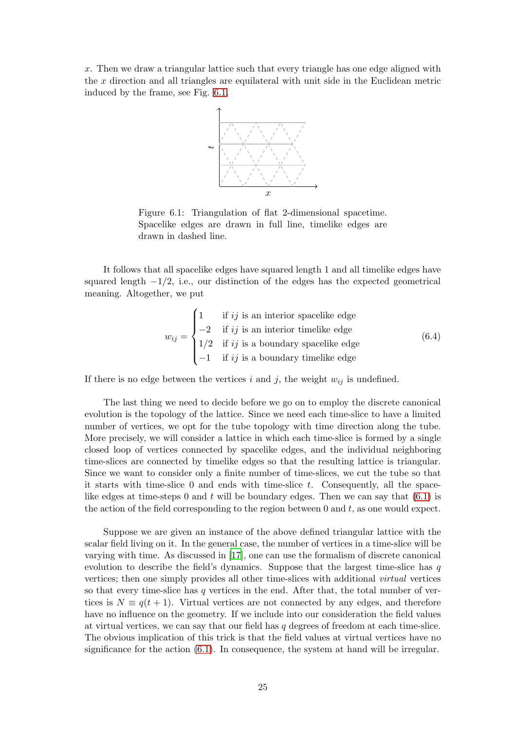$x$. Then we draw a triangular lattice such that every triangle has one edge aligned with the $x$ direction and all triangles are equilateral with unit side in the Euclidean metric induced by the frame, see Fig. 6.1.

Figure 6.1: Triangulation of flat 2-dimensional spacetime. Spacelike edges are drawn in full line, timelike edges are drawn in dashed line.

It follows that all spacelike edges have squared length 1 and all timelike edges have squared length $-1/2$, i.e., our distinction of the edges has the expected geometrical meaning. Altogether, we put

$$w_{ij} = \begin{cases} 1 & \text{if } ij \text{ is an interior spacelike edge} \\ -2 & \text{if } ij \text{ is an interior timelike edge} \\ 1/2 & \text{if } ij \text{ is a boundary spacelike edge} \\ -1 & \text{if } ij \text{ is a boundary timelike edge} \end{cases} \tag{6.4}$$

If there is no edge between the vertices $i$ and $j$, the weight $w_{ij}$ is undefined.

The last thing we need to decide before we go on to employ the discrete canonical evolution is the topology of the lattice. Since we need each time-slice to have a limited number of vertices, we opt for the tube topology with time direction along the tube. More precisely, we will consider a lattice in which each time-slice is formed by a single closed loop of vertices connected by spacelike edges, and the individual neighboring time-slices are connected by timelike edges so that the resulting lattice is triangular. Since we want to consider only a finite number of time-slices, we cut the tube so that it starts with time-slice 0 and ends with time-slice $t$. Consequently, all the spacelike edges at time-steps 0 and $t$ will be boundary edges. Then we can say that (6.1) is the action of the field corresponding to the region between 0 and $t$, as one would expect.

Suppose we are given an instance of the above defined triangular lattice with the scalar field living on it. In the general case, the number of vertices in a time-slice will be varying with time. As discussed in [17], one can use the formalism of discrete canonical evolution to describe the field's dynamics. Suppose that the largest time-slice has $q$ vertices; then one simply provides all other time-slices with additional *virtual* vertices so that every time-slice has $q$ vertices in the end. After that, the total number of vertices is $N \equiv q(t+1)$. Virtual vertices are not connected by any edges, and therefore have no influence on the geometry. If we include into our consideration the field values at virtual vertices, we can say that our field has $q$ degrees of freedom at each time-slice. The obvious implication of this trick is that the field values at virtual vertices have no significance for the action (6.1). In consequence, the system at hand will be irregular.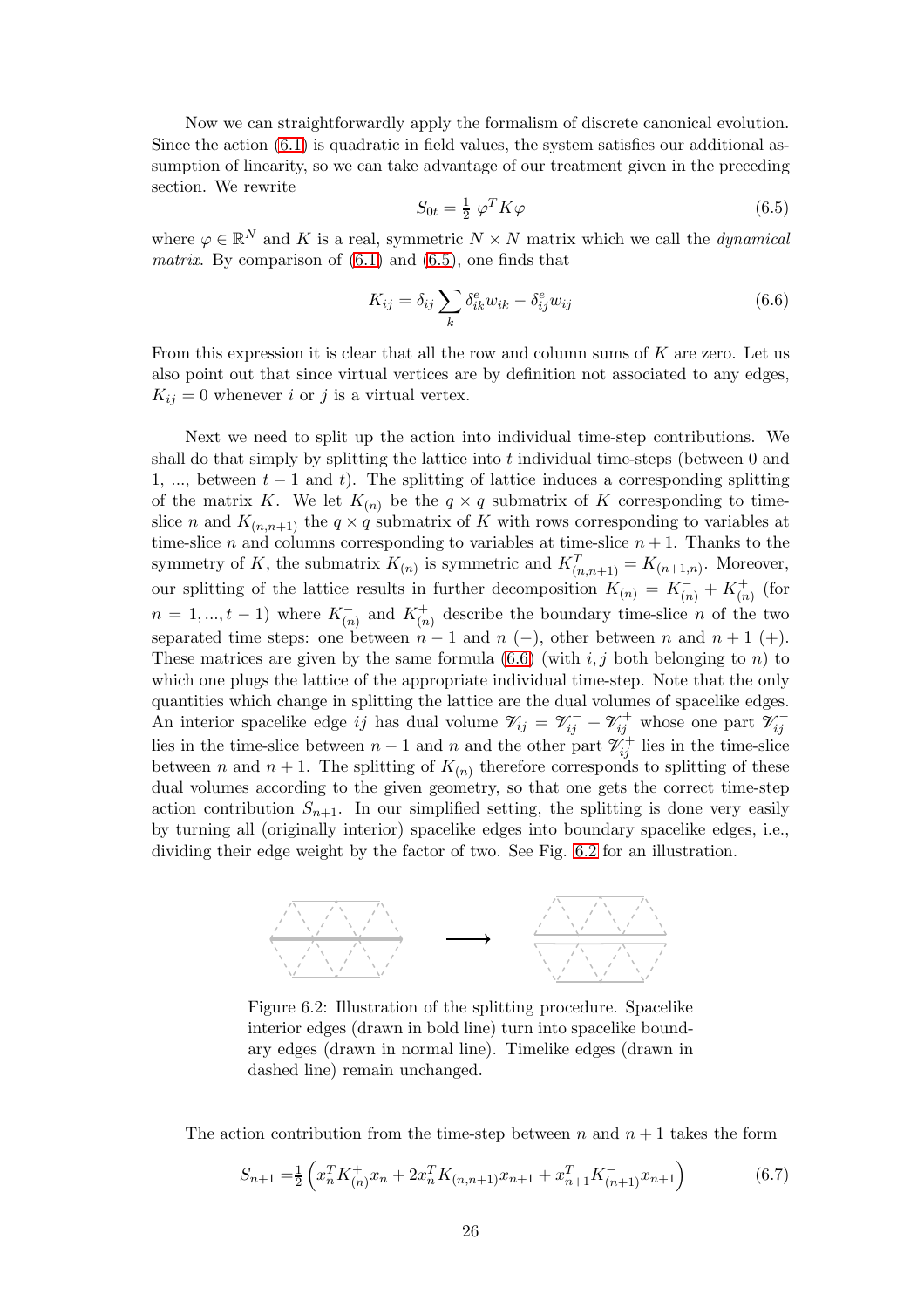Now we can straightforwardly apply the formalism of discrete canonical evolution. Since the action (6.1) is quadratic in field values, the system satisfies our additional assumption of linearity, so we can take advantage of our treatment given in the preceding section. We rewrite

$$S_{0t} = \tfrac{1}{2}\, \varphi^T K \varphi \tag{6.5}$$

where $\varphi \in \mathbb{R}^N$ and $K$ is a real, symmetric $N \times N$ matrix which we call the *dynamical matrix*. By comparison of (6.1) and (6.5), one finds that

$$K_{ij} = \delta_{ij} \sum_k \delta^e_{ik} w_{ik} - \delta^e_{ij} w_{ij} \tag{6.6}$$

From this expression it is clear that all the row and column sums of $K$ are zero. Let us also point out that since virtual vertices are by definition not associated to any edges, $K_{ij} = 0$ whenever $i$ or $j$ is a virtual vertex.

Next we need to split up the action into individual time-step contributions. We shall do that simply by splitting the lattice into $t$ individual time-steps (between 0 and 1, ..., between $t-1$ and $t$). The splitting of lattice induces a corresponding splitting of the matrix $K$. We let $K_{(n)}$ be the $q \times q$ submatrix of $K$ corresponding to time-slice $n$ and $K_{(n,n+1)}$ the $q \times q$ submatrix of $K$ with rows corresponding to variables at time-slice $n$ and columns corresponding to variables at time-slice $n+1$. Thanks to the symmetry of $K$, the submatrix $K_{(n)}$ is symmetric and $K^T_{(n,n+1)} = K_{(n+1,n)}$. Moreover, our splitting of the lattice results in further decomposition $K_{(n)} = K^-_{(n)} + K^+_{(n)}$ (for $n = 1, ..., t-1$) where $K^-_{(n)}$ and $K^+_{(n)}$ describe the boundary time-slice $n$ of the two separated time steps: one between $n-1$ and $n$ $(-)$, other between $n$ and $n+1$ $(+)$. These matrices are given by the same formula (6.6) (with $i, j$ both belonging to $n$) to which one plugs the lattice of the appropriate individual time-step. Note that the only quantities which change in splitting the lattice are the dual volumes of spacelike edges. An interior spacelike edge $ij$ has dual volume $\mathscr{V}_{ij} = \mathscr{V}^-_{ij} + \mathscr{V}^+_{ij}$ whose one part $\mathscr{V}^-_{ij}$ lies in the time-slice between $n-1$ and $n$ and the other part $\mathscr{V}^+_{ij}$ lies in the time-slice between $n$ and $n+1$. The splitting of $K_{(n)}$ therefore corresponds to splitting of these dual volumes according to the given geometry, so that one gets the correct time-step action contribution $S_{n+1}$. In our simplified setting, the splitting is done very easily by turning all (originally interior) spacelike edges into boundary spacelike edges, i.e., dividing their edge weight by the factor of two. See Fig. 6.2 for an illustration.

Figure 6.2: Illustration of the splitting procedure. Spacelike interior edges (drawn in bold line) turn into spacelike boundary edges (drawn in normal line). Timelike edges (drawn in dashed line) remain unchanged.

The action contribution from the time-step between $n$ and $n+1$ takes the form

$$S_{n+1} = \tfrac{1}{2} \left( x_n^T K^+_{(n)} x_n + 2 x_n^T K_{(n,n+1)} x_{n+1} + x_{n+1}^T K^-_{(n+1)} x_{n+1} \right) \tag{6.7}$$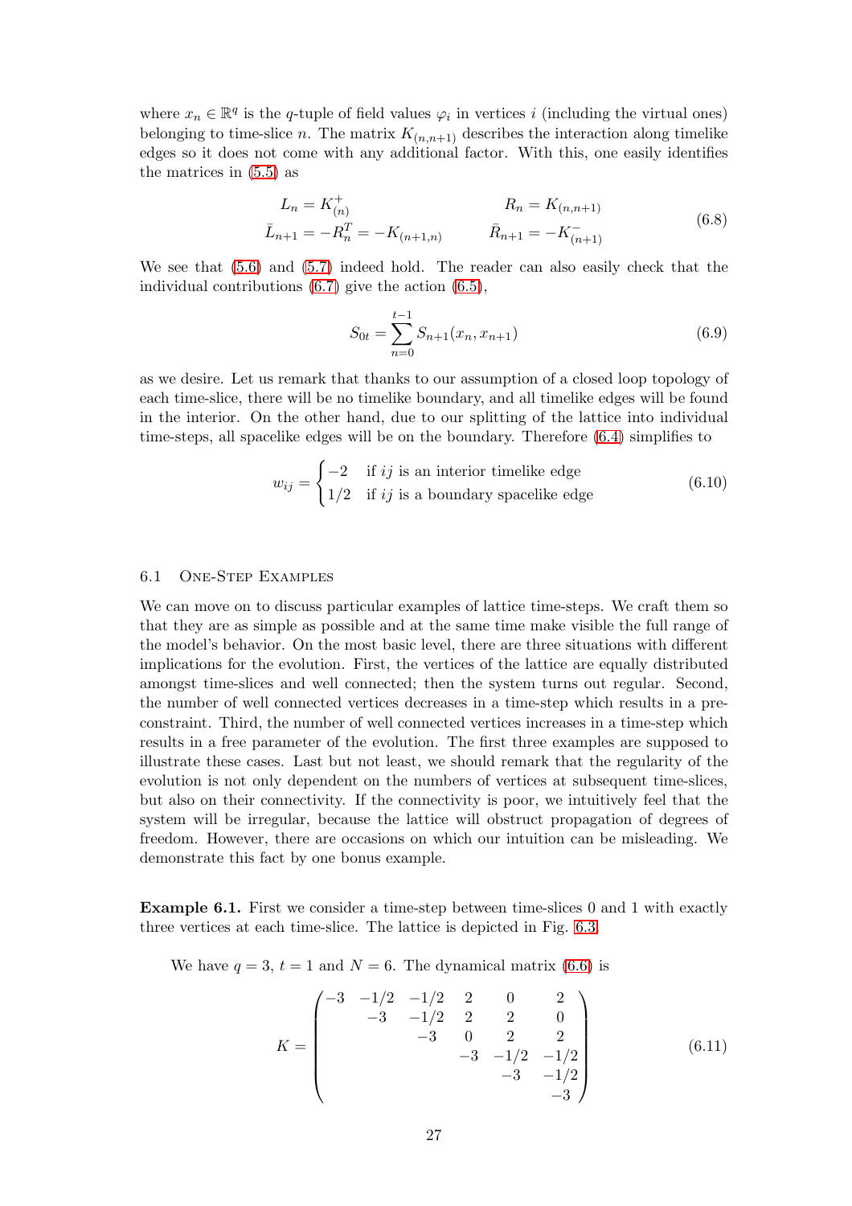where $x_n \in \mathbb{R}^q$ is the $q$-tuple of field values $\varphi_i$ in vertices $i$ (including the virtual ones) belonging to time-slice $n$. The matrix $K_{(n,n+1)}$ describes the interaction along timelike edges so it does not come with any additional factor. With this, one easily identifies the matrices in (5.5) as

$$
\begin{aligned}
L_n &= K^+_{(n)} & R_n &= K_{(n,n+1)} \\
\bar{L}_{n+1} &= -R_n^T = -K_{(n+1,n)} & \bar{R}_{n+1} &= -K^-_{(n+1)}
\end{aligned}
\tag{6.8}
$$

We see that (5.6) and (5.7) indeed hold. The reader can also easily check that the individual contributions (6.7) give the action (6.5),

$$
S_{0t} = \sum_{n=0}^{t-1} S_{n+1}(x_n, x_{n+1}) \tag{6.9}
$$

as we desire. Let us remark that thanks to our assumption of a closed loop topology of each time-slice, there will be no timelike boundary, and all timelike edges will be found in the interior. On the other hand, due to our splitting of the lattice into individual time-steps, all spacelike edges will be on the boundary. Therefore (6.4) simplifies to

$$
w_{ij} = \begin{cases} -2 & \text{if } ij \text{ is an interior timelike edge} \\ 1/2 & \text{if } ij \text{ is a boundary spacelike edge} \end{cases} \tag{6.10}
$$

## 6.1 One-Step Examples

We can move on to discuss particular examples of lattice time-steps. We craft them so that they are as simple as possible and at the same time make visible the full range of the model's behavior. On the most basic level, there are three situations with different implications for the evolution. First, the vertices of the lattice are equally distributed amongst time-slices and well connected; then the system turns out regular. Second, the number of well connected vertices decreases in a time-step which results in a pre-constraint. Third, the number of well connected vertices increases in a time-step which results in a free parameter of the evolution. The first three examples are supposed to illustrate these cases. Last but not least, we should remark that the regularity of the evolution is not only dependent on the numbers of vertices at subsequent time-slices, but also on their connectivity. If the connectivity is poor, we intuitively feel that the system will be irregular, because the lattice will obstruct propagation of degrees of freedom. However, there are occasions on which our intuition can be misleading. We demonstrate this fact by one bonus example.

**Example 6.1.** First we consider a time-step between time-slices 0 and 1 with exactly three vertices at each time-slice. The lattice is depicted in Fig. 6.3.

We have $q = 3$, $t = 1$ and $N = 6$. The dynamical matrix (6.6) is

$$
K = \begin{pmatrix}
-3 & -1/2 & -1/2 & 2 & 0 & 2 \\
 & -3 & -1/2 & 2 & 2 & 0 \\
 & & -3 & 0 & 2 & 2 \\
 & & & -3 & -1/2 & -1/2 \\
 & & & & -3 & -1/2 \\
 & & & & & -3
\end{pmatrix} \tag{6.11}
$$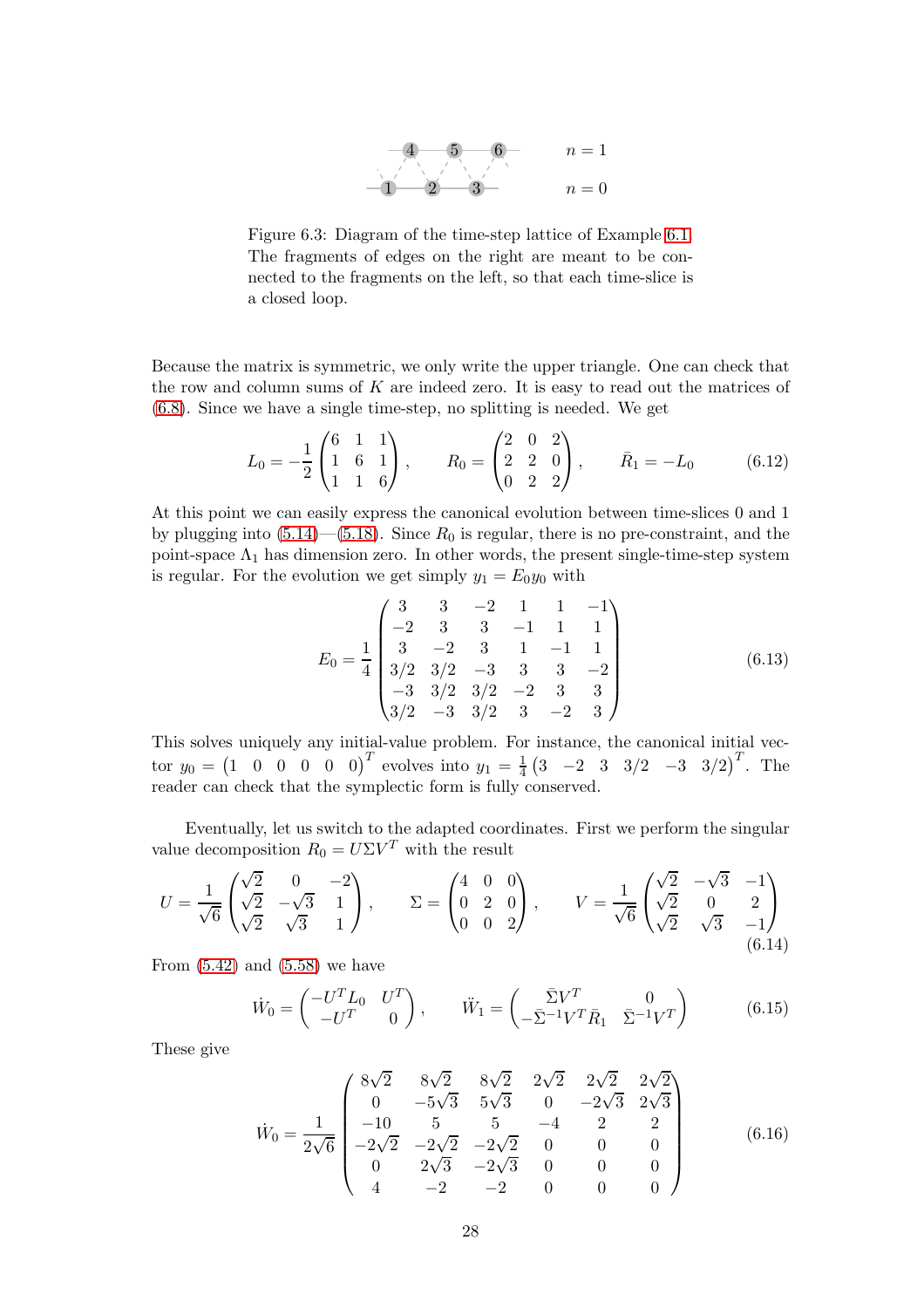Figure 6.3: Diagram of the time-step lattice of Example 6.1. The fragments of edges on the right are meant to be connected to the fragments on the left, so that each time-slice is a closed loop.

Because the matrix is symmetric, we only write the upper triangle. One can check that the row and column sums of $K$ are indeed zero. It is easy to read out the matrices of (6.8). Since we have a single time-step, no splitting is needed. We get

$$L_0 = -\frac{1}{2}\begin{pmatrix} 6 & 1 & 1 \\ 1 & 6 & 1 \\ 1 & 1 & 6 \end{pmatrix}, \qquad R_0 = \begin{pmatrix} 2 & 0 & 2 \\ 2 & 2 & 0 \\ 0 & 2 & 2 \end{pmatrix}, \qquad \bar{R}_1 = -L_0 \tag{6.12}$$

At this point we can easily express the canonical evolution between time-slices 0 and 1 by plugging into (5.14)—(5.18). Since $R_0$ is regular, there is no pre-constraint, and the point-space $\Lambda_1$ has dimension zero. In other words, the present single-time-step system is regular. For the evolution we get simply $y_1 = E_0 y_0$ with

$$E_0 = \frac{1}{4}\begin{pmatrix} 3 & 3 & -2 & 1 & 1 & -1 \\ -2 & 3 & 3 & -1 & 1 & 1 \\ 3 & -2 & 3 & 1 & -1 & 1 \\ 3/2 & 3/2 & -3 & 3 & 3 & -2 \\ -3 & 3/2 & 3/2 & -2 & 3 & 3 \\ 3/2 & -3 & 3/2 & 3 & -2 & 3 \end{pmatrix} \tag{6.13}$$

This solves uniquely any initial-value problem. For instance, the canonical initial vector $y_0 = \begin{pmatrix} 1 & 0 & 0 & 0 & 0 & 0 \end{pmatrix}^T$ evolves into $y_1 = \frac{1}{4}\begin{pmatrix} 3 & -2 & 3 & 3/2 & -3 & 3/2 \end{pmatrix}^T$. The reader can check that the symplectic form is fully conserved.

Eventually, let us switch to the adapted coordinates. First we perform the singular value decomposition $R_0 = U\Sigma V^T$ with the result

$$U = \frac{1}{\sqrt{6}}\begin{pmatrix} \sqrt{2} & 0 & -2 \\ \sqrt{2} & -\sqrt{3} & 1 \\ \sqrt{2} & \sqrt{3} & 1 \end{pmatrix}, \qquad \Sigma = \begin{pmatrix} 4 & 0 & 0 \\ 0 & 2 & 0 \\ 0 & 0 & 2 \end{pmatrix}, \qquad V = \frac{1}{\sqrt{6}}\begin{pmatrix} \sqrt{2} & -\sqrt{3} & -1 \\ \sqrt{2} & 0 & 2 \\ \sqrt{2} & \sqrt{3} & -1 \end{pmatrix} \tag{6.14}$$

From (5.42) and (5.58) we have

$$\dot{W}_0 = \begin{pmatrix} -U^T L_0 & U^T \\ -U^T & 0 \end{pmatrix}, \qquad \ddot{W}_1 = \begin{pmatrix} \bar{\Sigma} V^T & 0 \\ -\bar{\Sigma}^{-1} V^T \bar{R}_1 & \bar{\Sigma}^{-1} V^T \end{pmatrix} \tag{6.15}$$

These give

$$\dot{W}_0 = \frac{1}{2\sqrt{6}}\begin{pmatrix} 8\sqrt{2} & 8\sqrt{2} & 8\sqrt{2} & 2\sqrt{2} & 2\sqrt{2} & 2\sqrt{2} \\ 0 & -5\sqrt{3} & 5\sqrt{3} & 0 & -2\sqrt{3} & 2\sqrt{3} \\ -10 & 5 & 5 & -4 & 2 & 2 \\ -2\sqrt{2} & -2\sqrt{2} & -2\sqrt{2} & 0 & 0 & 0 \\ 0 & 2\sqrt{3} & -2\sqrt{3} & 0 & 0 & 0 \\ 4 & -2 & -2 & 0 & 0 & 0 \end{pmatrix} \tag{6.16}$$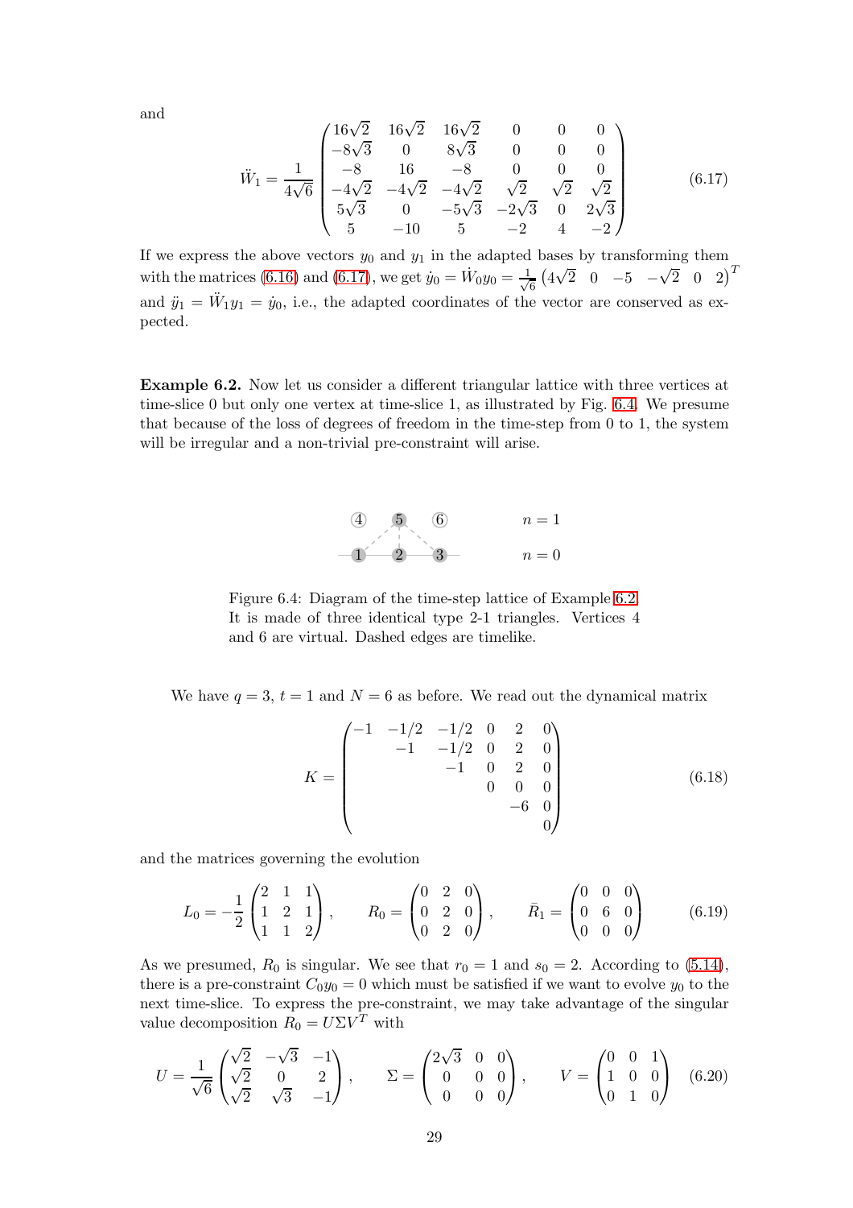and

$$\ddot{W}_1 = \frac{1}{4\sqrt{6}} \begin{pmatrix} 16\sqrt{2} & 16\sqrt{2} & 16\sqrt{2} & 0 & 0 & 0 \\ -8\sqrt{3} & 0 & 8\sqrt{3} & 0 & 0 & 0 \\ -8 & 16 & -8 & 0 & 0 & 0 \\ -4\sqrt{2} & -4\sqrt{2} & -4\sqrt{2} & \sqrt{2} & \sqrt{2} & \sqrt{2} \\ 5\sqrt{3} & 0 & -5\sqrt{3} & -2\sqrt{3} & 0 & 2\sqrt{3} \\ 5 & -10 & 5 & -2 & 4 & -2 \end{pmatrix} \tag{6.17}$$

If we express the above vectors $y_0$ and $y_1$ in the adapted bases by transforming them with the matrices (6.16) and (6.17), we get $\dot{y}_0 = \dot{W}_0 y_0 = \frac{1}{\sqrt{6}} \begin{pmatrix} 4\sqrt{2} & 0 & -5 & -\sqrt{2} & 0 & 2 \end{pmatrix}^T$ and $\ddot{y}_1 = \ddot{W}_1 y_1 = \dot{y}_0$, i.e., the adapted coordinates of the vector are conserved as expected.

**Example 6.2.** Now let us consider a different triangular lattice with three vertices at time-slice 0 but only one vertex at time-slice 1, as illustrated by Fig. 6.4. We presume that because of the loss of degrees of freedom in the time-step from 0 to 1, the system will be irregular and a non-trivial pre-constraint will arise.

Figure 6.4: Diagram of the time-step lattice of Example 6.2. It is made of three identical type 2-1 triangles. Vertices 4 and 6 are virtual. Dashed edges are timelike.

We have $q = 3$, $t = 1$ and $N = 6$ as before. We read out the dynamical matrix

$$K = \begin{pmatrix} -1 & -1/2 & -1/2 & 0 & 2 & 0 \\ & -1 & -1/2 & 0 & 2 & 0 \\ & & -1 & 0 & 2 & 0 \\ & & & 0 & 0 & 0 \\ & & & & -6 & 0 \\ & & & & & 0 \end{pmatrix} \tag{6.18}$$

and the matrices governing the evolution

$$L_0 = -\frac{1}{2} \begin{pmatrix} 2 & 1 & 1 \\ 1 & 2 & 1 \\ 1 & 1 & 2 \end{pmatrix}, \qquad R_0 = \begin{pmatrix} 0 & 2 & 0 \\ 0 & 2 & 0 \\ 0 & 2 & 0 \end{pmatrix}, \qquad \bar{R}_1 = \begin{pmatrix} 0 & 0 & 0 \\ 0 & 6 & 0 \\ 0 & 0 & 0 \end{pmatrix} \tag{6.19}$$

As we presumed, $R_0$ is singular. We see that $r_0 = 1$ and $s_0 = 2$. According to (5.14), there is a pre-constraint $C_0 y_0 = 0$ which must be satisfied if we want to evolve $y_0$ to the next time-slice. To express the pre-constraint, we may take advantage of the singular value decomposition $R_0 = U \Sigma V^T$ with

$$U = \frac{1}{\sqrt{6}} \begin{pmatrix} \sqrt{2} & -\sqrt{3} & -1 \\ \sqrt{2} & 0 & 2 \\ \sqrt{2} & \sqrt{3} & -1 \end{pmatrix}, \qquad \Sigma = \begin{pmatrix} 2\sqrt{3} & 0 & 0 \\ 0 & 0 & 0 \\ 0 & 0 & 0 \end{pmatrix}, \qquad V = \begin{pmatrix} 0 & 0 & 1 \\ 1 & 0 & 0 \\ 0 & 1 & 0 \end{pmatrix} \tag{6.20}$$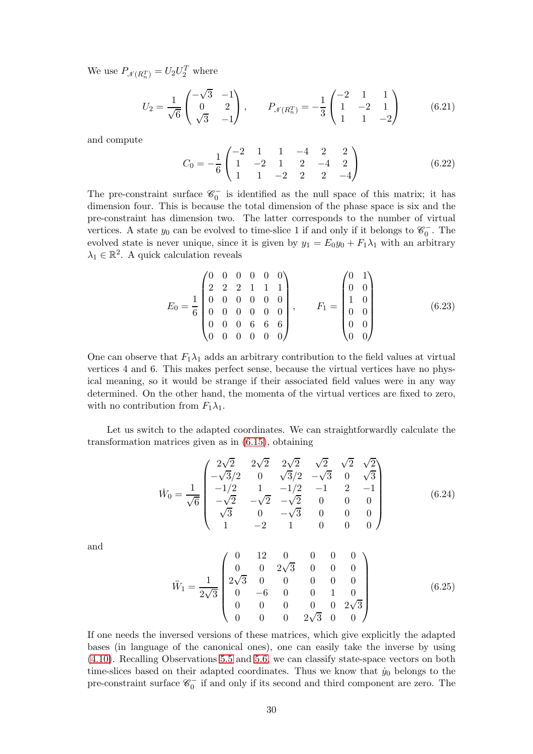We use $P_{\mathscr{N}(R_n^T)} = U_2 U_2^T$ where

$$U_2 = \frac{1}{\sqrt{6}} \begin{pmatrix} -\sqrt{3} & -1 \\ 0 & 2 \\ \sqrt{3} & -1 \end{pmatrix}, \qquad P_{\mathscr{N}(R_n^T)} = -\frac{1}{3} \begin{pmatrix} -2 & 1 & 1 \\ 1 & -2 & 1 \\ 1 & 1 & -2 \end{pmatrix} \tag{6.21}$$

and compute

$$C_0 = -\frac{1}{6} \begin{pmatrix} -2 & 1 & 1 & -4 & 2 & 2 \\ 1 & -2 & 1 & 2 & -4 & 2 \\ 1 & 1 & -2 & 2 & 2 & -4 \end{pmatrix} \tag{6.22}$$

The pre-constraint surface $\mathscr{C}_0^-$ is identified as the null space of this matrix; it has dimension four. This is because the total dimension of the phase space is six and the pre-constraint has dimension two. The latter corresponds to the number of virtual vertices. A state $y_0$ can be evolved to time-slice 1 if and only if it belongs to $\mathscr{C}_0^-$. The evolved state is never unique, since it is given by $y_1 = E_0 y_0 + F_1 \lambda_1$ with an arbitrary $\lambda_1 \in \mathbb{R}^2$. A quick calculation reveals

$$E_0 = \frac{1}{6} \begin{pmatrix} 0 & 0 & 0 & 0 & 0 & 0 \\ 2 & 2 & 2 & 1 & 1 & 1 \\ 0 & 0 & 0 & 0 & 0 & 0 \\ 0 & 0 & 0 & 0 & 0 & 0 \\ 0 & 0 & 0 & 6 & 6 & 6 \\ 0 & 0 & 0 & 0 & 0 & 0 \end{pmatrix}, \qquad F_1 = \begin{pmatrix} 0 & 1 \\ 0 & 0 \\ 1 & 0 \\ 0 & 0 \\ 0 & 0 \\ 0 & 0 \end{pmatrix} \tag{6.23}$$

One can observe that $F_1 \lambda_1$ adds an arbitrary contribution to the field values at virtual vertices 4 and 6. This makes perfect sense, because the virtual vertices have no physical meaning, so it would be strange if their associated field values were in any way determined. On the other hand, the momenta of the virtual vertices are fixed to zero, with no contribution from $F_1 \lambda_1$.

Let us switch to the adapted coordinates. We can straightforwardly calculate the transformation matrices given as in (6.15), obtaining

$$\dot{W}_0 = \frac{1}{\sqrt{6}} \begin{pmatrix} 2\sqrt{2} & 2\sqrt{2} & 2\sqrt{2} & \sqrt{2} & \sqrt{2} & \sqrt{2} \\ -\sqrt{3}/2 & 0 & \sqrt{3}/2 & -\sqrt{3} & 0 & \sqrt{3} \\ -1/2 & 1 & -1/2 & -1 & 2 & -1 \\ -\sqrt{2} & -\sqrt{2} & -\sqrt{2} & 0 & 0 & 0 \\ \sqrt{3} & 0 & -\sqrt{3} & 0 & 0 & 0 \\ 1 & -2 & 1 & 0 & 0 & 0 \end{pmatrix} \tag{6.24}$$

and

$$\ddot{W}_1 = \frac{1}{2\sqrt{3}} \begin{pmatrix} 0 & 12 & 0 & 0 & 0 & 0 \\ 0 & 0 & 2\sqrt{3} & 0 & 0 & 0 \\ 2\sqrt{3} & 0 & 0 & 0 & 0 & 0 \\ 0 & -6 & 0 & 0 & 1 & 0 \\ 0 & 0 & 0 & 0 & 0 & 2\sqrt{3} \\ 0 & 0 & 0 & 2\sqrt{3} & 0 & 0 \end{pmatrix} \tag{6.25}$$

If one needs the inversed versions of these matrices, which give explicitly the adapted bases (in language of the canonical ones), one can easily take the inverse by using (4.10). Recalling Observations 5.5 and 5.6, we can classify state-space vectors on both time-slices based on their adapted coordinates. Thus we know that $\dot{y}_0$ belongs to the pre-constraint surface $\mathscr{C}_0^-$ if and only if its second and third component are zero. The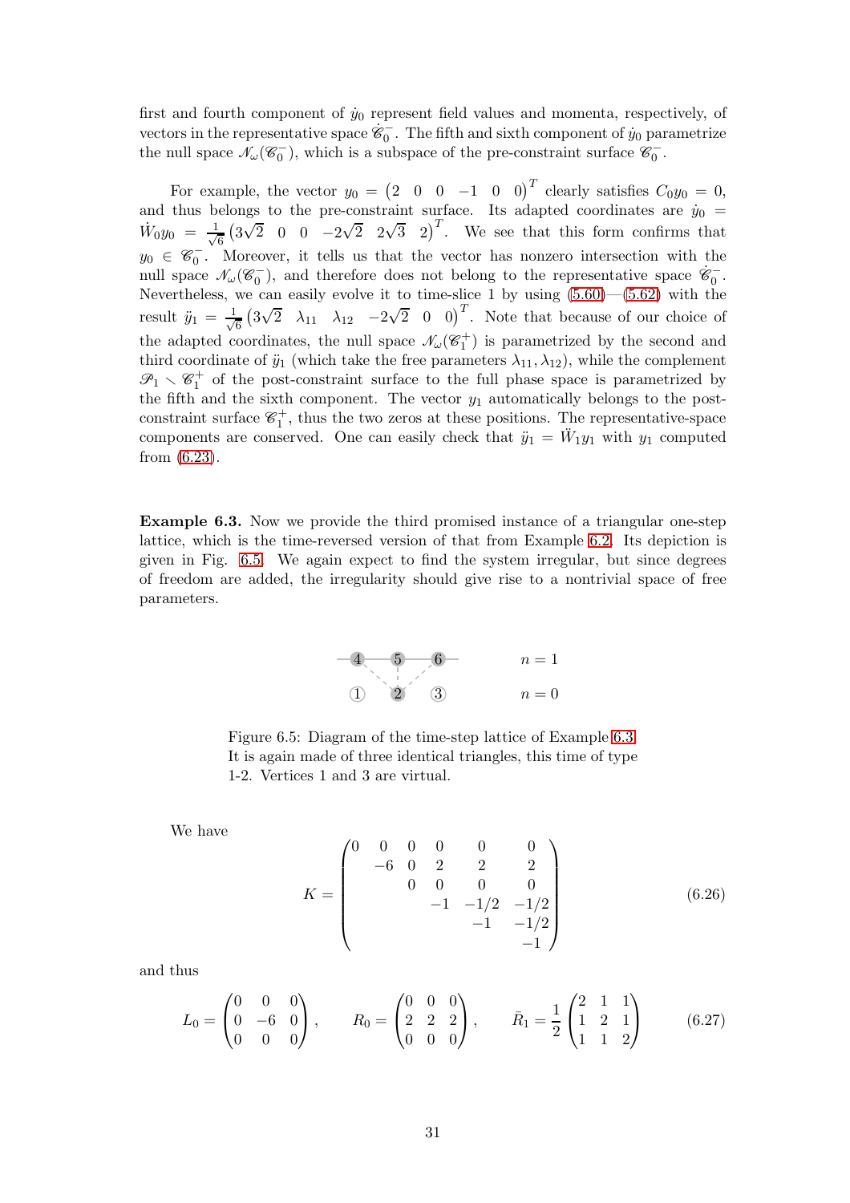first and fourth component of $\dot{y}_0$ represent field values and momenta, respectively, of vectors in the representative space $\dot{\mathscr{C}}_0^-$. The fifth and sixth component of $\dot{y}_0$ parametrize the null space $\mathscr{N}_\omega(\mathscr{C}_0^-)$, which is a subspace of the pre-constraint surface $\mathscr{C}_0^-$.

For example, the vector $y_0 = \begin{pmatrix} 2 & 0 & 0 & -1 & 0 & 0 \end{pmatrix}^T$ clearly satisfies $C_0 y_0 = 0$, and thus belongs to the pre-constraint surface. Its adapted coordinates are $\dot{y}_0 = \dot{W}_0 y_0 = \frac{1}{\sqrt{6}} \begin{pmatrix} 3\sqrt{2} & 0 & 0 & -2\sqrt{2} & 2\sqrt{3} & 2 \end{pmatrix}^T$. We see that this form confirms that $y_0 \in \mathscr{C}_0^-$. Moreover, it tells us that the vector has nonzero intersection with the null space $\mathscr{N}_\omega(\mathscr{C}_0^-)$, and therefore does not belong to the representative space $\dot{\mathscr{C}}_0^-$. Nevertheless, we can easily evolve it to time-slice 1 by using (5.60)—(5.62) with the result $\ddot{y}_1 = \frac{1}{\sqrt{6}} \begin{pmatrix} 3\sqrt{2} & \lambda_{11} & \lambda_{12} & -2\sqrt{2} & 0 & 0 \end{pmatrix}^T$. Note that because of our choice of the adapted coordinates, the null space $\mathscr{N}_\omega(\mathscr{C}_1^+)$ is parametrized by the second and third coordinate of $\ddot{y}_1$ (which take the free parameters $\lambda_{11}, \lambda_{12}$), while the complement $\mathscr{P}_1 \smallsetminus \mathscr{C}_1^+$ of the post-constraint surface to the full phase space is parametrized by the fifth and the sixth component. The vector $y_1$ automatically belongs to the post-constraint surface $\mathscr{C}_1^+$, thus the two zeros at these positions. The representative-space components are conserved. One can easily check that $\ddot{y}_1 = \ddot{W}_1 y_1$ with $y_1$ computed from (6.23).

**Example 6.3.** Now we provide the third promised instance of a triangular one-step lattice, which is the time-reversed version of that from Example 6.2. Its depiction is given in Fig. 6.5. We again expect to find the system irregular, but since degrees of freedom are added, the irregularity should give rise to a nontrivial space of free parameters.

Figure 6.5: Diagram of the time-step lattice of Example 6.3. It is again made of three identical triangles, this time of type 1-2. Vertices 1 and 3 are virtual.

We have

$$K = \begin{pmatrix} 0 & 0 & 0 & 0 & 0 & 0 \\ & -6 & 0 & 2 & 2 & 2 \\ & & 0 & 0 & 0 & 0 \\ & & & -1 & -1/2 & -1/2 \\ & & & & -1 & -1/2 \\ & & & & & -1 \end{pmatrix} \tag{6.26}$$

and thus

$$L_0 = \begin{pmatrix} 0 & 0 & 0 \\ 0 & -6 & 0 \\ 0 & 0 & 0 \end{pmatrix}, \qquad R_0 = \begin{pmatrix} 0 & 0 & 0 \\ 2 & 2 & 2 \\ 0 & 0 & 0 \end{pmatrix}, \qquad \bar{R}_1 = \frac{1}{2} \begin{pmatrix} 2 & 1 & 1 \\ 1 & 2 & 1 \\ 1 & 1 & 2 \end{pmatrix} \tag{6.27}$$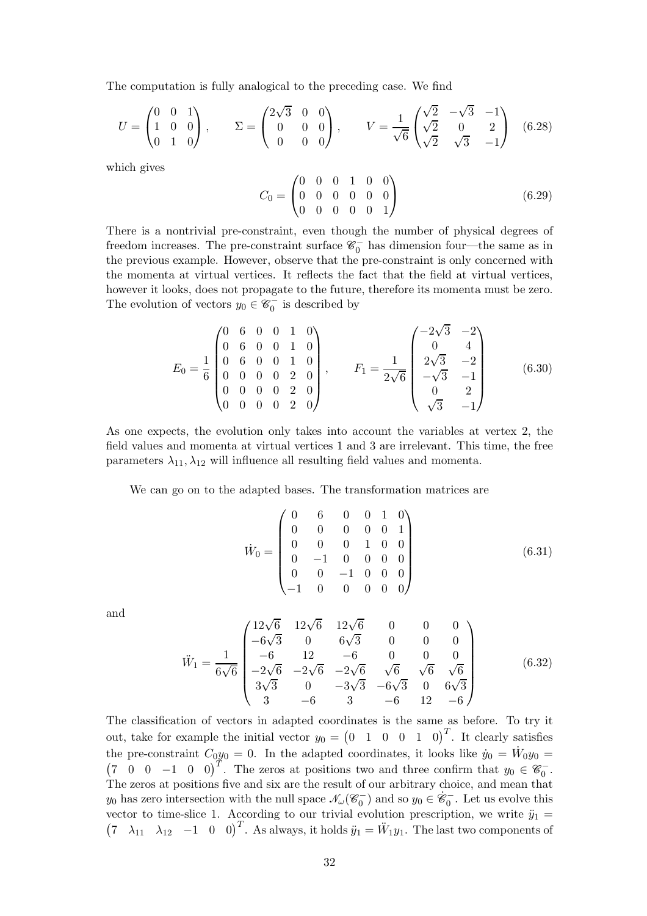The computation is fully analogical to the preceding case. We find

$$U = \begin{pmatrix} 0 & 0 & 1 \\ 1 & 0 & 0 \\ 0 & 1 & 0 \end{pmatrix}, \qquad \Sigma = \begin{pmatrix} 2\sqrt{3} & 0 & 0 \\ 0 & 0 & 0 \\ 0 & 0 & 0 \end{pmatrix}, \qquad V = \frac{1}{\sqrt{6}} \begin{pmatrix} \sqrt{2} & -\sqrt{3} & -1 \\ \sqrt{2} & 0 & 2 \\ \sqrt{2} & \sqrt{3} & -1 \end{pmatrix} \tag{6.28}$$

which gives

$$C_0 = \begin{pmatrix} 0 & 0 & 0 & 1 & 0 & 0 \\ 0 & 0 & 0 & 0 & 0 & 0 \\ 0 & 0 & 0 & 0 & 0 & 1 \end{pmatrix} \tag{6.29}$$

There is a nontrivial pre-constraint, even though the number of physical degrees of freedom increases. The pre-constraint surface $\mathscr{C}_0^-$ has dimension four—the same as in the previous example. However, observe that the pre-constraint is only concerned with the momenta at virtual vertices. It reflects the fact that the field at virtual vertices, however it looks, does not propagate to the future, therefore its momenta must be zero. The evolution of vectors $y_0 \in \mathscr{C}_0^-$ is described by

$$E_0 = \frac{1}{6} \begin{pmatrix} 0 & 6 & 0 & 0 & 1 & 0 \\ 0 & 6 & 0 & 0 & 1 & 0 \\ 0 & 6 & 0 & 0 & 1 & 0 \\ 0 & 0 & 0 & 0 & 2 & 0 \\ 0 & 0 & 0 & 0 & 2 & 0 \\ 0 & 0 & 0 & 0 & 2 & 0 \end{pmatrix}, \qquad F_1 = \frac{1}{2\sqrt{6}} \begin{pmatrix} -2\sqrt{3} & -2 \\ 0 & 4 \\ 2\sqrt{3} & -2 \\ -\sqrt{3} & -1 \\ 0 & 2 \\ \sqrt{3} & -1 \end{pmatrix} \tag{6.30}$$

As one expects, the evolution only takes into account the variables at vertex 2, the field values and momenta at virtual vertices 1 and 3 are irrelevant. This time, the free parameters $\lambda_{11}, \lambda_{12}$ will influence all resulting field values and momenta.

We can go on to the adapted bases. The transformation matrices are

$$\dot{W}_0 = \begin{pmatrix} 0 & 6 & 0 & 0 & 1 & 0 \\ 0 & 0 & 0 & 0 & 0 & 1 \\ 0 & 0 & 0 & 1 & 0 & 0 \\ 0 & -1 & 0 & 0 & 0 & 0 \\ 0 & 0 & -1 & 0 & 0 & 0 \\ -1 & 0 & 0 & 0 & 0 & 0 \end{pmatrix} \tag{6.31}$$

and

$$\ddot{W}_1 = \frac{1}{6\sqrt{6}} \begin{pmatrix} 12\sqrt{6} & 12\sqrt{6} & 12\sqrt{6} & 0 & 0 & 0 \\ -6\sqrt{3} & 0 & 6\sqrt{3} & 0 & 0 & 0 \\ -6 & 12 & -6 & 0 & 0 & 0 \\ -2\sqrt{6} & -2\sqrt{6} & -2\sqrt{6} & \sqrt{6} & \sqrt{6} & \sqrt{6} \\ 3\sqrt{3} & 0 & -3\sqrt{3} & -6\sqrt{3} & 0 & 6\sqrt{3} \\ 3 & -6 & 3 & -6 & 12 & -6 \end{pmatrix} \tag{6.32}$$

The classification of vectors in adapted coordinates is the same as before. To try it out, take for example the initial vector $y_0 = \begin{pmatrix} 0 & 1 & 0 & 0 & 1 & 0 \end{pmatrix}^T$. It clearly satisfies the pre-constraint $C_0 y_0 = 0$. In the adapted coordinates, it looks like $\dot{y}_0 = \dot{W}_0 y_0 = \begin{pmatrix} 7 & 0 & 0 & -1 & 0 & 0 \end{pmatrix}^T$. The zeros at positions two and three confirm that $y_0 \in \mathscr{C}_0^-$. The zeros at positions five and six are the result of our arbitrary choice, and mean that $y_0$ has zero intersection with the null space $\mathscr{N}_\omega(\mathscr{C}_0^-)$ and so $y_0 \in \dot{\mathscr{C}}_0^-$. Let us evolve this vector to time-slice 1. According to our trivial evolution prescription, we write $\ddot{y}_1 = \begin{pmatrix} 7 & \lambda_{11} & \lambda_{12} & -1 & 0 & 0 \end{pmatrix}^T$. As always, it holds $\ddot{y}_1 = \ddot{W}_1 y_1$. The last two components of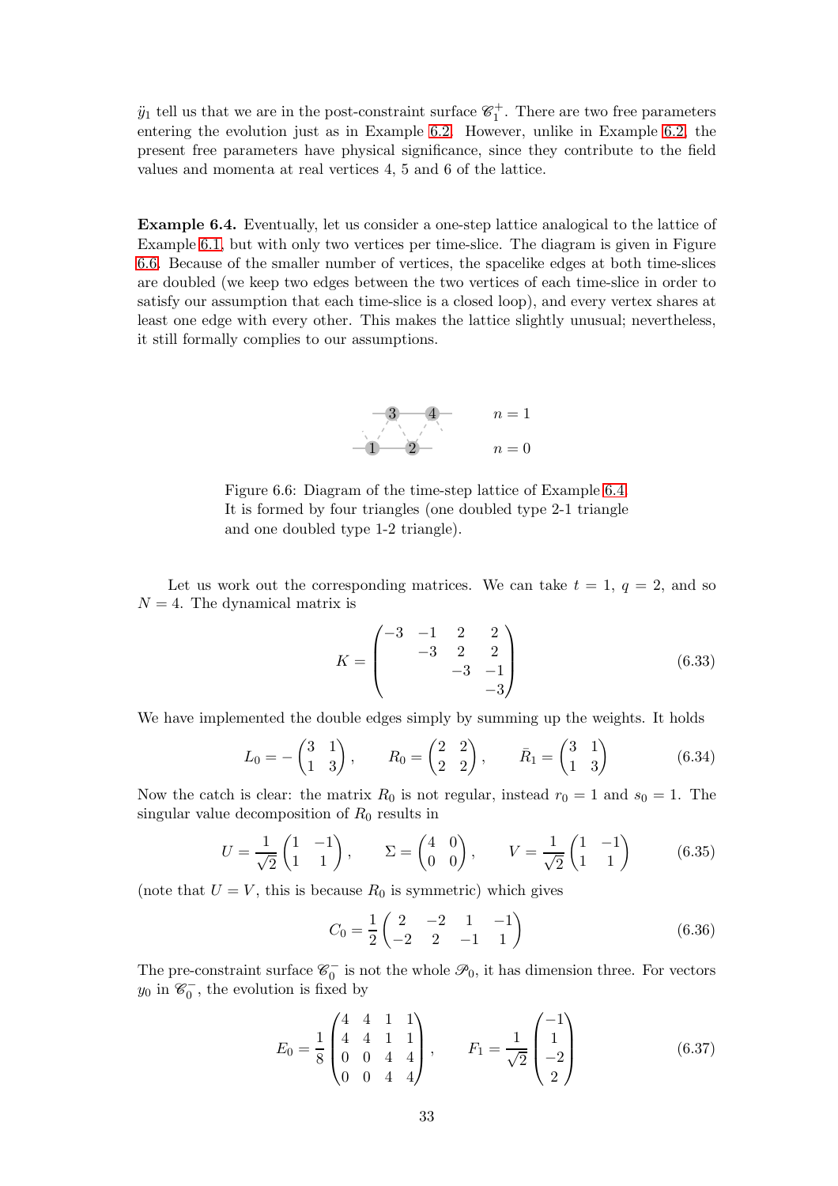$\ddot{y}_1$ tell us that we are in the post-constraint surface $\mathscr{C}_1^+$. There are two free parameters entering the evolution just as in Example 6.2. However, unlike in Example 6.2, the present free parameters have physical significance, since they contribute to the field values and momenta at real vertices 4, 5 and 6 of the lattice.

**Example 6.4.** Eventually, let us consider a one-step lattice analogical to the lattice of Example 6.1, but with only two vertices per time-slice. The diagram is given in Figure 6.6. Because of the smaller number of vertices, the spacelike edges at both time-slices are doubled (we keep two edges between the two vertices of each time-slice in order to satisfy our assumption that each time-slice is a closed loop), and every vertex shares at least one edge with every other. This makes the lattice slightly unusual; nevertheless, it still formally complies to our assumptions.

Figure 6.6: Diagram of the time-step lattice of Example 6.4. It is formed by four triangles (one doubled type 2-1 triangle and one doubled type 1-2 triangle).

Let us work out the corresponding matrices. We can take $t = 1$, $q = 2$, and so $N = 4$. The dynamical matrix is

$$K = \begin{pmatrix} -3 & -1 & 2 & 2 \\ & -3 & 2 & 2 \\ & & -3 & -1 \\ & & & -3 \end{pmatrix} \tag{6.33}$$

We have implemented the double edges simply by summing up the weights. It holds

$$L_0 = -\begin{pmatrix} 3 & 1 \\ 1 & 3 \end{pmatrix}, \qquad R_0 = \begin{pmatrix} 2 & 2 \\ 2 & 2 \end{pmatrix}, \qquad \bar{R}_1 = \begin{pmatrix} 3 & 1 \\ 1 & 3 \end{pmatrix} \tag{6.34}$$

Now the catch is clear: the matrix $R_0$ is not regular, instead $r_0 = 1$ and $s_0 = 1$. The singular value decomposition of $R_0$ results in

$$U = \frac{1}{\sqrt{2}}\begin{pmatrix} 1 & -1 \\ 1 & 1 \end{pmatrix}, \qquad \Sigma = \begin{pmatrix} 4 & 0 \\ 0 & 0 \end{pmatrix}, \qquad V = \frac{1}{\sqrt{2}}\begin{pmatrix} 1 & -1 \\ 1 & 1 \end{pmatrix} \tag{6.35}$$

(note that $U = V$, this is because $R_0$ is symmetric) which gives

$$C_0 = \frac{1}{2}\begin{pmatrix} 2 & -2 & 1 & -1 \\ -2 & 2 & -1 & 1 \end{pmatrix} \tag{6.36}$$

The pre-constraint surface $\mathscr{C}_0^-$ is not the whole $\mathscr{P}_0$, it has dimension three. For vectors $y_0$ in $\mathscr{C}_0^-$, the evolution is fixed by

$$E_0 = \frac{1}{8}\begin{pmatrix} 4 & 4 & 1 & 1 \\ 4 & 4 & 1 & 1 \\ 0 & 0 & 4 & 4 \\ 0 & 0 & 4 & 4 \end{pmatrix}, \qquad F_1 = \frac{1}{\sqrt{2}}\begin{pmatrix} -1 \\ 1 \\ -2 \\ 2 \end{pmatrix} \tag{6.37}$$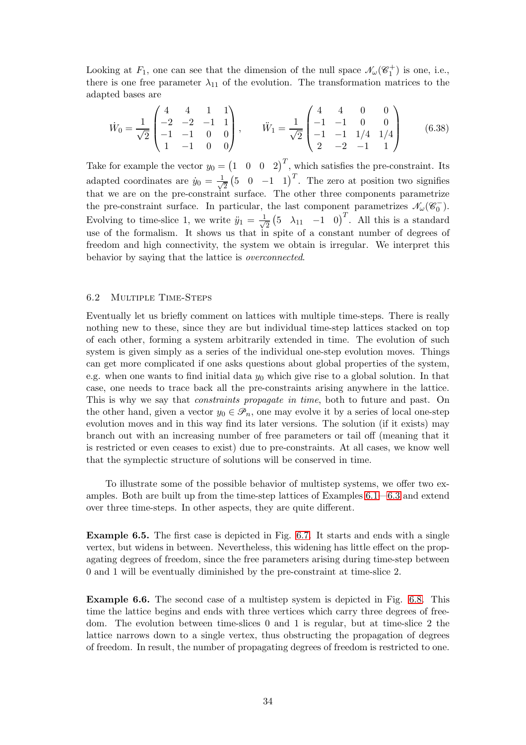Looking at $F_1$, one can see that the dimension of the null space $\mathscr{N}_\omega(\mathscr{C}_1^+)$ is one, i.e., there is one free parameter $\lambda_{11}$ of the evolution. The transformation matrices to the adapted bases are

$$\dot{W}_0 = \frac{1}{\sqrt{2}} \begin{pmatrix} 4 & 4 & 1 & 1 \\ -2 & -2 & -1 & 1 \\ -1 & -1 & 0 & 0 \\ 1 & -1 & 0 & 0 \end{pmatrix}, \qquad \ddot{W}_1 = \frac{1}{\sqrt{2}} \begin{pmatrix} 4 & 4 & 0 & 0 \\ -1 & -1 & 0 & 0 \\ -1 & -1 & 1/4 & 1/4 \\ 2 & -2 & -1 & 1 \end{pmatrix} \tag{6.38}$$

Take for example the vector $y_0 = \begin{pmatrix} 1 & 0 & 0 & 2 \end{pmatrix}^T$, which satisfies the pre-constraint. Its adapted coordinates are $\dot{y}_0 = \frac{1}{\sqrt{2}} \begin{pmatrix} 5 & 0 & -1 & 1 \end{pmatrix}^T$. The zero at position two signifies that we are on the pre-constraint surface. The other three components parametrize the pre-constraint surface. In particular, the last component parametrizes $\mathscr{N}_\omega(\mathscr{C}_0^-)$. Evolving to time-slice 1, we write $\ddot{y}_1 = \frac{1}{\sqrt{2}} \begin{pmatrix} 5 & \lambda_{11} & -1 & 0 \end{pmatrix}^T$. All this is a standard use of the formalism. It shows us that in spite of a constant number of degrees of freedom and high connectivity, the system we obtain is irregular. We interpret this behavior by saying that the lattice is *overconnected*.

### 6.2 Multiple Time-Steps

Eventually let us briefly comment on lattices with multiple time-steps. There is really nothing new to these, since they are but individual time-step lattices stacked on top of each other, forming a system arbitrarily extended in time. The evolution of such system is given simply as a series of the individual one-step evolution moves. Things can get more complicated if one asks questions about global properties of the system, e.g. when one wants to find initial data $y_0$ which give rise to a global solution. In that case, one needs to trace back all the pre-constraints arising anywhere in the lattice. This is why we say that *constraints propagate in time*, both to future and past. On the other hand, given a vector $y_0 \in \mathscr{P}_n$, one may evolve it by a series of local one-step evolution moves and in this way find its later versions. The solution (if it exists) may branch out with an increasing number of free parameters or tail off (meaning that it is restricted or even ceases to exist) due to pre-constraints. At all cases, we know well that the symplectic structure of solutions will be conserved in time.

To illustrate some of the possible behavior of multistep systems, we offer two examples. Both are built up from the time-step lattices of Examples 6.1—6.3 and extend over three time-steps. In other aspects, they are quite different.

**Example 6.5.** The first case is depicted in Fig. 6.7. It starts and ends with a single vertex, but widens in between. Nevertheless, this widening has little effect on the propagating degrees of freedom, since the free parameters arising during time-step between 0 and 1 will be eventually diminished by the pre-constraint at time-slice 2.

**Example 6.6.** The second case of a multistep system is depicted in Fig. 6.8. This time the lattice begins and ends with three vertices which carry three degrees of freedom. The evolution between time-slices 0 and 1 is regular, but at time-slice 2 the lattice narrows down to a single vertex, thus obstructing the propagation of degrees of freedom. In result, the number of propagating degrees of freedom is restricted to one.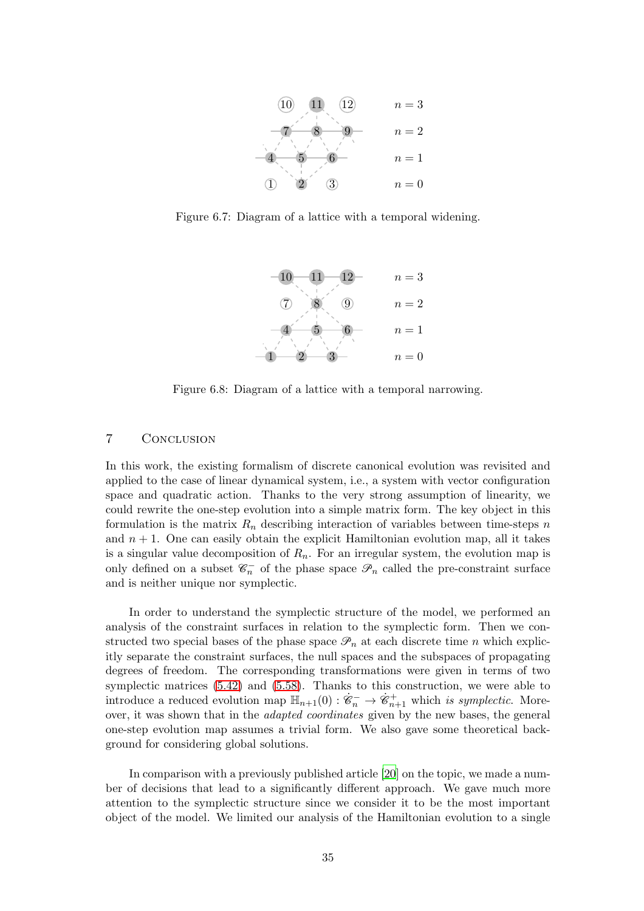Figure 6.7: Diagram of a lattice with a temporal widening.

Figure 6.8: Diagram of a lattice with a temporal narrowing.

## 7 Conclusion

In this work, the existing formalism of discrete canonical evolution was revisited and applied to the case of linear dynamical system, i.e., a system with vector configuration space and quadratic action. Thanks to the very strong assumption of linearity, we could rewrite the one-step evolution into a simple matrix form. The key object in this formulation is the matrix $R_n$ describing interaction of variables between time-steps $n$ and $n+1$. One can easily obtain the explicit Hamiltonian evolution map, all it takes is a singular value decomposition of $R_n$. For an irregular system, the evolution map is only defined on a subset $\mathscr{C}_n^-$ of the phase space $\mathscr{P}_n$ called the pre-constraint surface and is neither unique nor symplectic.

In order to understand the symplectic structure of the model, we performed an analysis of the constraint surfaces in relation to the symplectic form. Then we constructed two special bases of the phase space $\mathscr{P}_n$ at each discrete time $n$ which explicitly separate the constraint surfaces, the null spaces and the subspaces of propagating degrees of freedom. The corresponding transformations were given in terms of two symplectic matrices (5.42) and (5.58). Thanks to this construction, we were able to introduce a reduced evolution map $\mathbb{H}_{n+1}(0) : \dot{\mathscr{C}}_n^- \to \dot{\mathscr{C}}_{n+1}^+$ which *is symplectic*. Moreover, it was shown that in the *adapted coordinates* given by the new bases, the general one-step evolution map assumes a trivial form. We also gave some theoretical background for considering global solutions.

In comparison with a previously published article [20] on the topic, we made a number of decisions that lead to a significantly different approach. We gave much more attention to the symplectic structure since we consider it to be the most important object of the model. We limited our analysis of the Hamiltonian evolution to a single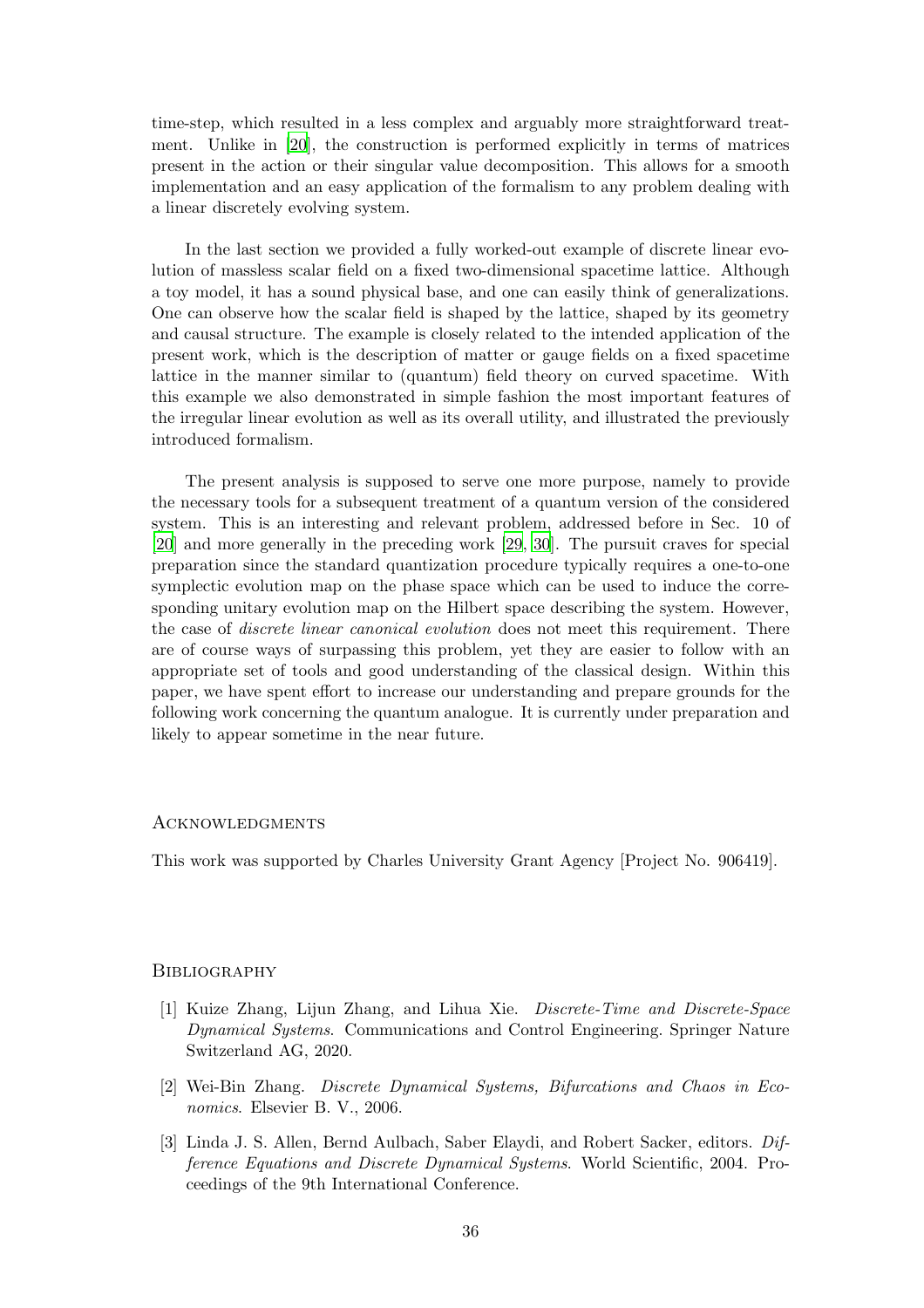time-step, which resulted in a less complex and arguably more straightforward treatment. Unlike in [20], the construction is performed explicitly in terms of matrices present in the action or their singular value decomposition. This allows for a smooth implementation and an easy application of the formalism to any problem dealing with a linear discretely evolving system.

In the last section we provided a fully worked-out example of discrete linear evolution of massless scalar field on a fixed two-dimensional spacetime lattice. Although a toy model, it has a sound physical base, and one can easily think of generalizations. One can observe how the scalar field is shaped by the lattice, shaped by its geometry and causal structure. The example is closely related to the intended application of the present work, which is the description of matter or gauge fields on a fixed spacetime lattice in the manner similar to (quantum) field theory on curved spacetime. With this example we also demonstrated in simple fashion the most important features of the irregular linear evolution as well as its overall utility, and illustrated the previously introduced formalism.

The present analysis is supposed to serve one more purpose, namely to provide the necessary tools for a subsequent treatment of a quantum version of the considered system. This is an interesting and relevant problem, addressed before in Sec. 10 of [20] and more generally in the preceding work [29, 30]. The pursuit craves for special preparation since the standard quantization procedure typically requires a one-to-one symplectic evolution map on the phase space which can be used to induce the corresponding unitary evolution map on the Hilbert space describing the system. However, the case of *discrete linear canonical evolution* does not meet this requirement. There are of course ways of surpassing this problem, yet they are easier to follow with an appropriate set of tools and good understanding of the classical design. Within this paper, we have spent effort to increase our understanding and prepare grounds for the following work concerning the quantum analogue. It is currently under preparation and likely to appear sometime in the near future.

## Acknowledgments

This work was supported by Charles University Grant Agency [Project No. 906419].

## Bibliography

[1] Kuize Zhang, Lijun Zhang, and Lihua Xie. *Discrete-Time and Discrete-Space Dynamical Systems*. Communications and Control Engineering. Springer Nature Switzerland AG, 2020.

[2] Wei-Bin Zhang. *Discrete Dynamical Systems, Bifurcations and Chaos in Economics*. Elsevier B. V., 2006.

[3] Linda J. S. Allen, Bernd Aulbach, Saber Elaydi, and Robert Sacker, editors. *Difference Equations and Discrete Dynamical Systems*. World Scientific, 2004. Proceedings of the 9th International Conference.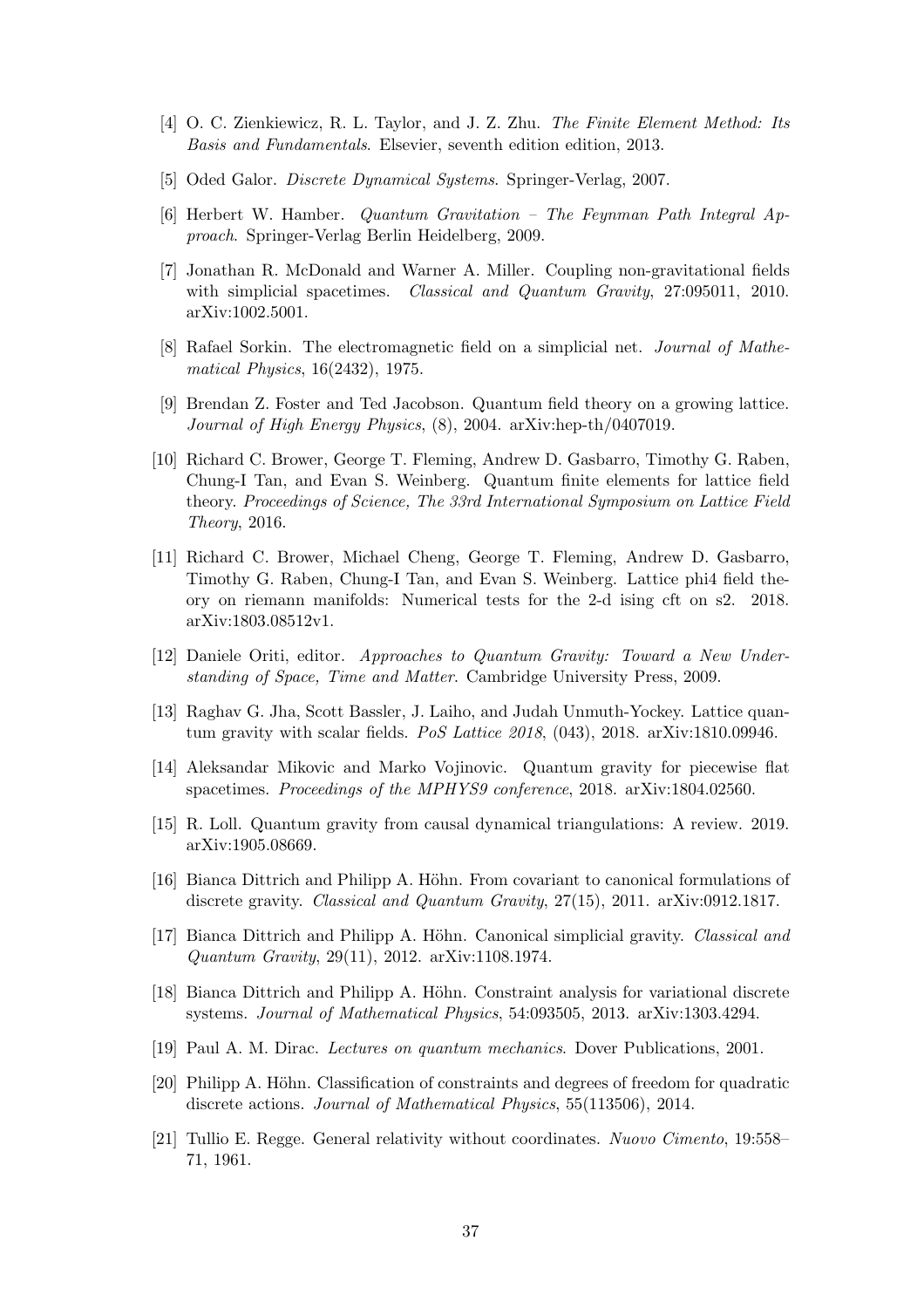[4] O. C. Zienkiewicz, R. L. Taylor, and J. Z. Zhu. *The Finite Element Method: Its Basis and Fundamentals*. Elsevier, seventh edition edition, 2013.

[5] Oded Galor. *Discrete Dynamical Systems*. Springer-Verlag, 2007.

[6] Herbert W. Hamber. *Quantum Gravitation – The Feynman Path Integral Approach*. Springer-Verlag Berlin Heidelberg, 2009.

[7] Jonathan R. McDonald and Warner A. Miller. Coupling non-gravitational fields with simplicial spacetimes. *Classical and Quantum Gravity*, 27:095011, 2010. arXiv:1002.5001.

[8] Rafael Sorkin. The electromagnetic field on a simplicial net. *Journal of Mathematical Physics*, 16(2432), 1975.

[9] Brendan Z. Foster and Ted Jacobson. Quantum field theory on a growing lattice. *Journal of High Energy Physics*, (8), 2004. arXiv:hep-th/0407019.

[10] Richard C. Brower, George T. Fleming, Andrew D. Gasbarro, Timothy G. Raben, Chung-I Tan, and Evan S. Weinberg. Quantum finite elements for lattice field theory. *Proceedings of Science, The 33rd International Symposium on Lattice Field Theory*, 2016.

[11] Richard C. Brower, Michael Cheng, George T. Fleming, Andrew D. Gasbarro, Timothy G. Raben, Chung-I Tan, and Evan S. Weinberg. Lattice phi4 field theory on riemann manifolds: Numerical tests for the 2-d ising cft on s2. 2018. arXiv:1803.08512v1.

[12] Daniele Oriti, editor. *Approaches to Quantum Gravity: Toward a New Understanding of Space, Time and Matter*. Cambridge University Press, 2009.

[13] Raghav G. Jha, Scott Bassler, J. Laiho, and Judah Unmuth-Yockey. Lattice quantum gravity with scalar fields. *PoS Lattice 2018*, (043), 2018. arXiv:1810.09946.

[14] Aleksandar Mikovic and Marko Vojinovic. Quantum gravity for piecewise flat spacetimes. *Proceedings of the MPHYS9 conference*, 2018. arXiv:1804.02560.

[15] R. Loll. Quantum gravity from causal dynamical triangulations: A review. 2019. arXiv:1905.08669.

[16] Bianca Dittrich and Philipp A. Höhn. From covariant to canonical formulations of discrete gravity. *Classical and Quantum Gravity*, 27(15), 2011. arXiv:0912.1817.

[17] Bianca Dittrich and Philipp A. Höhn. Canonical simplicial gravity. *Classical and Quantum Gravity*, 29(11), 2012. arXiv:1108.1974.

[18] Bianca Dittrich and Philipp A. Höhn. Constraint analysis for variational discrete systems. *Journal of Mathematical Physics*, 54:093505, 2013. arXiv:1303.4294.

[19] Paul A. M. Dirac. *Lectures on quantum mechanics*. Dover Publications, 2001.

[20] Philipp A. Höhn. Classification of constraints and degrees of freedom for quadratic discrete actions. *Journal of Mathematical Physics*, 55(113506), 2014.

[21] Tullio E. Regge. General relativity without coordinates. *Nuovo Cimento*, 19:558–71, 1961.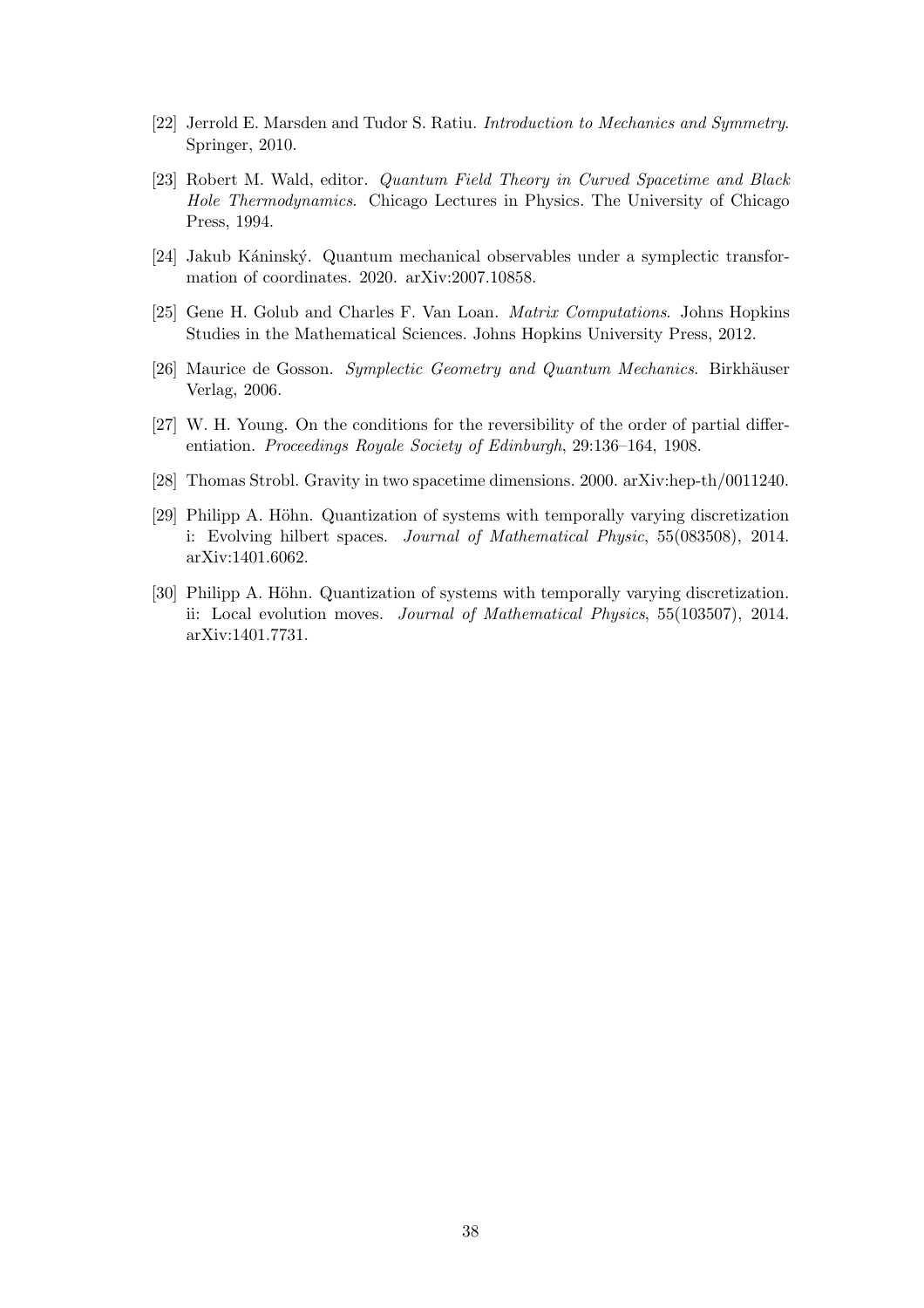[22] Jerrold E. Marsden and Tudor S. Ratiu. *Introduction to Mechanics and Symmetry*. Springer, 2010.

[23] Robert M. Wald, editor. *Quantum Field Theory in Curved Spacetime and Black Hole Thermodynamics*. Chicago Lectures in Physics. The University of Chicago Press, 1994.

[24] Jakub Káninský. Quantum mechanical observables under a symplectic transformation of coordinates. 2020. arXiv:2007.10858.

[25] Gene H. Golub and Charles F. Van Loan. *Matrix Computations*. Johns Hopkins Studies in the Mathematical Sciences. Johns Hopkins University Press, 2012.

[26] Maurice de Gosson. *Symplectic Geometry and Quantum Mechanics*. Birkhäuser Verlag, 2006.

[27] W. H. Young. On the conditions for the reversibility of the order of partial differentiation. *Proceedings Royale Society of Edinburgh*, 29:136–164, 1908.

[28] Thomas Strobl. Gravity in two spacetime dimensions. 2000. arXiv:hep-th/0011240.

[29] Philipp A. Höhn. Quantization of systems with temporally varying discretization i: Evolving hilbert spaces. *Journal of Mathematical Physic*, 55(083508), 2014. arXiv:1401.6062.

[30] Philipp A. Höhn. Quantization of systems with temporally varying discretization. ii: Local evolution moves. *Journal of Mathematical Physics*, 55(103507), 2014. arXiv:1401.7731.